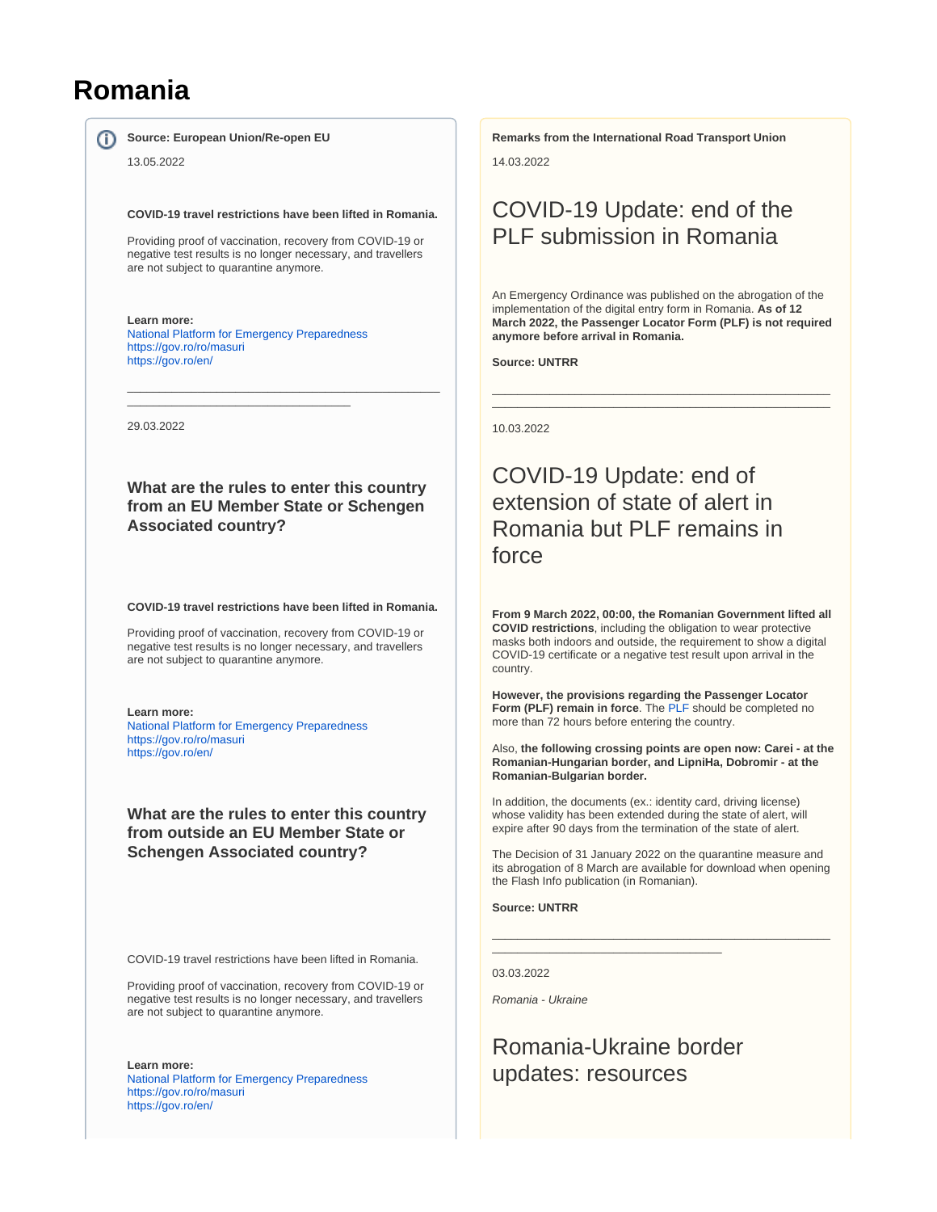# Romania

**Source: European Union/Re-open EU**

13.05.2022

**COVID-19 travel restrictions have been lifted in Romania.**

Providing proof of vaccination, recovery from COVID-19 or negative test results is no longer necessary, and travellers are not subject to quarantine anymore.

**Learn more:**
National Platform for Emergency Preparedness
https://gov.ro/ro/masuri
https://gov.ro/en/

---

29.03.2022

### What are the rules to enter this country from an EU Member State or Schengen Associated country?

**COVID-19 travel restrictions have been lifted in Romania.**

Providing proof of vaccination, recovery from COVID-19 or negative test results is no longer necessary, and travellers are not subject to quarantine anymore.

**Learn more:**
National Platform for Emergency Preparedness
https://gov.ro/ro/masuri
https://gov.ro/en/

### What are the rules to enter this country from outside an EU Member State or Schengen Associated country?

COVID-19 travel restrictions have been lifted in Romania.

Providing proof of vaccination, recovery from COVID-19 or negative test results is no longer necessary, and travellers are not subject to quarantine anymore.

**Learn more:**
National Platform for Emergency Preparedness
https://gov.ro/ro/masuri
https://gov.ro/en/

**Remarks from the International Road Transport Union**

14.03.2022

## COVID-19 Update: end of the PLF submission in Romania

An Emergency Ordinance was published on the abrogation of the implementation of the digital entry form in Romania. **As of 12 March 2022, the Passenger Locator Form (PLF) is not required anymore before arrival in Romania.**

**Source: UNTRR**

---

10.03.2022

## COVID-19 Update: end of extension of state of alert in Romania but PLF remains in force

**From 9 March 2022, 00:00, the Romanian Government lifted all COVID restrictions**, including the obligation to wear protective masks both indoors and outside, the requirement to show a digital COVID-19 certificate or a negative test result upon arrival in the country.

**However, the provisions regarding the Passenger Locator Form (PLF) remain in force**. The PLF should be completed no more than 72 hours before entering the country.

Also, **the following crossing points are open now: Carei - at the Romanian-Hungarian border, and LipniHa, Dobromir - at the Romanian-Bulgarian border.**

In addition, the documents (ex.: identity card, driving license) whose validity has been extended during the state of alert, will expire after 90 days from the termination of the state of alert.

The Decision of 31 January 2022 on the quarantine measure and its abrogation of 8 March are available for download when opening the Flash Info publication (in Romanian).

**Source: UNTRR**

---

03.03.2022

*Romania - Ukraine*

## Romania-Ukraine border updates: resources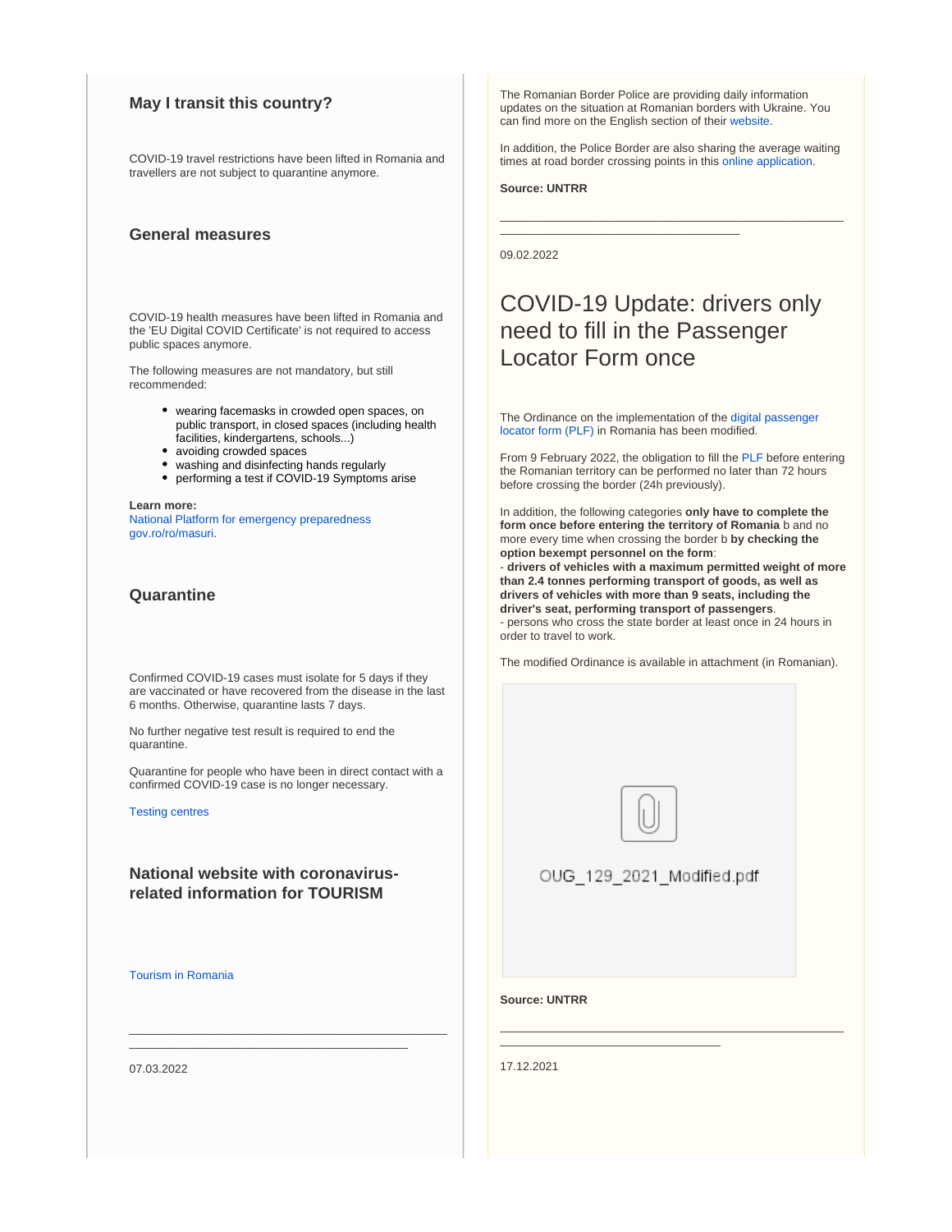## May I transit this country?

COVID-19 travel restrictions have been lifted in Romania and travellers are not subject to quarantine anymore.

## General measures

COVID-19 health measures have been lifted in Romania and the 'EU Digital COVID Certificate' is not required to access public spaces anymore.

The following measures are not mandatory, but still recommended:

- wearing facemasks in crowded open spaces, on public transport, in closed spaces (including health facilities, kindergartens, schools...)
- avoiding crowded spaces
- washing and disinfecting hands regularly
- performing a test if COVID-19 Symptoms arise

**Learn more:**
National Platform for emergency preparedness
gov.ro/ro/masuri.

## Quarantine

Confirmed COVID-19 cases must isolate for 5 days if they are vaccinated or have recovered from the disease in the last 6 months. Otherwise, quarantine lasts 7 days.

No further negative test result is required to end the quarantine.

Quarantine for people who have been in direct contact with a confirmed COVID-19 case is no longer necessary.

Testing centres

## National website with coronavirus-related information for TOURISM

Tourism in Romania

---

07.03.2022

The Romanian Border Police are providing daily information updates on the situation at Romanian borders with Ukraine. You can find more on the English section of their website.

In addition, the Police Border are also sharing the average waiting times at road border crossing points in this online application.

**Source: UNTRR**

---

09.02.2022

# COVID-19 Update: drivers only need to fill in the Passenger Locator Form once

The Ordinance on the implementation of the digital passenger locator form (PLF) in Romania has been modified.

From 9 February 2022, the obligation to fill the PLF before entering the Romanian territory can be performed no later than 72 hours before crossing the border (24h previously).

In addition, the following categories **only have to complete the form once before entering the territory of Romania** b and no more every time when crossing the border b **by checking the option bexempt personnel on the form**:
- **drivers of vehicles with a maximum permitted weight of more than 2.4 tonnes performing transport of goods, as well as drivers of vehicles with more than 9 seats, including the driver's seat, performing transport of passengers**.
- persons who cross the state border at least once in 24 hours in order to travel to work.

The modified Ordinance is available in attachment (in Romanian).

OUG_129_2021_Modified.pdf

**Source: UNTRR**

---

17.12.2021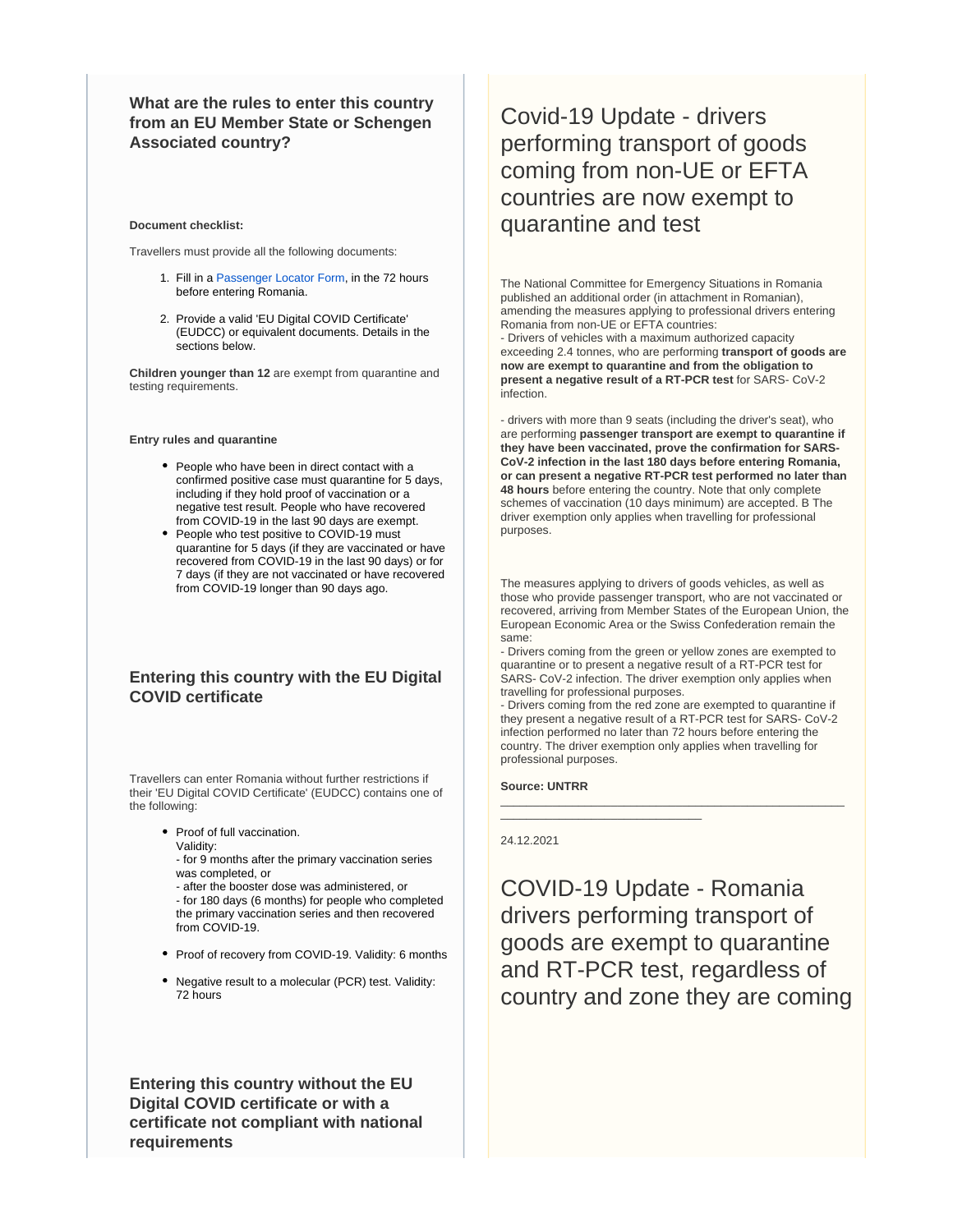### What are the rules to enter this country from an EU Member State or Schengen Associated country?

**Document checklist:**

Travellers must provide all the following documents:

1. Fill in a Passenger Locator Form, in the 72 hours before entering Romania.
2. Provide a valid 'EU Digital COVID Certificate' (EUDCC) or equivalent documents. Details in the sections below.

**Children younger than 12** are exempt from quarantine and testing requirements.

**Entry rules and quarantine**

- People who have been in direct contact with a confirmed positive case must quarantine for 5 days, including if they hold proof of vaccination or a negative test result. People who have recovered from COVID-19 in the last 90 days are exempt.
- People who test positive to COVID-19 must quarantine for 5 days (if they are vaccinated or have recovered from COVID-19 in the last 90 days) or for 7 days (if they are not vaccinated or have recovered from COVID-19 longer than 90 days ago.

### Entering this country with the EU Digital COVID certificate

Travellers can enter Romania without further restrictions if their 'EU Digital COVID Certificate' (EUDCC) contains one of the following:

- Proof of full vaccination.
  Validity:
  - for 9 months after the primary vaccination series was completed, or
  - after the booster dose was administered, or
  - for 180 days (6 months) for people who completed the primary vaccination series and then recovered from COVID-19.
- Proof of recovery from COVID-19. Validity: 6 months
- Negative result to a molecular (PCR) test. Validity: 72 hours

### Entering this country without the EU Digital COVID certificate or with a certificate not compliant with national requirements

# Covid-19 Update - drivers performing transport of goods coming from non-UE or EFTA countries are now exempt to quarantine and test

The National Committee for Emergency Situations in Romania published an additional order (in attachment in Romanian), amending the measures applying to professional drivers entering Romania from non-UE or EFTA countries:
- Drivers of vehicles with a maximum authorized capacity exceeding 2.4 tonnes, who are performing **transport of goods are now are exempt to quarantine and from the obligation to present a negative result of a RT-PCR test** for SARS- CoV-2 infection.

- drivers with more than 9 seats (including the driver's seat), who are performing **passenger transport are exempt to quarantine if they have been vaccinated, prove the confirmation for SARS-CoV-2 infection in the last 180 days before entering Romania, or can present a negative RT-PCR test performed no later than 48 hours** before entering the country. Note that only complete schemes of vaccination (10 days minimum) are accepted. B The driver exemption only applies when travelling for professional purposes.

The measures applying to drivers of goods vehicles, as well as those who provide passenger transport, who are not vaccinated or recovered, arriving from Member States of the European Union, the European Economic Area or the Swiss Confederation remain the same:
- Drivers coming from the green or yellow zones are exempted to quarantine or to present a negative result of a RT-PCR test for SARS- CoV-2 infection. The driver exemption only applies when travelling for professional purposes.
- Drivers coming from the red zone are exempted to quarantine if they present a negative result of a RT-PCR test for SARS- CoV-2 infection performed no later than 72 hours before entering the country. The driver exemption only applies when travelling for professional purposes.

**Source: UNTRR**

---

24.12.2021

# COVID-19 Update - Romania drivers performing transport of goods are exempt to quarantine and RT-PCR test, regardless of country and zone they are coming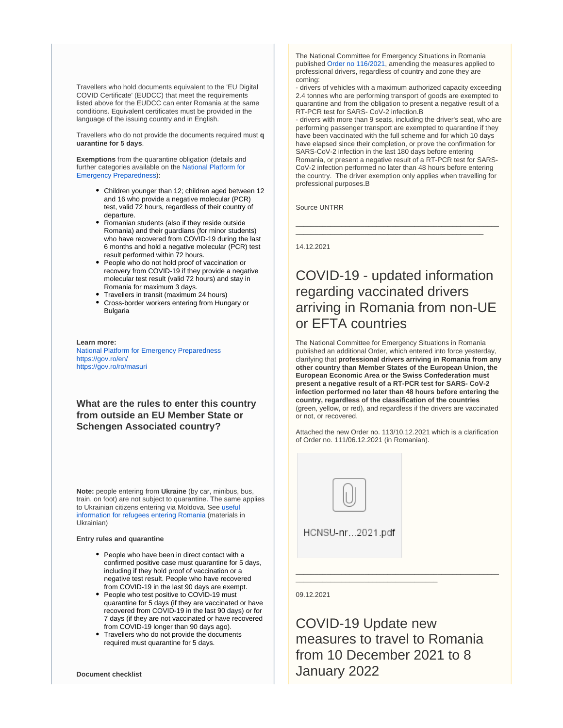Travellers who hold documents equivalent to the 'EU Digital COVID Certificate' (EUDCC) that meet the requirements listed above for the EUDCC can enter Romania at the same conditions. Equivalent certificates must be provided in the language of the issuing country and in English.

Travellers who do not provide the documents required must **quarantine for 5 days**.

**Exemptions** from the quarantine obligation (details and further categories available on the National Platform for Emergency Preparedness):

- Children younger than 12; children aged between 12 and 16 who provide a negative molecular (PCR) test, valid 72 hours, regardless of their country of departure.
- Romanian students (also if they reside outside Romania) and their guardians (for minor students) who have recovered from COVID-19 during the last 6 months and hold a negative molecular (PCR) test result performed within 72 hours.
- People who do not hold proof of vaccination or recovery from COVID-19 if they provide a negative molecular test result (valid 72 hours) and stay in Romania for maximum 3 days.
- Travellers in transit (maximum 24 hours)
- Cross-border workers entering from Hungary or Bulgaria

**Learn more:**
National Platform for Emergency Preparedness
https://gov.ro/en/
https://gov.ro/ro/masuri

### What are the rules to enter this country from outside an EU Member State or Schengen Associated country?

**Note:** people entering from **Ukraine** (by car, minibus, bus, train, on foot) are not subject to quarantine. The same applies to Ukrainian citizens entering via Moldova. See useful information for refugees entering Romania (materials in Ukrainian)

**Entry rules and quarantine**

- People who have been in direct contact with a confirmed positive case must quarantine for 5 days, including if they hold proof of vaccination or a negative test result. People who have recovered from COVID-19 in the last 90 days are exempt.
- People who test positive to COVID-19 must quarantine for 5 days (if they are vaccinated or have recovered from COVID-19 in the last 90 days) or for 7 days (if they are not vaccinated or have recovered from COVID-19 longer than 90 days ago).
- Travellers who do not provide the documents required must quarantine for 5 days.

**Document checklist**

The National Committee for Emergency Situations in Romania published Order no 116/2021, amending the measures applied to professional drivers, regardless of country and zone they are coming:
- drivers of vehicles with a maximum authorized capacity exceeding 2.4 tonnes who are performing transport of goods are exempted to quarantine and from the obligation to present a negative result of a RT-PCR test for SARS- CoV-2 infection.B
- drivers with more than 9 seats, including the driver's seat, who are performing passenger transport are exempted to quarantine if they have been vaccinated with the full scheme and for which 10 days have elapsed since their completion, or prove the confirmation for SARS-CoV-2 infection in the last 180 days before entering Romania, or present a negative result of a RT-PCR test for SARS-CoV-2 infection performed no later than 48 hours before entering the country. The driver exemption only applies when travelling for professional purposes.B

Source UNTRR

---

14.12.2021

# COVID-19 - updated information regarding vaccinated drivers arriving in Romania from non-UE or EFTA countries

The National Committee for Emergency Situations in Romania published an additional Order, which entered into force yesterday, clarifying that **professional drivers arriving in Romania from any other country than Member States of the European Union, the European Economic Area or the Swiss Confederation must present a negative result of a RT-PCR test for SARS- CoV-2 infection performed no later than 48 hours before entering the country, regardless of the classification of the countries** (green, yellow, or red), and regardless if the drivers are vaccinated or not, or recovered.

Attached the new Order no. 113/10.12.2021 which is a clarification of Order no. 111/06.12.2021 (in Romanian).

HCNSU-nr...2021.pdf

---

09.12.2021

# COVID-19 Update new measures to travel to Romania from 10 December 2021 to 8 January 2022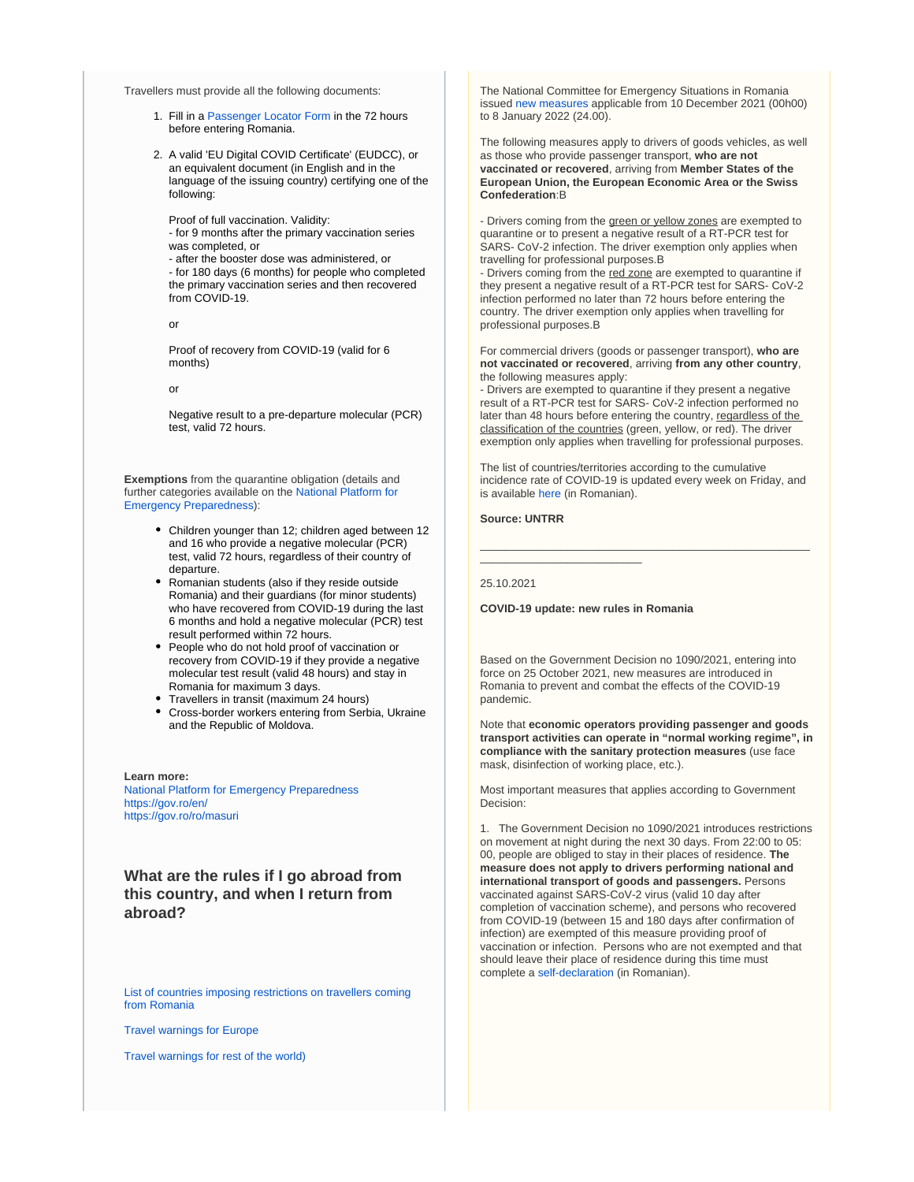Travellers must provide all the following documents:

1. Fill in a Passenger Locator Form in the 72 hours before entering Romania.
2. A valid 'EU Digital COVID Certificate' (EUDCC), or an equivalent document (in English and in the language of the issuing country) certifying one of the following:

   Proof of full vaccination. Validity:
   - for 9 months after the primary vaccination series was completed, or
   - after the booster dose was administered, or
   - for 180 days (6 months) for people who completed the primary vaccination series and then recovered from COVID-19.

   or

   Proof of recovery from COVID-19 (valid for 6 months)

   or

   Negative result to a pre-departure molecular (PCR) test, valid 72 hours.

**Exemptions** from the quarantine obligation (details and further categories available on the National Platform for Emergency Preparedness):

- Children younger than 12; children aged between 12 and 16 who provide a negative molecular (PCR) test, valid 72 hours, regardless of their country of departure.
- Romanian students (also if they reside outside Romania) and their guardians (for minor students) who have recovered from COVID-19 during the last 6 months and hold a negative molecular (PCR) test result performed within 72 hours.
- People who do not hold proof of vaccination or recovery from COVID-19 if they provide a negative molecular test result (valid 48 hours) and stay in Romania for maximum 3 days.
- Travellers in transit (maximum 24 hours)
- Cross-border workers entering from Serbia, Ukraine and the Republic of Moldova.

**Learn more:**
National Platform for Emergency Preparedness
https://gov.ro/en/
https://gov.ro/ro/masuri

## What are the rules if I go abroad from this country, and when I return from abroad?

List of countries imposing restrictions on travellers coming from Romania

Travel warnings for Europe

Travel warnings for rest of the world)

The National Committee for Emergency Situations in Romania issued new measures applicable from 10 December 2021 (00h00) to 8 January 2022 (24.00).

The following measures apply to drivers of goods vehicles, as well as those who provide passenger transport, **who are not vaccinated or recovered**, arriving from **Member States of the European Union, the European Economic Area or the Swiss Confederation**:B

- Drivers coming from the green or yellow zones are exempted to quarantine or to present a negative result of a RT-PCR test for SARS- CoV-2 infection. The driver exemption only applies when travelling for professional purposes.B
- Drivers coming from the red zone are exempted to quarantine if they present a negative result of a RT-PCR test for SARS- CoV-2 infection performed no later than 72 hours before entering the country. The driver exemption only applies when travelling for professional purposes.B

For commercial drivers (goods or passenger transport), **who are not vaccinated or recovered**, arriving **from any other country**, the following measures apply:
- Drivers are exempted to quarantine if they present a negative result of a RT-PCR test for SARS- CoV-2 infection performed no later than 48 hours before entering the country, regardless of the classification of the countries (green, yellow, or red). The driver exemption only applies when travelling for professional purposes.

The list of countries/territories according to the cumulative incidence rate of COVID-19 is updated every week on Friday, and is available here (in Romanian).

**Source: UNTRR**

---

25.10.2021

**COVID-19 update: new rules in Romania**

Based on the Government Decision no 1090/2021, entering into force on 25 October 2021, new measures are introduced in Romania to prevent and combat the effects of the COVID-19 pandemic.

Note that **economic operators providing passenger and goods transport activities can operate in "normal working regime", in compliance with the sanitary protection measures** (use face mask, disinfection of working place, etc.).

Most important measures that applies according to Government Decision:

1. The Government Decision no 1090/2021 introduces restrictions on movement at night during the next 30 days. From 22:00 to 05: 00, people are obliged to stay in their places of residence. **The measure does not apply to drivers performing national and international transport of goods and passengers.** Persons vaccinated against SARS-CoV-2 virus (valid 10 day after completion of vaccination scheme), and persons who recovered from COVID-19 (between 15 and 180 days after confirmation of infection) are exempted of this measure providing proof of vaccination or infection. Persons who are not exempted and that should leave their place of residence during this time must complete a self-declaration (in Romanian).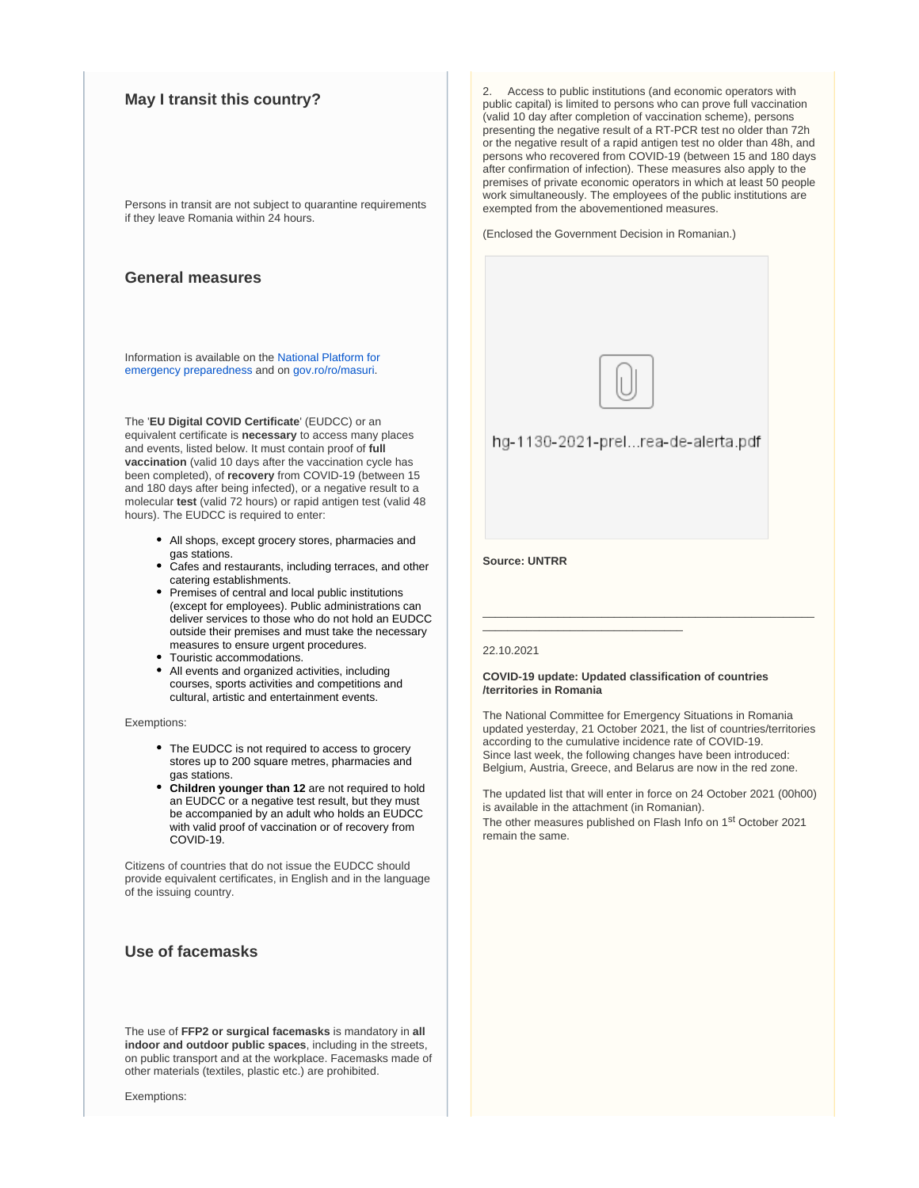## May I transit this country?

Persons in transit are not subject to quarantine requirements if they leave Romania within 24 hours.

## General measures

Information is available on the National Platform for emergency preparedness and on gov.ro/ro/masuri.

The '**EU Digital COVID Certificate**' (EUDCC) or an equivalent certificate is **necessary** to access many places and events, listed below. It must contain proof of **full vaccination** (valid 10 days after the vaccination cycle has been completed), of **recovery** from COVID-19 (between 15 and 180 days after being infected), or a negative result to a molecular **test** (valid 72 hours) or rapid antigen test (valid 48 hours). The EUDCC is required to enter:

- All shops, except grocery stores, pharmacies and gas stations.
- Cafes and restaurants, including terraces, and other catering establishments.
- Premises of central and local public institutions (except for employees). Public administrations can deliver services to those who do not hold an EUDCC outside their premises and must take the necessary measures to ensure urgent procedures.
- Touristic accommodations.
- All events and organized activities, including courses, sports activities and competitions and cultural, artistic and entertainment events.

Exemptions:

- The EUDCC is not required to access to grocery stores up to 200 square metres, pharmacies and gas stations.
- **Children younger than 12** are not required to hold an EUDCC or a negative test result, but they must be accompanied by an adult who holds an EUDCC with valid proof of vaccination or of recovery from COVID-19.

Citizens of countries that do not issue the EUDCC should provide equivalent certificates, in English and in the language of the issuing country.

## Use of facemasks

The use of **FFP2 or surgical facemasks** is mandatory in **all indoor and outdoor public spaces**, including in the streets, on public transport and at the workplace. Facemasks made of other materials (textiles, plastic etc.) are prohibited.

Exemptions:

2. Access to public institutions (and economic operators with public capital) is limited to persons who can prove full vaccination (valid 10 day after completion of vaccination scheme), persons presenting the negative result of a RT-PCR test no older than 72h or the negative result of a rapid antigen test no older than 48h, and persons who recovered from COVID-19 (between 15 and 180 days after confirmation of infection). These measures also apply to the premises of private economic operators in which at least 50 people work simultaneously. The employees of the public institutions are exempted from the abovementioned measures.

(Enclosed the Government Decision in Romanian.)

hg-1130-2021-prel...rea-de-alerta.pdf

**Source: UNTRR**

---

22.10.2021

**COVID-19 update: Updated classification of countries /territories in Romania**

The National Committee for Emergency Situations in Romania updated yesterday, 21 October 2021, the list of countries/territories according to the cumulative incidence rate of COVID-19.
Since last week, the following changes have been introduced: Belgium, Austria, Greece, and Belarus are now in the red zone.

The updated list that will enter in force on 24 October 2021 (00h00) is available in the attachment (in Romanian).
The other measures published on Flash Info on 1st October 2021 remain the same.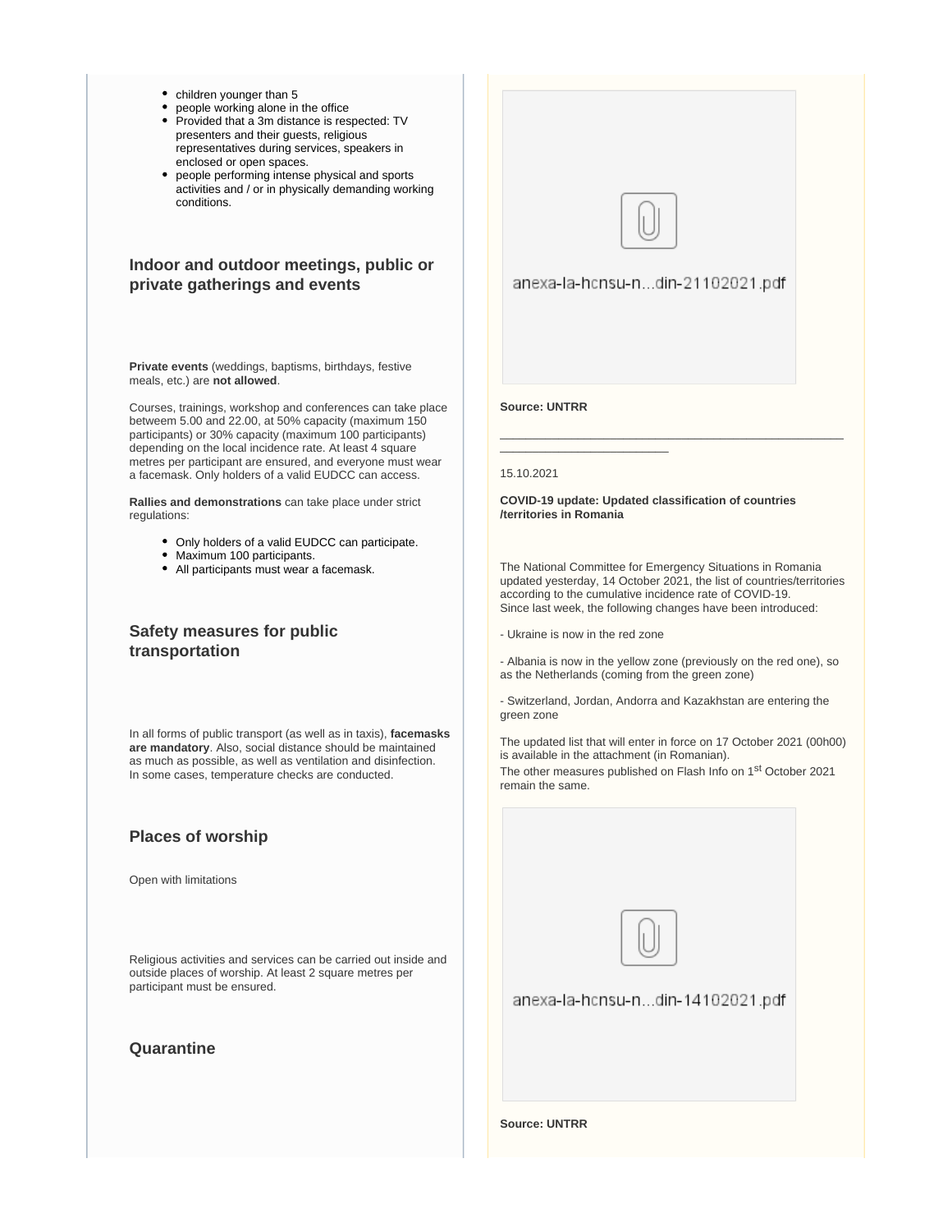- children younger than 5
- people working alone in the office
- Provided that a 3m distance is respected: TV presenters and their guests, religious representatives during services, speakers in enclosed or open spaces.
- people performing intense physical and sports activities and / or in physically demanding working conditions.

### Indoor and outdoor meetings, public or private gatherings and events

**Private events** (weddings, baptisms, birthdays, festive meals, etc.) are **not allowed**.

Courses, trainings, workshop and conferences can take place betweem 5.00 and 22.00, at 50% capacity (maximum 150 participants) or 30% capacity (maximum 100 participants) depending on the local incidence rate. At least 4 square metres per participant are ensured, and everyone must wear a facemask. Only holders of a valid EUDCC can access.

**Rallies and demonstrations** can take place under strict regulations:

- Only holders of a valid EUDCC can participate.
- Maximum 100 participants.
- All participants must wear a facemask.

### Safety measures for public transportation

In all forms of public transport (as well as in taxis), **facemasks are mandatory**. Also, social distance should be maintained as much as possible, as well as ventilation and disinfection. In some cases, temperature checks are conducted.

### Places of worship

Open with limitations

Religious activities and services can be carried out inside and outside places of worship. At least 2 square metres per participant must be ensured.

### Quarantine

anexa-la-hcnsu-n...din-21102021.pdf

**Source: UNTRR**

---

15.10.2021

**COVID-19 update: Updated classification of countries /territories in Romania**

The National Committee for Emergency Situations in Romania updated yesterday, 14 October 2021, the list of countries/territories according to the cumulative incidence rate of COVID-19.
Since last week, the following changes have been introduced:

- Ukraine is now in the red zone

- Albania is now in the yellow zone (previously on the red one), so as the Netherlands (coming from the green zone)

- Switzerland, Jordan, Andorra and Kazakhstan are entering the green zone

The updated list that will enter in force on 17 October 2021 (00h00) is available in the attachment (in Romanian).
The other measures published on Flash Info on 1st October 2021 remain the same.

anexa-la-hcnsu-n...din-14102021.pdf

**Source: UNTRR**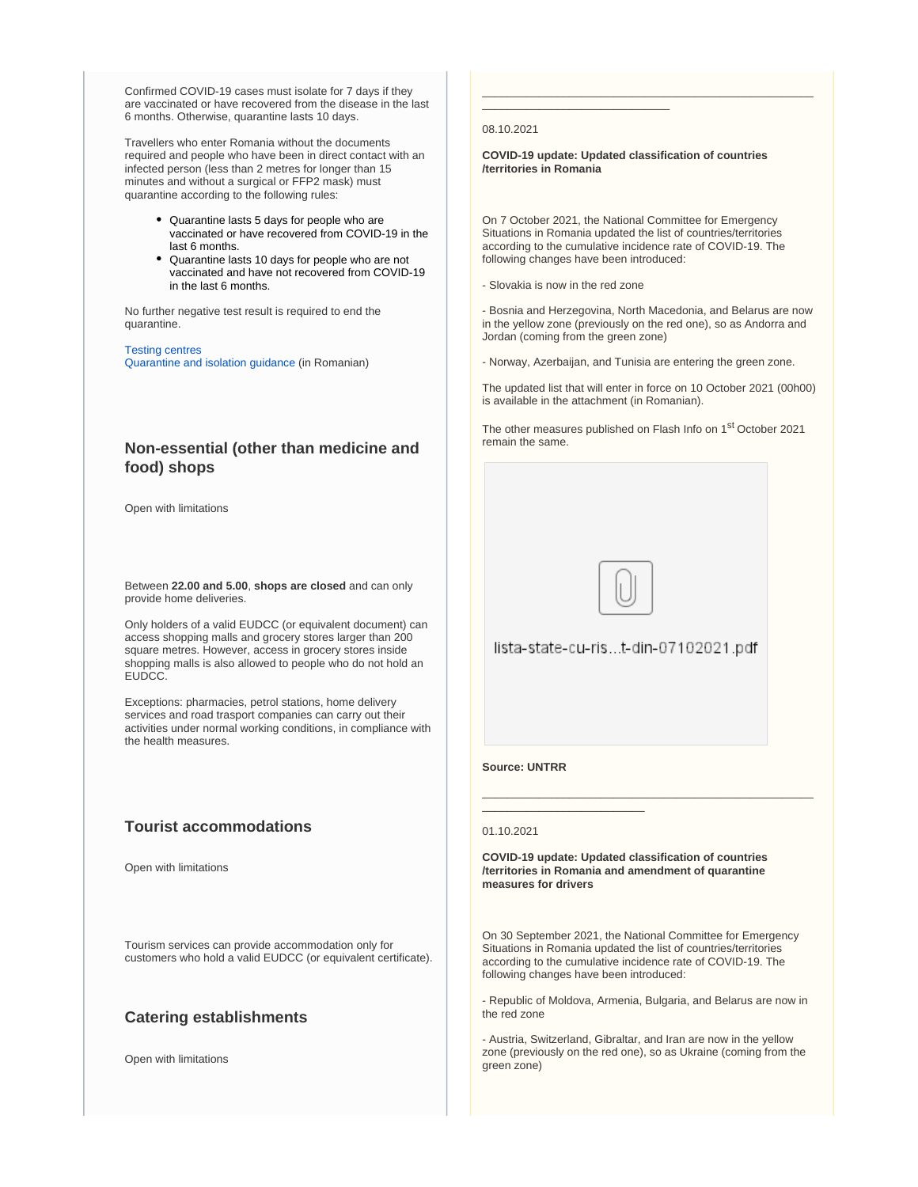Confirmed COVID-19 cases must isolate for 7 days if they are vaccinated or have recovered from the disease in the last 6 months. Otherwise, quarantine lasts 10 days.

Travellers who enter Romania without the documents required and people who have been in direct contact with an infected person (less than 2 metres for longer than 15 minutes and without a surgical or FFP2 mask) must quarantine according to the following rules:

- Quarantine lasts 5 days for people who are vaccinated or have recovered from COVID-19 in the last 6 months.
- Quarantine lasts 10 days for people who are not vaccinated and have not recovered from COVID-19 in the last 6 months.

No further negative test result is required to end the quarantine.

Testing centres
Quarantine and isolation guidance (in Romanian)

## Non-essential (other than medicine and food) shops

Open with limitations

Between **22.00 and 5.00**, **shops are closed** and can only provide home deliveries.

Only holders of a valid EUDCC (or equivalent document) can access shopping malls and grocery stores larger than 200 square metres. However, access in grocery stores inside shopping malls is also allowed to people who do not hold an EUDCC.

Exceptions: pharmacies, petrol stations, home delivery services and road trasport companies can carry out their activities under normal working conditions, in compliance with the health measures.

## Tourist accommodations

Open with limitations

Tourism services can provide accommodation only for customers who hold a valid EUDCC (or equivalent certificate).

## Catering establishments

Open with limitations

---

08.10.2021

**COVID-19 update: Updated classification of countries /territories in Romania**

On 7 October 2021, the National Committee for Emergency Situations in Romania updated the list of countries/territories according to the cumulative incidence rate of COVID-19. The following changes have been introduced:

- Slovakia is now in the red zone

- Bosnia and Herzegovina, North Macedonia, and Belarus are now in the yellow zone (previously on the red one), so as Andorra and Jordan (coming from the green zone)

- Norway, Azerbaijan, and Tunisia are entering the green zone.

The updated list that will enter in force on 10 October 2021 (00h00) is available in the attachment (in Romanian).

The other measures published on Flash Info on 1st October 2021 remain the same.

lista-state-cu-ris...t-din-07102021.pdf

**Source: UNTRR**

---

01.10.2021

**COVID-19 update: Updated classification of countries /territories in Romania and amendment of quarantine measures for drivers**

On 30 September 2021, the National Committee for Emergency Situations in Romania updated the list of countries/territories according to the cumulative incidence rate of COVID-19. The following changes have been introduced:

- Republic of Moldova, Armenia, Bulgaria, and Belarus are now in the red zone

- Austria, Switzerland, Gibraltar, and Iran are now in the yellow zone (previously on the red one), so as Ukraine (coming from the green zone)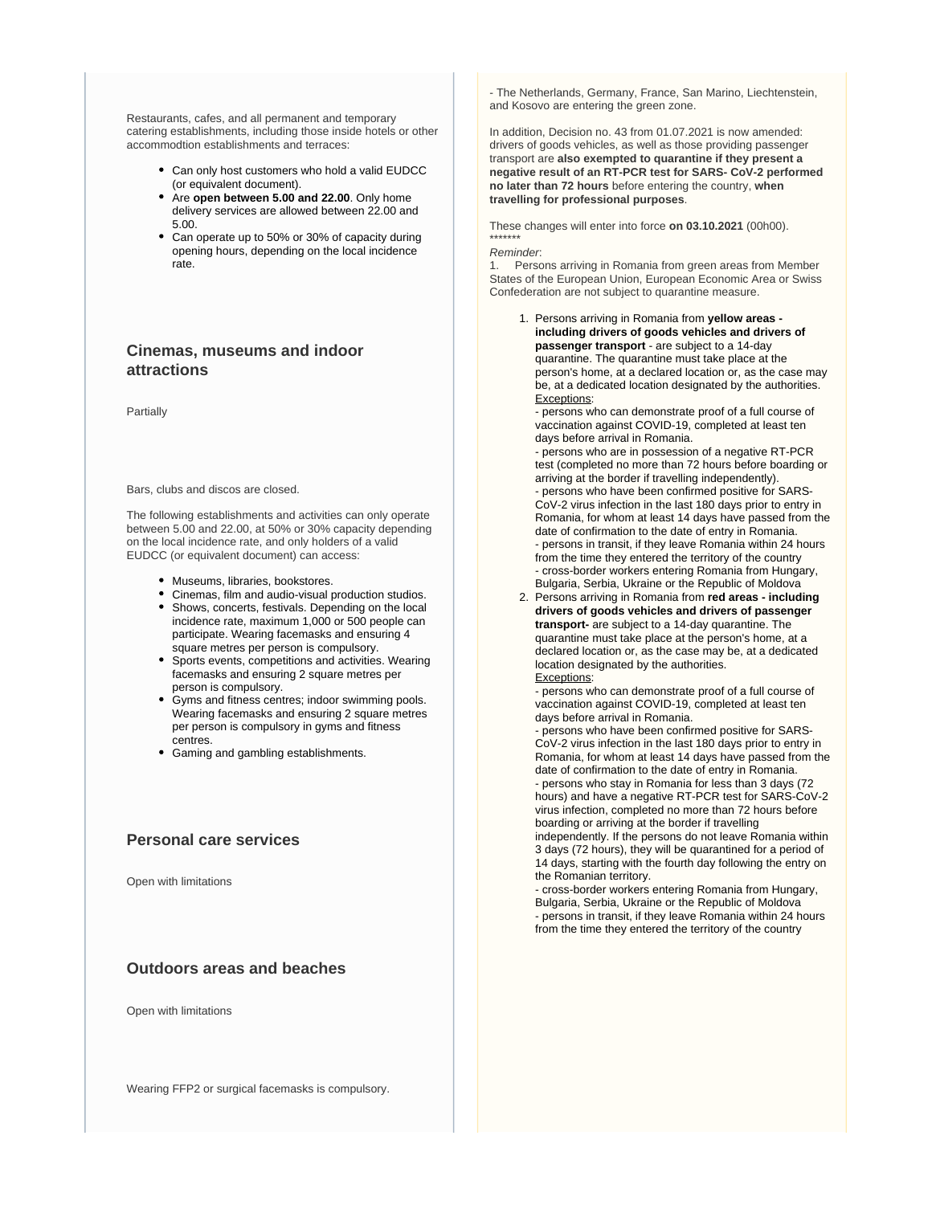Restaurants, cafes, and all permanent and temporary catering establishments, including those inside hotels or other accommodtion establishments and terraces:

- Can only host customers who hold a valid EUDCC (or equivalent document).
- Are **open between 5.00 and 22.00**. Only home delivery services are allowed between 22.00 and 5.00.
- Can operate up to 50% or 30% of capacity during opening hours, depending on the local incidence rate.

## Cinemas, museums and indoor attractions

Partially

Bars, clubs and discos are closed.

The following establishments and activities can only operate between 5.00 and 22.00, at 50% or 30% capacity depending on the local incidence rate, and only holders of a valid EUDCC (or equivalent document) can access:

- Museums, libraries, bookstores.
- Cinemas, film and audio-visual production studios.
- Shows, concerts, festivals. Depending on the local incidence rate, maximum 1,000 or 500 people can participate. Wearing facemasks and ensuring 4 square metres per person is compulsory.
- Sports events, competitions and activities. Wearing facemasks and ensuring 2 square metres per person is compulsory.
- Gyms and fitness centres; indoor swimming pools. Wearing facemasks and ensuring 2 square metres per person is compulsory in gyms and fitness centres.
- Gaming and gambling establishments.

## Personal care services

Open with limitations

## Outdoors areas and beaches

Open with limitations

Wearing FFP2 or surgical facemasks is compulsory.

- The Netherlands, Germany, France, San Marino, Liechtenstein, and Kosovo are entering the green zone.

In addition, Decision no. 43 from 01.07.2021 is now amended: drivers of goods vehicles, as well as those providing passenger transport are **also exempted to quarantine if they present a negative result of an RT-PCR test for SARS- CoV-2 performed no later than 72 hours** before entering the country, **when travelling for professional purposes**.

These changes will enter into force **on 03.10.2021** (00h00).
*******

*Reminder*:

1. Persons arriving in Romania from green areas from Member States of the European Union, European Economic Area or Swiss Confederation are not subject to quarantine measure.

1. Persons arriving in Romania from **yellow areas - including drivers of goods vehicles and drivers of passenger transport** - are subject to a 14-day quarantine. The quarantine must take place at the person's home, at a declared location or, as the case may be, at a dedicated location designated by the authorities.
   Exceptions:
   - persons who can demonstrate proof of a full course of vaccination against COVID-19, completed at least ten days before arrival in Romania.
   - persons who are in possession of a negative RT-PCR test (completed no more than 72 hours before boarding or arriving at the border if travelling independently).
   - persons who have been confirmed positive for SARS-CoV-2 virus infection in the last 180 days prior to entry in Romania, for whom at least 14 days have passed from the date of confirmation to the date of entry in Romania.
   - persons in transit, if they leave Romania within 24 hours from the time they entered the territory of the country
   - cross-border workers entering Romania from Hungary, Bulgaria, Serbia, Ukraine or the Republic of Moldova
2. Persons arriving in Romania from **red areas - including drivers of goods vehicles and drivers of passenger transport-** are subject to a 14-day quarantine. The quarantine must take place at the person's home, at a declared location or, as the case may be, at a dedicated location designated by the authorities.
   Exceptions:
   - persons who can demonstrate proof of a full course of vaccination against COVID-19, completed at least ten days before arrival in Romania.
   - persons who have been confirmed positive for SARS-CoV-2 virus infection in the last 180 days prior to entry in Romania, for whom at least 14 days have passed from the date of confirmation to the date of entry in Romania.
   - persons who stay in Romania for less than 3 days (72 hours) and have a negative RT-PCR test for SARS-CoV-2 virus infection, completed no more than 72 hours before boarding or arriving at the border if travelling independently. If the persons do not leave Romania within 3 days (72 hours), they will be quarantined for a period of 14 days, starting with the fourth day following the entry on the Romanian territory.
   - cross-border workers entering Romania from Hungary, Bulgaria, Serbia, Ukraine or the Republic of Moldova
   - persons in transit, if they leave Romania within 24 hours from the time they entered the territory of the country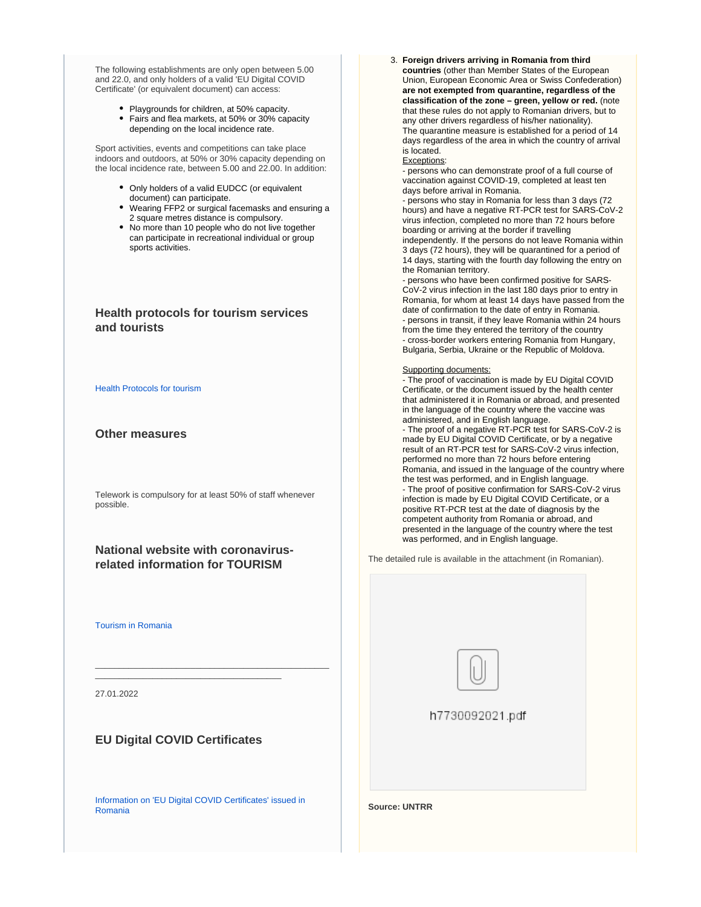The following establishments are only open between 5.00 and 22.0, and only holders of a valid 'EU Digital COVID Certificate' (or equivalent document) can access:

- Playgrounds for children, at 50% capacity.
- Fairs and flea markets, at 50% or 30% capacity depending on the local incidence rate.

Sport activities, events and competitions can take place indoors and outdoors, at 50% or 30% capacity depending on the local incidence rate, between 5.00 and 22.00. In addition:

- Only holders of a valid EUDCC (or equivalent document) can participate.
- Wearing FFP2 or surgical facemasks and ensuring a 2 square metres distance is compulsory.
- No more than 10 people who do not live together can participate in recreational individual or group sports activities.

### Health protocols for tourism services and tourists

Health Protocols for tourism

### Other measures

Telework is compulsory for at least 50% of staff whenever possible.

### National website with coronavirus-related information for TOURISM

Tourism in Romania

---

27.01.2022

### EU Digital COVID Certificates

Information on 'EU Digital COVID Certificates' issued in Romania

3. **Foreign drivers arriving in Romania from third countries** (other than Member States of the European Union, European Economic Area or Swiss Confederation) **are not exempted from quarantine, regardless of the classification of the zone – green, yellow or red.** (note that these rules do not apply to Romanian drivers, but to any other drivers regardless of his/her nationality).
   The quarantine measure is established for a period of 14 days regardless of the area in which the country of arrival is located.
   Exceptions:
   - persons who can demonstrate proof of a full course of vaccination against COVID-19, completed at least ten days before arrival in Romania.
   - persons who stay in Romania for less than 3 days (72 hours) and have a negative RT-PCR test for SARS-CoV-2 virus infection, completed no more than 72 hours before boarding or arriving at the border if travelling independently. If the persons do not leave Romania within 3 days (72 hours), they will be quarantined for a period of 14 days, starting with the fourth day following the entry on the Romanian territory.
   - persons who have been confirmed positive for SARS-CoV-2 virus infection in the last 180 days prior to entry in Romania, for whom at least 14 days have passed from the date of confirmation to the date of entry in Romania.
   - persons in transit, if they leave Romania within 24 hours from the time they entered the territory of the country
   - cross-border workers entering Romania from Hungary, Bulgaria, Serbia, Ukraine or the Republic of Moldova.

   Supporting documents:
   - The proof of vaccination is made by EU Digital COVID Certificate, or the document issued by the health center that administered it in Romania or abroad, and presented in the language of the country where the vaccine was administered, and in English language.
   - The proof of a negative RT-PCR test for SARS-CoV-2 is made by EU Digital COVID Certificate, or by a negative result of an RT-PCR test for SARS-CoV-2 virus infection, performed no more than 72 hours before entering Romania, and issued in the language of the country where the test was performed, and in English language.
   - The proof of positive confirmation for SARS-CoV-2 virus infection is made by EU Digital COVID Certificate, or a positive RT-PCR test at the date of diagnosis by the competent authority from Romania or abroad, and presented in the language of the country where the test was performed, and in English language.

The detailed rule is available in the attachment (in Romanian).

h7730092021.pdf

**Source: UNTRR**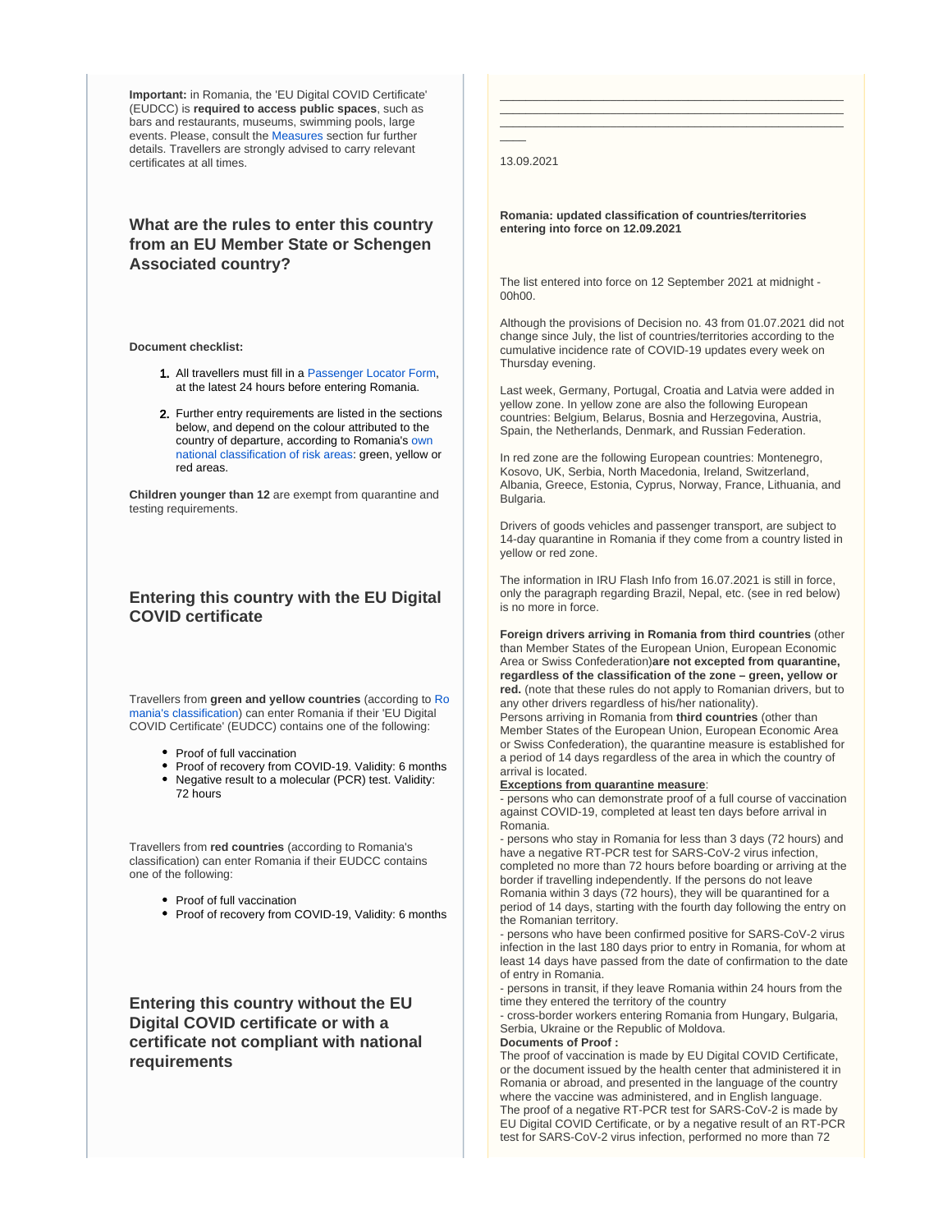**Important:** in Romania, the 'EU Digital COVID Certificate' (EUDCC) is **required to access public spaces**, such as bars and restaurants, museums, swimming pools, large events. Please, consult the Measures section fur further details. Travellers are strongly advised to carry relevant certificates at all times.

### What are the rules to enter this country from an EU Member State or Schengen Associated country?

**Document checklist:**

1. All travellers must fill in a Passenger Locator Form, at the latest 24 hours before entering Romania.
2. Further entry requirements are listed in the sections below, and depend on the colour attributed to the country of departure, according to Romania's own national classification of risk areas: green, yellow or red areas.

**Children younger than 12** are exempt from quarantine and testing requirements.

### Entering this country with the EU Digital COVID certificate

Travellers from **green and yellow countries** (according to Romania's classification) can enter Romania if their 'EU Digital COVID Certificate' (EUDCC) contains one of the following:

- Proof of full vaccination
- Proof of recovery from COVID-19. Validity: 6 months
- Negative result to a molecular (PCR) test. Validity: 72 hours

Travellers from **red countries** (according to Romania's classification) can enter Romania if their EUDCC contains one of the following:

- Proof of full vaccination
- Proof of recovery from COVID-19, Validity: 6 months

### Entering this country without the EU Digital COVID certificate or with a certificate not compliant with national requirements

---

13.09.2021

**Romania: updated classification of countries/territories entering into force on 12.09.2021**

The list entered into force on 12 September 2021 at midnight - 00h00.

Although the provisions of Decision no. 43 from 01.07.2021 did not change since July, the list of countries/territories according to the cumulative incidence rate of COVID-19 updates every week on Thursday evening.

Last week, Germany, Portugal, Croatia and Latvia were added in yellow zone. In yellow zone are also the following European countries: Belgium, Belarus, Bosnia and Herzegovina, Austria, Spain, the Netherlands, Denmark, and Russian Federation.

In red zone are the following European countries: Montenegro, Kosovo, UK, Serbia, North Macedonia, Ireland, Switzerland, Albania, Greece, Estonia, Cyprus, Norway, France, Lithuania, and Bulgaria.

Drivers of goods vehicles and passenger transport, are subject to 14-day quarantine in Romania if they come from a country listed in yellow or red zone.

The information in IRU Flash Info from 16.07.2021 is still in force, only the paragraph regarding Brazil, Nepal, etc. (see in red below) is no more in force.

**Foreign drivers arriving in Romania from third countries** (other than Member States of the European Union, European Economic Area or Swiss Confederation) **are not excepted from quarantine, regardless of the classification of the zone – green, yellow or red.** (note that these rules do not apply to Romanian drivers, but to any other drivers regardless of his/her nationality).
Persons arriving in Romania from **third countries** (other than Member States of the European Union, European Economic Area or Swiss Confederation), the quarantine measure is established for a period of 14 days regardless of the area in which the country of arrival is located.

**Exceptions from quarantine measure**:

- persons who can demonstrate proof of a full course of vaccination against COVID-19, completed at least ten days before arrival in Romania.
- persons who stay in Romania for less than 3 days (72 hours) and have a negative RT-PCR test for SARS-CoV-2 virus infection, completed no more than 72 hours before boarding or arriving at the border if travelling independently. If the persons do not leave Romania within 3 days (72 hours), they will be quarantined for a period of 14 days, starting with the fourth day following the entry on the Romanian territory.
- persons who have been confirmed positive for SARS-CoV-2 virus infection in the last 180 days prior to entry in Romania, for whom at least 14 days have passed from the date of confirmation to the date of entry in Romania.
- persons in transit, if they leave Romania within 24 hours from the time they entered the territory of the country
- cross-border workers entering Romania from Hungary, Bulgaria, Serbia, Ukraine or the Republic of Moldova.

**Documents of Proof :**

The proof of vaccination is made by EU Digital COVID Certificate, or the document issued by the health center that administered it in Romania or abroad, and presented in the language of the country where the vaccine was administered, and in English language.
The proof of a negative RT-PCR test for SARS-CoV-2 is made by EU Digital COVID Certificate, or by a negative result of an RT-PCR test for SARS-CoV-2 virus infection, performed no more than 72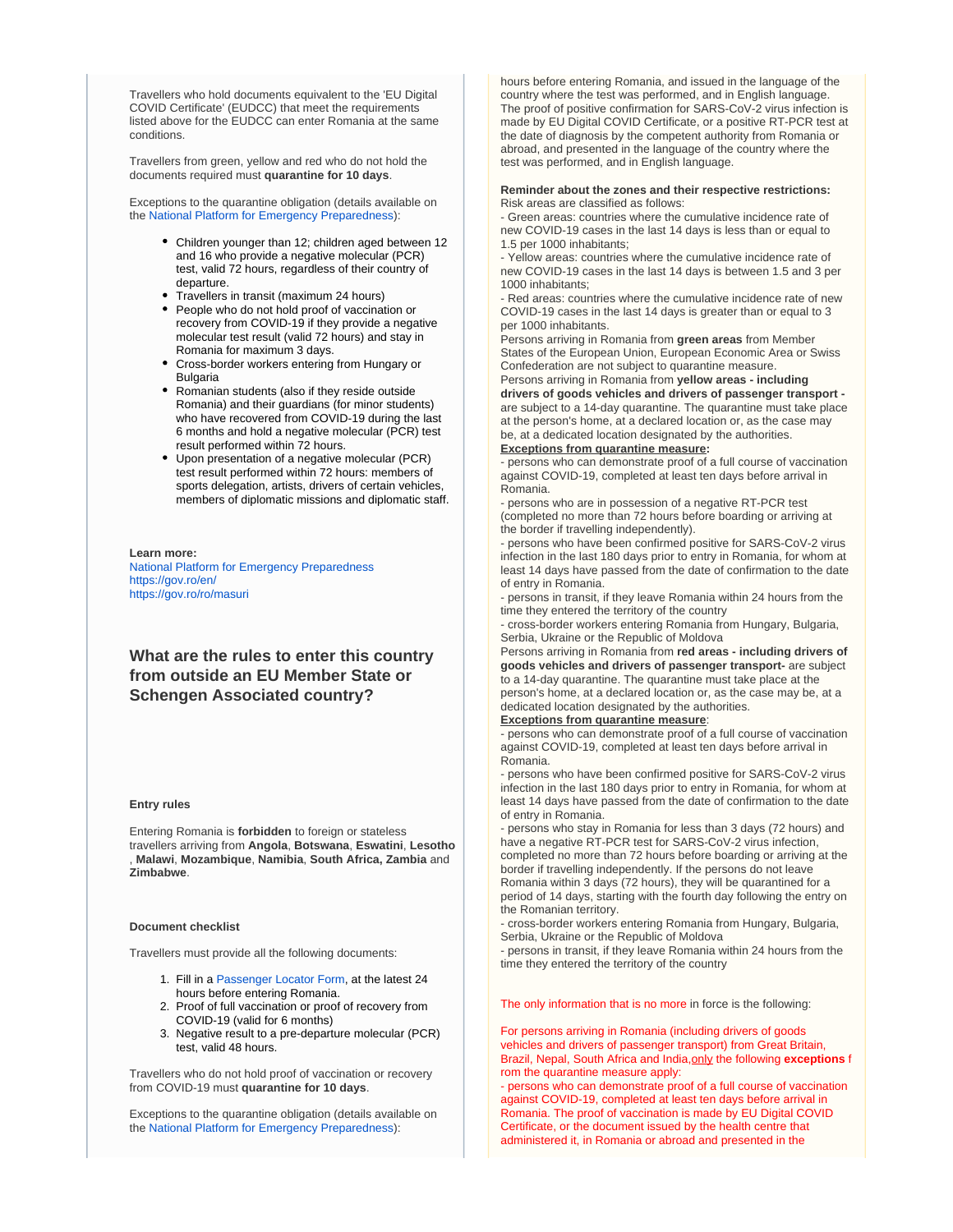Travellers who hold documents equivalent to the 'EU Digital COVID Certificate' (EUDCC) that meet the requirements listed above for the EUDCC can enter Romania at the same conditions.

Travellers from green, yellow and red who do not hold the documents required must **quarantine for 10 days**.

Exceptions to the quarantine obligation (details available on the National Platform for Emergency Preparedness):

- Children younger than 12; children aged between 12 and 16 who provide a negative molecular (PCR) test, valid 72 hours, regardless of their country of departure.
- Travellers in transit (maximum 24 hours)
- People who do not hold proof of vaccination or recovery from COVID-19 if they provide a negative molecular test result (valid 72 hours) and stay in Romania for maximum 3 days.
- Cross-border workers entering from Hungary or Bulgaria
- Romanian students (also if they reside outside Romania) and their guardians (for minor students) who have recovered from COVID-19 during the last 6 months and hold a negative molecular (PCR) test result performed within 72 hours.
- Upon presentation of a negative molecular (PCR) test result performed within 72 hours: members of sports delegation, artists, drivers of certain vehicles, members of diplomatic missions and diplomatic staff.

**Learn more:**
National Platform for Emergency Preparedness
https://gov.ro/en/
https://gov.ro/ro/masuri

## What are the rules to enter this country from outside an EU Member State or Schengen Associated country?

**Entry rules**

Entering Romania is **forbidden** to foreign or stateless travellers arriving from **Angola**, **Botswana**, **Eswatini**, **Lesotho**, **Malawi**, **Mozambique**, **Namibia**, **South Africa, Zambia** and **Zimbabwe**.

**Document checklist**

Travellers must provide all the following documents:

1. Fill in a Passenger Locator Form, at the latest 24 hours before entering Romania.
2. Proof of full vaccination or proof of recovery from COVID-19 (valid for 6 months)
3. Negative result to a pre-departure molecular (PCR) test, valid 48 hours.

Travellers who do not hold proof of vaccination or recovery from COVID-19 must **quarantine for 10 days**.

Exceptions to the quarantine obligation (details available on the National Platform for Emergency Preparedness):

hours before entering Romania, and issued in the language of the country where the test was performed, and in English language. The proof of positive confirmation for SARS-CoV-2 virus infection is made by EU Digital COVID Certificate, or a positive RT-PCR test at the date of diagnosis by the competent authority from Romania or abroad, and presented in the language of the country where the test was performed, and in English language.

**Reminder about the zones and their respective restrictions:**
Risk areas are classified as follows:
- Green areas: countries where the cumulative incidence rate of new COVID-19 cases in the last 14 days is less than or equal to 1.5 per 1000 inhabitants;
- Yellow areas: countries where the cumulative incidence rate of new COVID-19 cases in the last 14 days is between 1.5 and 3 per 1000 inhabitants;
- Red areas: countries where the cumulative incidence rate of new COVID-19 cases in the last 14 days is greater than or equal to 3 per 1000 inhabitants.
Persons arriving in Romania from **green areas** from Member States of the European Union, European Economic Area or Swiss Confederation are not subject to quarantine measure.
Persons arriving in Romania from **yellow areas - including drivers of goods vehicles and drivers of passenger transport -** are subject to a 14-day quarantine. The quarantine must take place at the person's home, at a declared location or, as the case may be, at a dedicated location designated by the authorities.
**Exceptions from quarantine measure:**
- persons who can demonstrate proof of a full course of vaccination against COVID-19, completed at least ten days before arrival in Romania.
- persons who are in possession of a negative RT-PCR test (completed no more than 72 hours before boarding or arriving at the border if travelling independently).
- persons who have been confirmed positive for SARS-CoV-2 virus infection in the last 180 days prior to entry in Romania, for whom at least 14 days have passed from the date of confirmation to the date of entry in Romania.
- persons in transit, if they leave Romania within 24 hours from the time they entered the territory of the country
- cross-border workers entering Romania from Hungary, Bulgaria, Serbia, Ukraine or the Republic of Moldova
Persons arriving in Romania from **red areas - including drivers of goods vehicles and drivers of passenger transport-** are subject to a 14-day quarantine. The quarantine must take place at the person's home, at a declared location or, as the case may be, at a dedicated location designated by the authorities.
**Exceptions from quarantine measure**:
- persons who can demonstrate proof of a full course of vaccination against COVID-19, completed at least ten days before arrival in Romania.
- persons who have been confirmed positive for SARS-CoV-2 virus infection in the last 180 days prior to entry in Romania, for whom at least 14 days have passed from the date of confirmation to the date of entry in Romania.
- persons who stay in Romania for less than 3 days (72 hours) and have a negative RT-PCR test for SARS-CoV-2 virus infection, completed no more than 72 hours before boarding or arriving at the border if travelling independently. If the persons do not leave Romania within 3 days (72 hours), they will be quarantined for a period of 14 days, starting with the fourth day following the entry on the Romanian territory.
- cross-border workers entering Romania from Hungary, Bulgaria, Serbia, Ukraine or the Republic of Moldova
- persons in transit, if they leave Romania within 24 hours from the time they entered the territory of the country

The only information that is no more in force is the following:

For persons arriving in Romania (including drivers of goods vehicles and drivers of passenger transport) from Great Britain, Brazil, Nepal, South Africa and India, only the following **exceptions** from the quarantine measure apply:
- persons who can demonstrate proof of a full course of vaccination against COVID-19, completed at least ten days before arrival in Romania. The proof of vaccination is made by EU Digital COVID Certificate, or the document issued by the health centre that administered it, in Romania or abroad and presented in the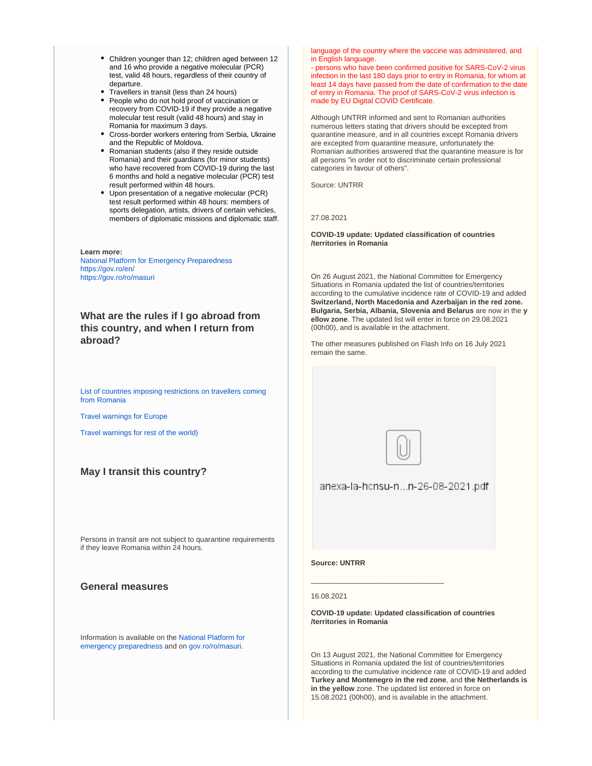- Children younger than 12; children aged between 12 and 16 who provide a negative molecular (PCR) test, valid 48 hours, regardless of their country of departure.
- Travellers in transit (less than 24 hours)
- People who do not hold proof of vaccination or recovery from COVID-19 if they provide a negative molecular test result (valid 48 hours) and stay in Romania for maximum 3 days.
- Cross-border workers entering from Serbia, Ukraine and the Republic of Moldova.
- Romanian students (also if they reside outside Romania) and their guardians (for minor students) who have recovered from COVID-19 during the last 6 months and hold a negative molecular (PCR) test result performed within 48 hours.
- Upon presentation of a negative molecular (PCR) test result performed within 48 hours: members of sports delegation, artists, drivers of certain vehicles, members of diplomatic missions and diplomatic staff.

**Learn more:**
National Platform for Emergency Preparedness
https://gov.ro/en/
https://gov.ro/ro/masuri

## What are the rules if I go abroad from this country, and when I return from abroad?

List of countries imposing restrictions on travellers coming from Romania

Travel warnings for Europe

Travel warnings for rest of the world)

## May I transit this country?

Persons in transit are not subject to quarantine requirements if they leave Romania within 24 hours.

## General measures

Information is available on the National Platform for emergency preparedness and on gov.ro/ro/masuri.

language of the country where the vaccine was administered, and in English language.
- persons who have been confirmed positive for SARS-CoV-2 virus infection in the last 180 days prior to entry in Romania, for whom at least 14 days have passed from the date of confirmation to the date of entry in Romania. The proof of SARS-CoV-2 virus infection is made by EU Digital COVID Certificate.

Although UNTRR informed and sent to Romanian authorities numerous letters stating that drivers should be excepted from quarantine measure, and in all countries except Romania drivers are excepted from quarantine measure, unfortunately the Romanian authorities answered that the quarantine measure is for all persons "in order not to discriminate certain professional categories in favour of others".

Source: UNTRR

27.08.2021

**COVID-19 update: Updated classification of countries /territories in Romania**

On 26 August 2021, the National Committee for Emergency Situations in Romania updated the list of countries/territories according to the cumulative incidence rate of COVID-19 and added **Switzerland, North Macedonia and Azerbaijan in the red zone. Bulgaria, Serbia, Albania, Slovenia and Belarus** are now in the **yellow zone**. The updated list will enter in force on 29.08.2021 (00h00), and is available in the attachment.

The other measures published on Flash Info on 16 July 2021 remain the same.

anexa-la-hcnsu-n...n-26-08-2021.pdf

**Source: UNTRR**

---

16.08.2021

**COVID-19 update: Updated classification of countries /territories in Romania**

On 13 August 2021, the National Committee for Emergency Situations in Romania updated the list of countries/territories according to the cumulative incidence rate of COVID-19 and added **Turkey and Montenegro in the red zone**, and **the Netherlands is in the yellow** zone. The updated list entered in force on 15.08.2021 (00h00), and is available in the attachment.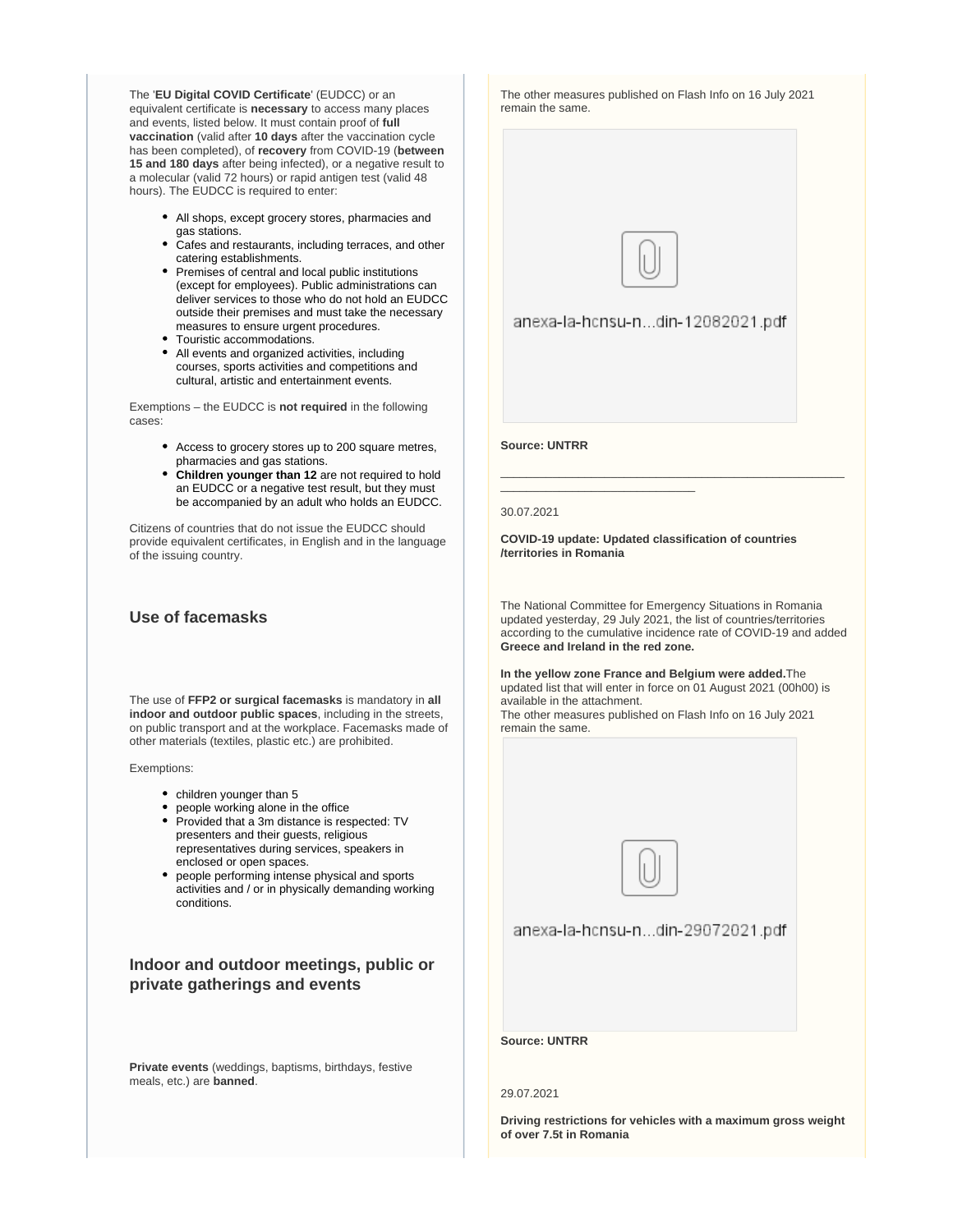The '**EU Digital COVID Certificate**' (EUDCC) or an equivalent certificate is **necessary** to access many places and events, listed below. It must contain proof of **full vaccination** (valid after **10 days** after the vaccination cycle has been completed), of **recovery** from COVID-19 (**between 15 and 180 days** after being infected), or a negative result to a molecular (valid 72 hours) or rapid antigen test (valid 48 hours). The EUDCC is required to enter:

- All shops, except grocery stores, pharmacies and gas stations.
- Cafes and restaurants, including terraces, and other catering establishments.
- Premises of central and local public institutions (except for employees). Public administrations can deliver services to those who do not hold an EUDCC outside their premises and must take the necessary measures to ensure urgent procedures.
- Touristic accommodations.
- All events and organized activities, including courses, sports activities and competitions and cultural, artistic and entertainment events.

Exemptions – the EUDCC is **not required** in the following cases:

- Access to grocery stores up to 200 square metres, pharmacies and gas stations.
- **Children younger than 12** are not required to hold an EUDCC or a negative test result, but they must be accompanied by an adult who holds an EUDCC.

Citizens of countries that do not issue the EUDCC should provide equivalent certificates, in English and in the language of the issuing country.

### Use of facemasks

The use of **FFP2 or surgical facemasks** is mandatory in **all indoor and outdoor public spaces**, including in the streets, on public transport and at the workplace. Facemasks made of other materials (textiles, plastic etc.) are prohibited.

Exemptions:

- children younger than 5
- people working alone in the office
- Provided that a 3m distance is respected: TV presenters and their guests, religious representatives during services, speakers in enclosed or open spaces.
- people performing intense physical and sports activities and / or in physically demanding working conditions.

### Indoor and outdoor meetings, public or private gatherings and events

**Private events** (weddings, baptisms, birthdays, festive meals, etc.) are **banned**.

The other measures published on Flash Info on 16 July 2021 remain the same.

anexa-la-hcnsu-n...din-12082021.pdf

**Source: UNTRR**

---

30.07.2021

**COVID-19 update: Updated classification of countries /territories in Romania**

The National Committee for Emergency Situations in Romania updated yesterday, 29 July 2021, the list of countries/territories according to the cumulative incidence rate of COVID-19 and added **Greece and Ireland in the red zone.**

**In the yellow zone France and Belgium were added.** The updated list that will enter in force on 01 August 2021 (00h00) is available in the attachment.
The other measures published on Flash Info on 16 July 2021 remain the same.

anexa-la-hcnsu-n...din-29072021.pdf

**Source: UNTRR**

29.07.2021

**Driving restrictions for vehicles with a maximum gross weight of over 7.5t in Romania**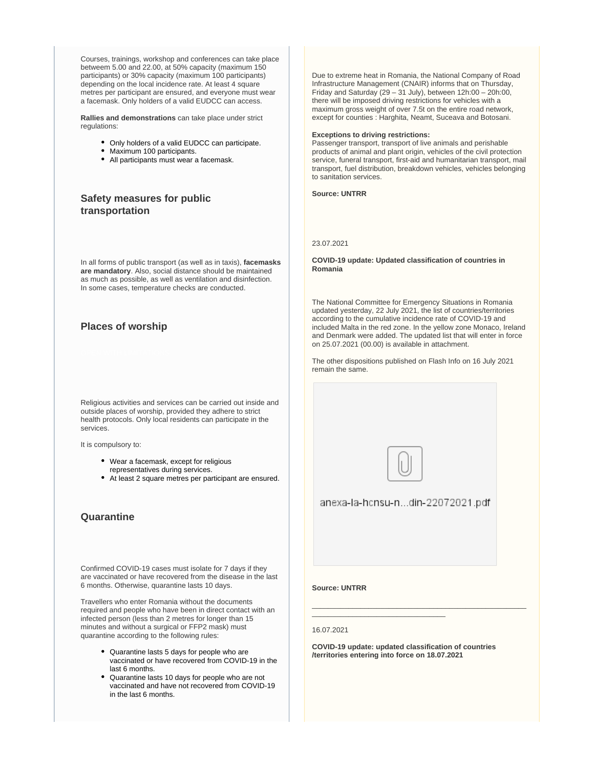Courses, trainings, workshop and conferences can take place betweem 5.00 and 22.00, at 50% capacity (maximum 150 participants) or 30% capacity (maximum 100 participants) depending on the local incidence rate. At least 4 square metres per participant are ensured, and everyone must wear a facemask. Only holders of a valid EUDCC can access.

**Rallies and demonstrations** can take place under strict regulations:

- Only holders of a valid EUDCC can participate.
- Maximum 100 participants.
- All participants must wear a facemask.

### Safety measures for public transportation

In all forms of public transport (as well as in taxis), **facemasks are mandatory**. Also, social distance should be maintained as much as possible, as well as ventilation and disinfection. In some cases, temperature checks are conducted.

### Places of worship

Religious activities and services can be carried out inside and outside places of worship, provided they adhere to strict health protocols. Only local residents can participate in the services.

It is compulsory to:

- Wear a facemask, except for religious representatives during services.
- At least 2 square metres per participant are ensured.

### Quarantine

Confirmed COVID-19 cases must isolate for 7 days if they are vaccinated or have recovered from the disease in the last 6 months. Otherwise, quarantine lasts 10 days.

Travellers who enter Romania without the documents required and people who have been in direct contact with an infected person (less than 2 metres for longer than 15 minutes and without a surgical or FFP2 mask) must quarantine according to the following rules:

- Quarantine lasts 5 days for people who are vaccinated or have recovered from COVID-19 in the last 6 months.
- Quarantine lasts 10 days for people who are not vaccinated and have not recovered from COVID-19 in the last 6 months.

Due to extreme heat in Romania, the National Company of Road Infrastructure Management (CNAIR) informs that on Thursday, Friday and Saturday (29 – 31 July), between 12h:00 – 20h:00, there will be imposed driving restrictions for vehicles with a maximum gross weight of over 7.5t on the entire road network, except for counties : Harghita, Neamt, Suceava and Botosani.

**Exceptions to driving restrictions:**
Passenger transport, transport of live animals and perishable products of animal and plant origin, vehicles of the civil protection service, funeral transport, first-aid and humanitarian transport, mail transport, fuel distribution, breakdown vehicles, vehicles belonging to sanitation services.

**Source: UNTRR**

23.07.2021

**COVID-19 update: Updated classification of countries in Romania**

The National Committee for Emergency Situations in Romania updated yesterday, 22 July 2021, the list of countries/territories according to the cumulative incidence rate of COVID-19 and included Malta in the red zone. In the yellow zone Monaco, Ireland and Denmark were added. The updated list that will enter in force on 25.07.2021 (00.00) is available in attachment.

The other dispositions published on Flash Info on 16 July 2021 remain the same.

anexa-la-hcnsu-n...din-22072021.pdf

**Source: UNTRR**

---

16.07.2021

**COVID-19 update: updated classification of countries /territories entering into force on 18.07.2021**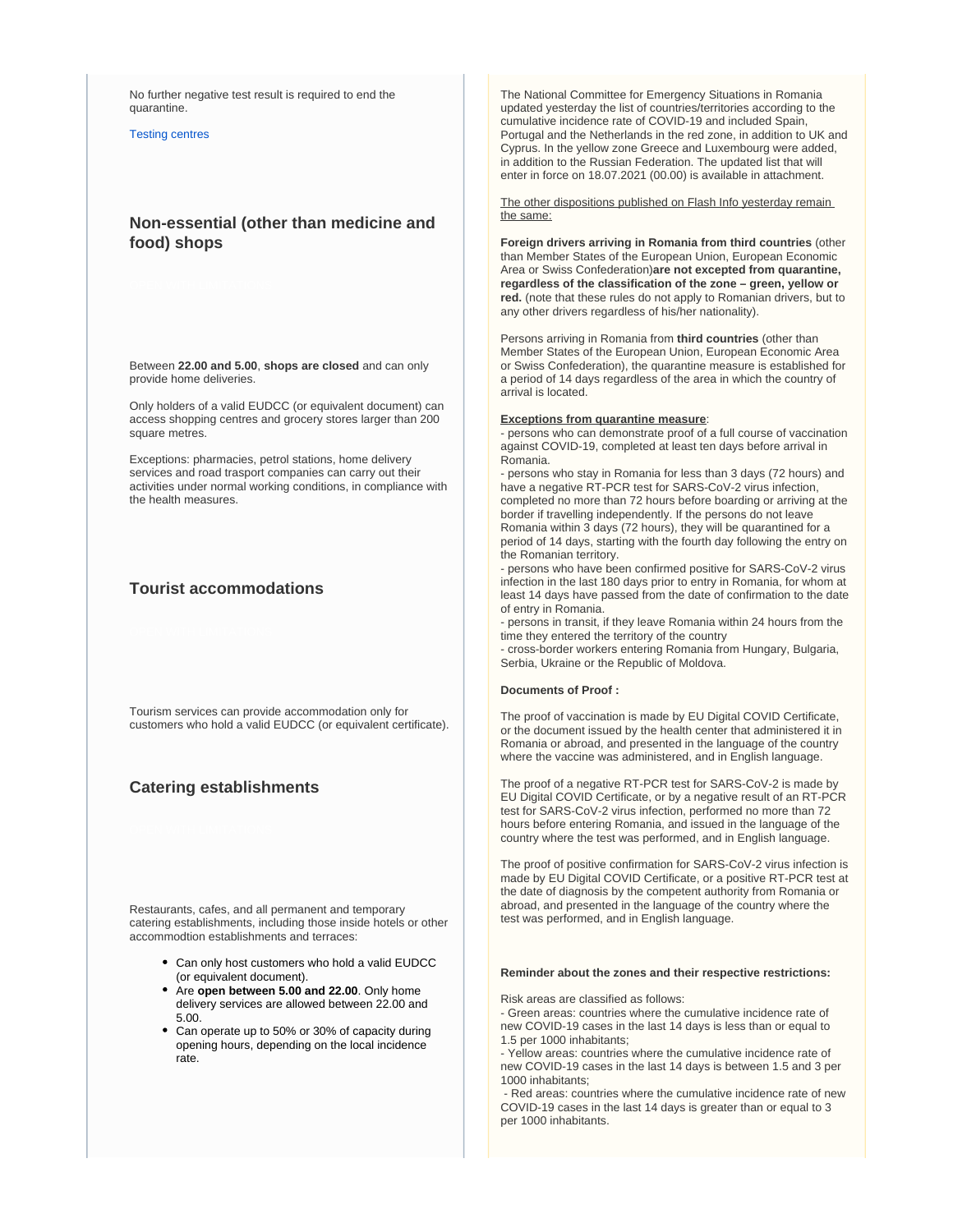No further negative test result is required to end the quarantine.

Testing centres

## Non-essential (other than medicine and food) shops

Between **22.00 and 5.00**, **shops are closed** and can only provide home deliveries.

Only holders of a valid EUDCC (or equivalent document) can access shopping centres and grocery stores larger than 200 square metres.

Exceptions: pharmacies, petrol stations, home delivery services and road trasport companies can carry out their activities under normal working conditions, in compliance with the health measures.

## Tourist accommodations

Tourism services can provide accommodation only for customers who hold a valid EUDCC (or equivalent certificate).

## Catering establishments

Restaurants, cafes, and all permanent and temporary catering establishments, including those inside hotels or other accommodtion establishments and terraces:

- Can only host customers who hold a valid EUDCC (or equivalent document).
- Are **open between 5.00 and 22.00**. Only home delivery services are allowed between 22.00 and 5.00.
- Can operate up to 50% or 30% of capacity during opening hours, depending on the local incidence rate.

The National Committee for Emergency Situations in Romania updated yesterday the list of countries/territories according to the cumulative incidence rate of COVID-19 and included Spain, Portugal and the Netherlands in the red zone, in addition to UK and Cyprus. In the yellow zone Greece and Luxembourg were added, in addition to the Russian Federation. The updated list that will enter in force on 18.07.2021 (00.00) is available in attachment.

The other dispositions published on Flash Info yesterday remain the same:

**Foreign drivers arriving in Romania from third countries** (other than Member States of the European Union, European Economic Area or Swiss Confederation)**are not excepted from quarantine, regardless of the classification of the zone – green, yellow or red.** (note that these rules do not apply to Romanian drivers, but to any other drivers regardless of his/her nationality).

Persons arriving in Romania from **third countries** (other than Member States of the European Union, European Economic Area or Swiss Confederation), the quarantine measure is established for a period of 14 days regardless of the area in which the country of arrival is located.

**Exceptions from quarantine measure**:
- persons who can demonstrate proof of a full course of vaccination against COVID-19, completed at least ten days before arrival in Romania.
- persons who stay in Romania for less than 3 days (72 hours) and have a negative RT-PCR test for SARS-CoV-2 virus infection, completed no more than 72 hours before boarding or arriving at the border if travelling independently. If the persons do not leave Romania within 3 days (72 hours), they will be quarantined for a period of 14 days, starting with the fourth day following the entry on the Romanian territory.
- persons who have been confirmed positive for SARS-CoV-2 virus infection in the last 180 days prior to entry in Romania, for whom at least 14 days have passed from the date of confirmation to the date of entry in Romania.
- persons in transit, if they leave Romania within 24 hours from the time they entered the territory of the country
- cross-border workers entering Romania from Hungary, Bulgaria, Serbia, Ukraine or the Republic of Moldova.

**Documents of Proof :**

The proof of vaccination is made by EU Digital COVID Certificate, or the document issued by the health center that administered it in Romania or abroad, and presented in the language of the country where the vaccine was administered, and in English language.

The proof of a negative RT-PCR test for SARS-CoV-2 is made by EU Digital COVID Certificate, or by a negative result of an RT-PCR test for SARS-CoV-2 virus infection, performed no more than 72 hours before entering Romania, and issued in the language of the country where the test was performed, and in English language.

The proof of positive confirmation for SARS-CoV-2 virus infection is made by EU Digital COVID Certificate, or a positive RT-PCR test at the date of diagnosis by the competent authority from Romania or abroad, and presented in the language of the country where the test was performed, and in English language.

**Reminder about the zones and their respective restrictions:**

Risk areas are classified as follows:
- Green areas: countries where the cumulative incidence rate of new COVID-19 cases in the last 14 days is less than or equal to 1.5 per 1000 inhabitants;
- Yellow areas: countries where the cumulative incidence rate of new COVID-19 cases in the last 14 days is between 1.5 and 3 per 1000 inhabitants;
- Red areas: countries where the cumulative incidence rate of new COVID-19 cases in the last 14 days is greater than or equal to 3 per 1000 inhabitants.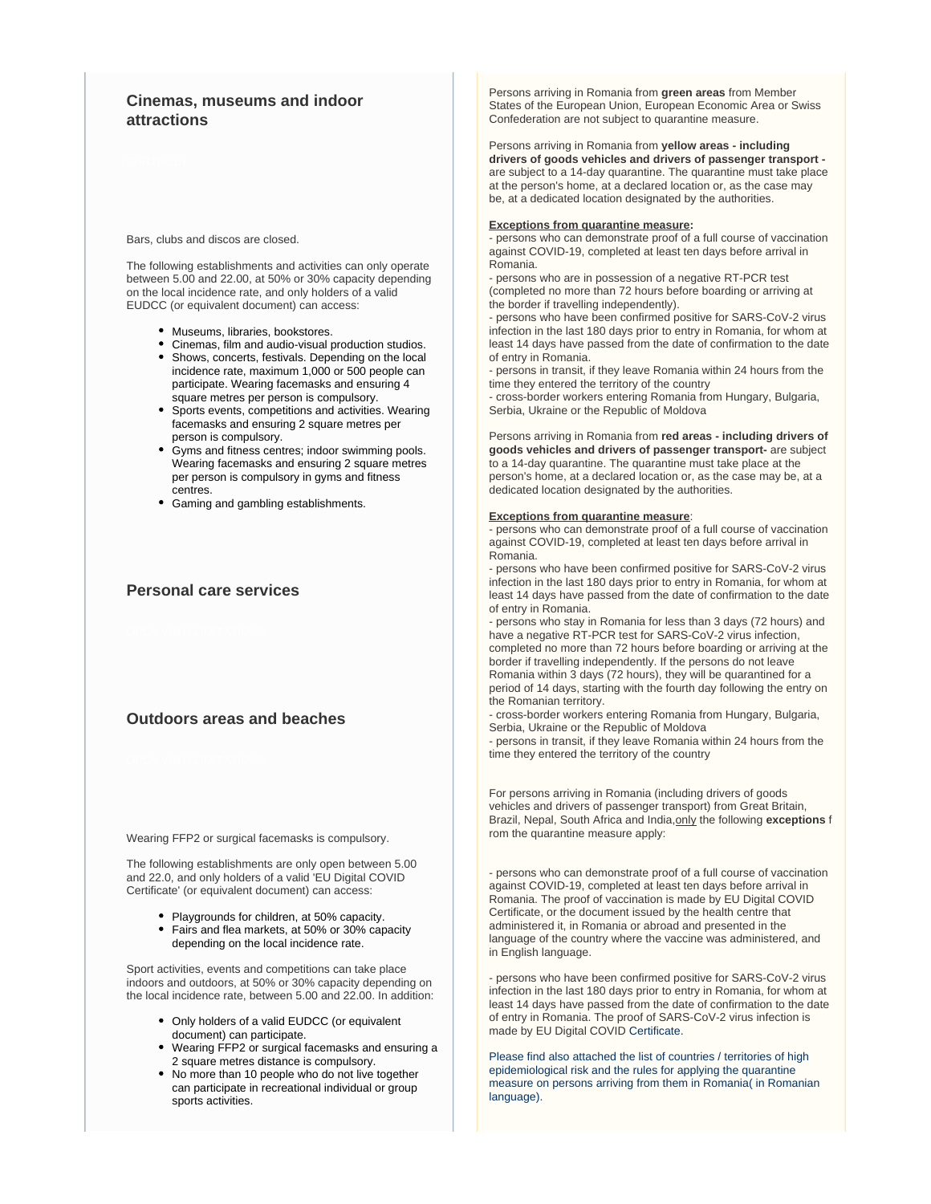## Cinemas, museums and indoor attractions

Bars, clubs and discos are closed.

The following establishments and activities can only operate between 5.00 and 22.00, at 50% or 30% capacity depending on the local incidence rate, and only holders of a valid EUDCC (or equivalent document) can access:

- Museums, libraries, bookstores.
- Cinemas, film and audio-visual production studios.
- Shows, concerts, festivals. Depending on the local incidence rate, maximum 1,000 or 500 people can participate. Wearing facemasks and ensuring 4 square metres per person is compulsory.
- Sports events, competitions and activities. Wearing facemasks and ensuring 2 square metres per person is compulsory.
- Gyms and fitness centres; indoor swimming pools. Wearing facemasks and ensuring 2 square metres per person is compulsory in gyms and fitness centres.
- Gaming and gambling establishments.

## Personal care services

## Outdoors areas and beaches

Wearing FFP2 or surgical facemasks is compulsory.

The following establishments are only open between 5.00 and 22.0, and only holders of a valid 'EU Digital COVID Certificate' (or equivalent document) can access:

- Playgrounds for children, at 50% capacity.
- Fairs and flea markets, at 50% or 30% capacity depending on the local incidence rate.

Sport activities, events and competitions can take place indoors and outdoors, at 50% or 30% capacity depending on the local incidence rate, between 5.00 and 22.00. In addition:

- Only holders of a valid EUDCC (or equivalent document) can participate.
- Wearing FFP2 or surgical facemasks and ensuring a 2 square metres distance is compulsory.
- No more than 10 people who do not live together can participate in recreational individual or group sports activities.

Persons arriving in Romania from **green areas** from Member States of the European Union, European Economic Area or Swiss Confederation are not subject to quarantine measure.

Persons arriving in Romania from **yellow areas - including drivers of goods vehicles and drivers of passenger transport -** are subject to a 14-day quarantine. The quarantine must take place at the person's home, at a declared location or, as the case may be, at a dedicated location designated by the authorities.

**Exceptions from quarantine measure:**
- persons who can demonstrate proof of a full course of vaccination against COVID-19, completed at least ten days before arrival in Romania.
- persons who are in possession of a negative RT-PCR test (completed no more than 72 hours before boarding or arriving at the border if travelling independently).
- persons who have been confirmed positive for SARS-CoV-2 virus infection in the last 180 days prior to entry in Romania, for whom at least 14 days have passed from the date of confirmation to the date of entry in Romania.
- persons in transit, if they leave Romania within 24 hours from the time they entered the territory of the country
- cross-border workers entering Romania from Hungary, Bulgaria, Serbia, Ukraine or the Republic of Moldova

Persons arriving in Romania from **red areas - including drivers of goods vehicles and drivers of passenger transport-** are subject to a 14-day quarantine. The quarantine must take place at the person's home, at a declared location or, as the case may be, at a dedicated location designated by the authorities.

**Exceptions from quarantine measure**:
- persons who can demonstrate proof of a full course of vaccination against COVID-19, completed at least ten days before arrival in Romania.
- persons who have been confirmed positive for SARS-CoV-2 virus infection in the last 180 days prior to entry in Romania, for whom at least 14 days have passed from the date of confirmation to the date of entry in Romania.
- persons who stay in Romania for less than 3 days (72 hours) and have a negative RT-PCR test for SARS-CoV-2 virus infection, completed no more than 72 hours before boarding or arriving at the border if travelling independently. If the persons do not leave Romania within 3 days (72 hours), they will be quarantined for a period of 14 days, starting with the fourth day following the entry on the Romanian territory.
- cross-border workers entering Romania from Hungary, Bulgaria, Serbia, Ukraine or the Republic of Moldova
- persons in transit, if they leave Romania within 24 hours from the time they entered the territory of the country

For persons arriving in Romania (including drivers of goods vehicles and drivers of passenger transport) from Great Britain, Brazil, Nepal, South Africa and India, only the following **exceptions** from the quarantine measure apply:

- persons who can demonstrate proof of a full course of vaccination against COVID-19, completed at least ten days before arrival in Romania. The proof of vaccination is made by EU Digital COVID Certificate, or the document issued by the health centre that administered it, in Romania or abroad and presented in the language of the country where the vaccine was administered, and in English language.

- persons who have been confirmed positive for SARS-CoV-2 virus infection in the last 180 days prior to entry in Romania, for whom at least 14 days have passed from the date of confirmation to the date of entry in Romania. The proof of SARS-CoV-2 virus infection is made by EU Digital COVID Certificate.

Please find also attached the list of countries / territories of high epidemiological risk and the rules for applying the quarantine measure on persons arriving from them in Romania( in Romanian language).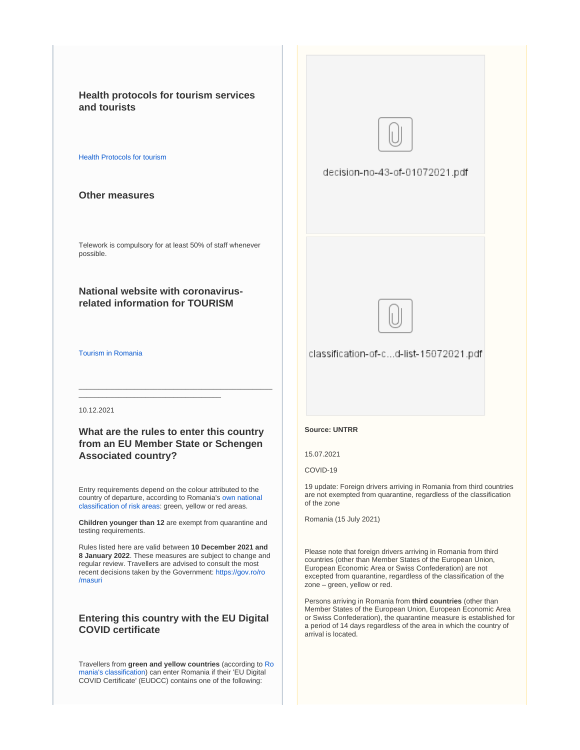### Health protocols for tourism services and tourists

Health Protocols for tourism

### Other measures

Telework is compulsory for at least 50% of staff whenever possible.

### National website with coronavirus-related information for TOURISM

Tourism in Romania

---

10.12.2021

### What are the rules to enter this country from an EU Member State or Schengen Associated country?

Entry requirements depend on the colour attributed to the country of departure, according to Romania's own national classification of risk areas: green, yellow or red areas.

**Children younger than 12** are exempt from quarantine and testing requirements.

Rules listed here are valid between **10 December 2021 and 8 January 2022**. These measures are subject to change and regular review. Travellers are advised to consult the most recent decisions taken by the Government: https://gov.ro/ro/masuri

### Entering this country with the EU Digital COVID certificate

Travellers from **green and yellow countries** (according to Romania's classification) can enter Romania if their 'EU Digital COVID Certificate' (EUDCC) contains one of the following:

decision-no-43-of-01072021.pdf

classification-of-c...d-list-15072021.pdf

**Source: UNTRR**

15.07.2021

COVID-19

19 update: Foreign drivers arriving in Romania from third countries are not exempted from quarantine, regardless of the classification of the zone

Romania (15 July 2021)

Please note that foreign drivers arriving in Romania from third countries (other than Member States of the European Union, European Economic Area or Swiss Confederation) are not excepted from quarantine, regardless of the classification of the zone – green, yellow or red.

Persons arriving in Romania from **third countries** (other than Member States of the European Union, European Economic Area or Swiss Confederation), the quarantine measure is established for a period of 14 days regardless of the area in which the country of arrival is located.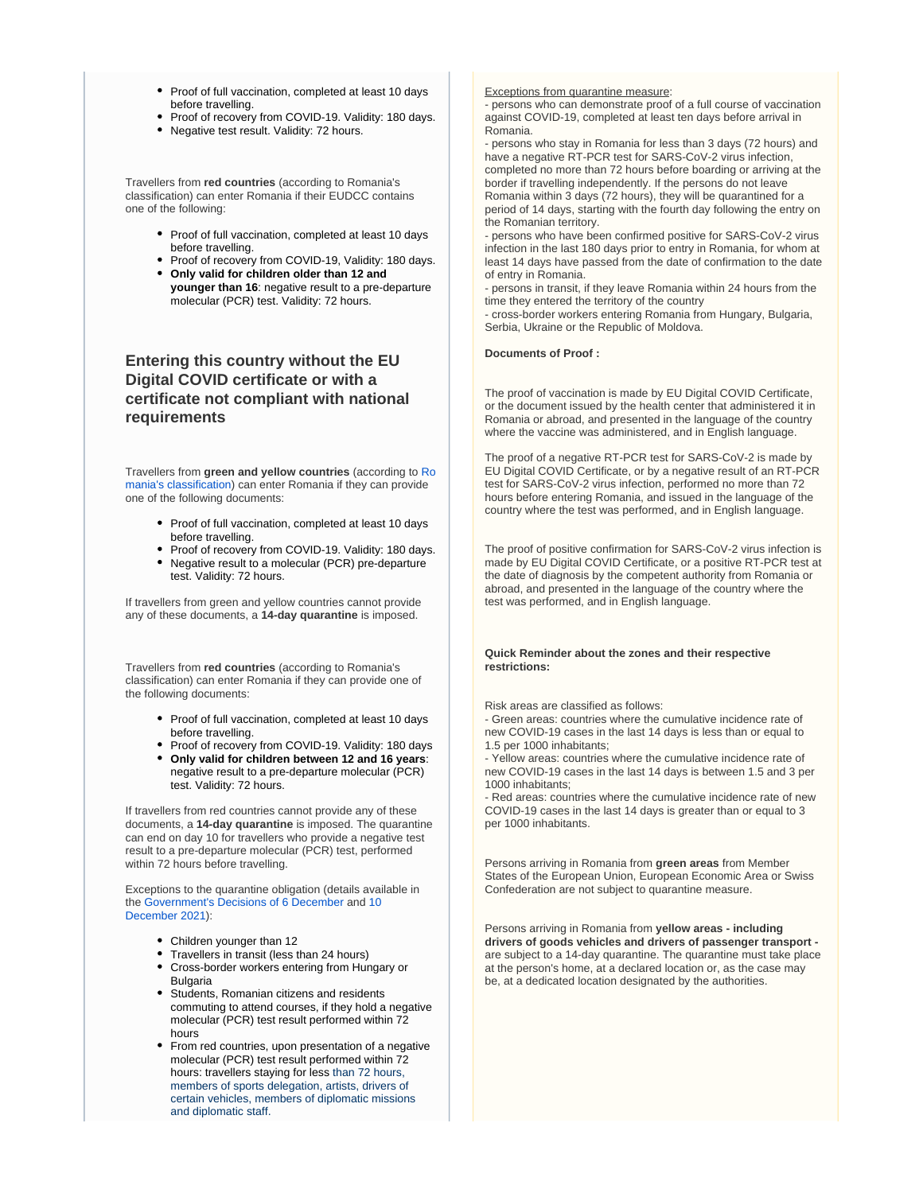- Proof of full vaccination, completed at least 10 days before travelling.
- Proof of recovery from COVID-19. Validity: 180 days.
- Negative test result. Validity: 72 hours.

Travellers from **red countries** (according to Romania's classification) can enter Romania if their EUDCC contains one of the following:

- Proof of full vaccination, completed at least 10 days before travelling.
- Proof of recovery from COVID-19, Validity: 180 days.
- **Only valid for children older than 12 and younger than 16**: negative result to a pre-departure molecular (PCR) test. Validity: 72 hours.

## Entering this country without the EU Digital COVID certificate or with a certificate not compliant with national requirements

Travellers from **green and yellow countries** (according to Romania's classification) can enter Romania if they can provide one of the following documents:

- Proof of full vaccination, completed at least 10 days before travelling.
- Proof of recovery from COVID-19. Validity: 180 days.
- Negative result to a molecular (PCR) pre-departure test. Validity: 72 hours.

If travellers from green and yellow countries cannot provide any of these documents, a **14-day quarantine** is imposed.

Travellers from **red countries** (according to Romania's classification) can enter Romania if they can provide one of the following documents:

- Proof of full vaccination, completed at least 10 days before travelling.
- Proof of recovery from COVID-19. Validity: 180 days
- **Only valid for children between 12 and 16 years**: negative result to a pre-departure molecular (PCR) test. Validity: 72 hours.

If travellers from red countries cannot provide any of these documents, a **14-day quarantine** is imposed. The quarantine can end on day 10 for travellers who provide a negative test result to a pre-departure molecular (PCR) test, performed within 72 hours before travelling.

Exceptions to the quarantine obligation (details available in the Government's Decisions of 6 December and 10 December 2021):

- Children younger than 12
- Travellers in transit (less than 24 hours)
- Cross-border workers entering from Hungary or Bulgaria
- Students, Romanian citizens and residents commuting to attend courses, if they hold a negative molecular (PCR) test result performed within 72 hours
- From red countries, upon presentation of a negative molecular (PCR) test result performed within 72 hours: travellers staying for less than 72 hours, members of sports delegation, artists, drivers of certain vehicles, members of diplomatic missions and diplomatic staff.

Exceptions from quarantine measure:
- persons who can demonstrate proof of a full course of vaccination against COVID-19, completed at least ten days before arrival in Romania.
- persons who stay in Romania for less than 3 days (72 hours) and have a negative RT-PCR test for SARS-CoV-2 virus infection, completed no more than 72 hours before boarding or arriving at the border if travelling independently. If the persons do not leave Romania within 3 days (72 hours), they will be quarantined for a period of 14 days, starting with the fourth day following the entry on the Romanian territory.
- persons who have been confirmed positive for SARS-CoV-2 virus infection in the last 180 days prior to entry in Romania, for whom at least 14 days have passed from the date of confirmation to the date of entry in Romania.
- persons in transit, if they leave Romania within 24 hours from the time they entered the territory of the country
- cross-border workers entering Romania from Hungary, Bulgaria, Serbia, Ukraine or the Republic of Moldova.

**Documents of Proof :**

The proof of vaccination is made by EU Digital COVID Certificate, or the document issued by the health center that administered it in Romania or abroad, and presented in the language of the country where the vaccine was administered, and in English language.

The proof of a negative RT-PCR test for SARS-CoV-2 is made by EU Digital COVID Certificate, or by a negative result of an RT-PCR test for SARS-CoV-2 virus infection, performed no more than 72 hours before entering Romania, and issued in the language of the country where the test was performed, and in English language.

The proof of positive confirmation for SARS-CoV-2 virus infection is made by EU Digital COVID Certificate, or a positive RT-PCR test at the date of diagnosis by the competent authority from Romania or abroad, and presented in the language of the country where the test was performed, and in English language.

**Quick Reminder about the zones and their respective restrictions:**

Risk areas are classified as follows:
- Green areas: countries where the cumulative incidence rate of new COVID-19 cases in the last 14 days is less than or equal to 1.5 per 1000 inhabitants;
- Yellow areas: countries where the cumulative incidence rate of new COVID-19 cases in the last 14 days is between 1.5 and 3 per 1000 inhabitants;
- Red areas: countries where the cumulative incidence rate of new COVID-19 cases in the last 14 days is greater than or equal to 3 per 1000 inhabitants.

Persons arriving in Romania from **green areas** from Member States of the European Union, European Economic Area or Swiss Confederation are not subject to quarantine measure.

Persons arriving in Romania from **yellow areas - including drivers of goods vehicles and drivers of passenger transport -** are subject to a 14-day quarantine. The quarantine must take place at the person's home, at a declared location or, as the case may be, at a dedicated location designated by the authorities.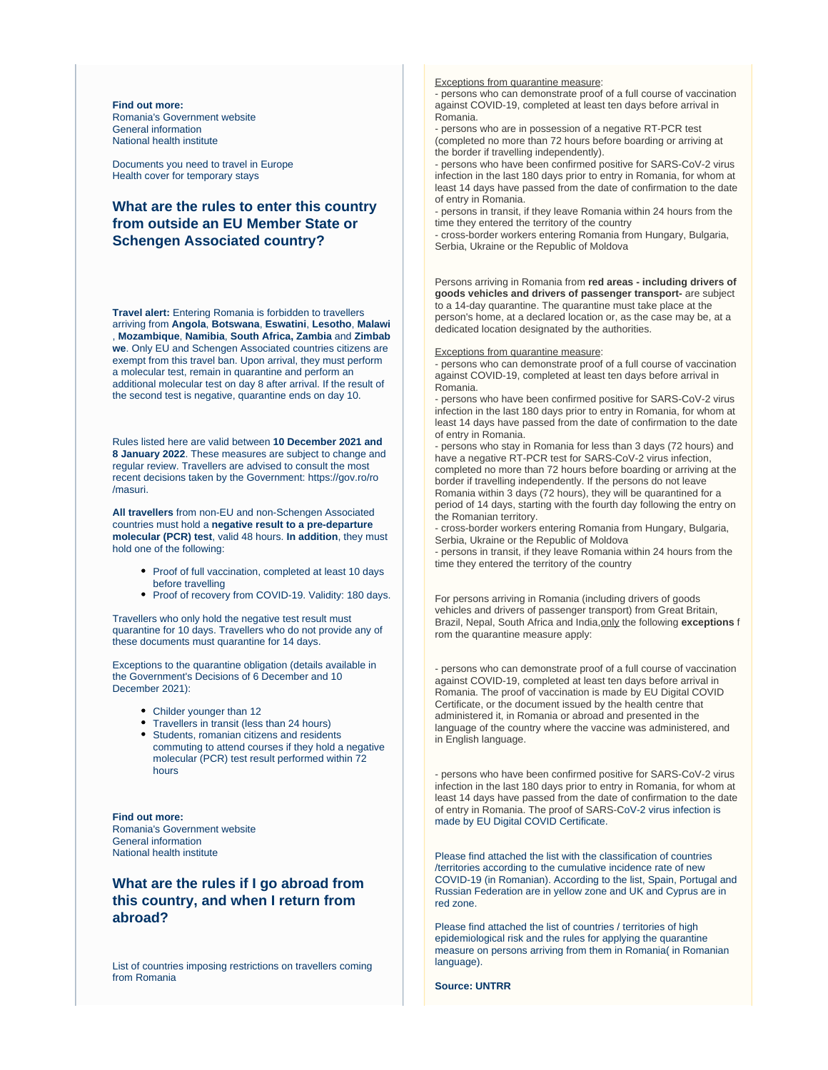**Find out more:**
Romania's Government website
General information
National health institute

Documents you need to travel in Europe
Health cover for temporary stays

## What are the rules to enter this country from outside an EU Member State or Schengen Associated country?

**Travel alert:** Entering Romania is forbidden to travellers arriving from **Angola**, **Botswana**, **Eswatini**, **Lesotho**, **Malawi**, **Mozambique**, **Namibia**, **South Africa, Zambia** and **Zimbabwe**. Only EU and Schengen Associated countries citizens are exempt from this travel ban. Upon arrival, they must perform a molecular test, remain in quarantine and perform an additional molecular test on day 8 after arrival. If the result of the second test is negative, quarantine ends on day 10.

Rules listed here are valid between **10 December 2021 and 8 January 2022**. These measures are subject to change and regular review. Travellers are advised to consult the most recent decisions taken by the Government: https://gov.ro/ro/masuri.

**All travellers** from non-EU and non-Schengen Associated countries must hold a **negative result to a pre-departure molecular (PCR) test**, valid 48 hours. **In addition**, they must hold one of the following:

- Proof of full vaccination, completed at least 10 days before travelling
- Proof of recovery from COVID-19. Validity: 180 days.

Travellers who only hold the negative test result must quarantine for 10 days. Travellers who do not provide any of these documents must quarantine for 14 days.

Exceptions to the quarantine obligation (details available in the Government's Decisions of 6 December and 10 December 2021):

- Childer younger than 12
- Travellers in transit (less than 24 hours)
- Students, romanian citizens and residents commuting to attend courses if they hold a negative molecular (PCR) test result performed within 72 hours

**Find out more:**
Romania's Government website
General information
National health institute

## What are the rules if I go abroad from this country, and when I return from abroad?

List of countries imposing restrictions on travellers coming from Romania

Exceptions from quarantine measure:
- persons who can demonstrate proof of a full course of vaccination against COVID-19, completed at least ten days before arrival in Romania.
- persons who are in possession of a negative RT-PCR test (completed no more than 72 hours before boarding or arriving at the border if travelling independently).
- persons who have been confirmed positive for SARS-CoV-2 virus infection in the last 180 days prior to entry in Romania, for whom at least 14 days have passed from the date of confirmation to the date of entry in Romania.
- persons in transit, if they leave Romania within 24 hours from the time they entered the territory of the country
- cross-border workers entering Romania from Hungary, Bulgaria, Serbia, Ukraine or the Republic of Moldova

Persons arriving in Romania from **red areas - including drivers of goods vehicles and drivers of passenger transport-** are subject to a 14-day quarantine. The quarantine must take place at the person's home, at a declared location or, as the case may be, at a dedicated location designated by the authorities.

Exceptions from quarantine measure:
- persons who can demonstrate proof of a full course of vaccination against COVID-19, completed at least ten days before arrival in Romania.
- persons who have been confirmed positive for SARS-CoV-2 virus infection in the last 180 days prior to entry in Romania, for whom at least 14 days have passed from the date of confirmation to the date of entry in Romania.
- persons who stay in Romania for less than 3 days (72 hours) and have a negative RT-PCR test for SARS-CoV-2 virus infection, completed no more than 72 hours before boarding or arriving at the border if travelling independently. If the persons do not leave Romania within 3 days (72 hours), they will be quarantined for a period of 14 days, starting with the fourth day following the entry on the Romanian territory.
- cross-border workers entering Romania from Hungary, Bulgaria, Serbia, Ukraine or the Republic of Moldova
- persons in transit, if they leave Romania within 24 hours from the time they entered the territory of the country

For persons arriving in Romania (including drivers of goods vehicles and drivers of passenger transport) from Great Britain, Brazil, Nepal, South Africa and India, only the following **exceptions** from the quarantine measure apply:

- persons who can demonstrate proof of a full course of vaccination against COVID-19, completed at least ten days before arrival in Romania. The proof of vaccination is made by EU Digital COVID Certificate, or the document issued by the health centre that administered it, in Romania or abroad and presented in the language of the country where the vaccine was administered, and in English language.

- persons who have been confirmed positive for SARS-CoV-2 virus infection in the last 180 days prior to entry in Romania, for whom at least 14 days have passed from the date of confirmation to the date of entry in Romania. The proof of SARS-CoV-2 virus infection is made by EU Digital COVID Certificate.

Please find attached the list with the classification of countries /territories according to the cumulative incidence rate of new COVID-19 (in Romanian). According to the list, Spain, Portugal and Russian Federation are in yellow zone and UK and Cyprus are in red zone.

Please find attached the list of countries / territories of high epidemiological risk and the rules for applying the quarantine measure on persons arriving from them in Romania( in Romanian language).

**Source: UNTRR**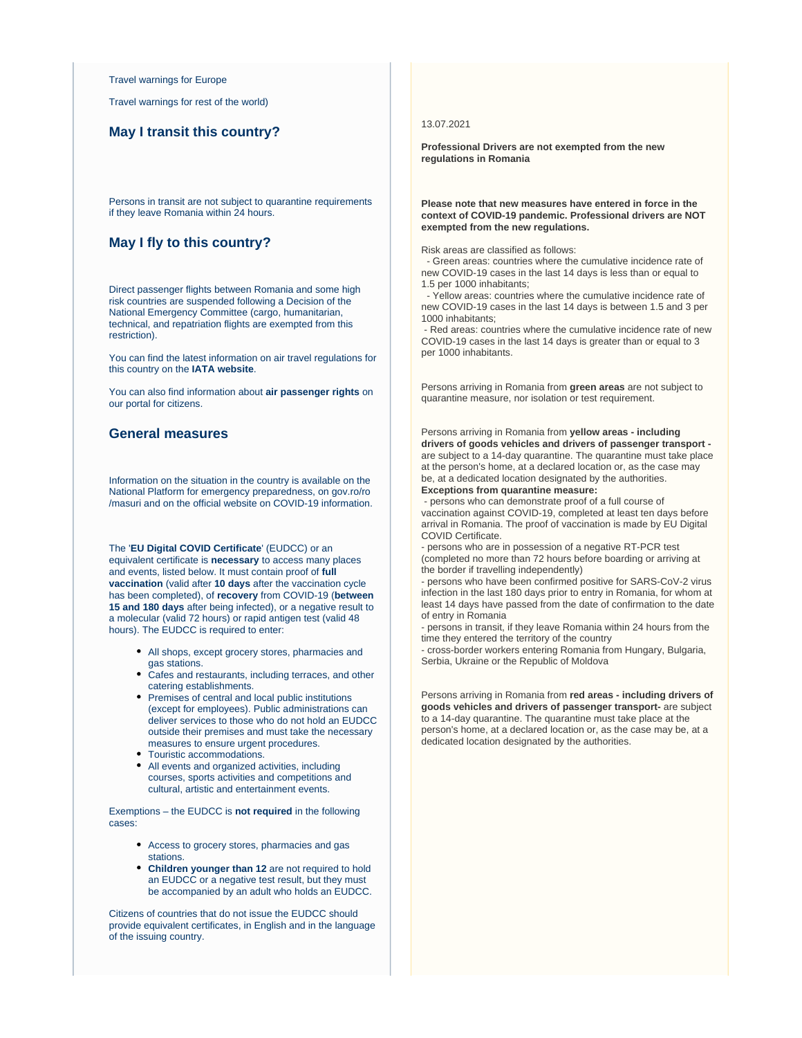Travel warnings for Europe

Travel warnings for rest of the world)

## May I transit this country?

Persons in transit are not subject to quarantine requirements if they leave Romania within 24 hours.

## May I fly to this country?

Direct passenger flights between Romania and some high risk countries are suspended following a Decision of the National Emergency Committee (cargo, humanitarian, technical, and repatriation flights are exempted from this restriction).

You can find the latest information on air travel regulations for this country on the **IATA website**.

You can also find information about **air passenger rights** on our portal for citizens.

## General measures

Information on the situation in the country is available on the National Platform for emergency preparedness, on gov.ro/ro/masuri and on the official website on COVID-19 information.

The '**EU Digital COVID Certificate**' (EUDCC) or an equivalent certificate is **necessary** to access many places and events, listed below. It must contain proof of **full vaccination** (valid after **10 days** after the vaccination cycle has been completed), of **recovery** from COVID-19 (**between 15 and 180 days** after being infected), or a negative result to a molecular (valid 72 hours) or rapid antigen test (valid 48 hours). The EUDCC is required to enter:

- All shops, except grocery stores, pharmacies and gas stations.
- Cafes and restaurants, including terraces, and other catering establishments.
- Premises of central and local public institutions (except for employees). Public administrations can deliver services to those who do not hold an EUDCC outside their premises and must take the necessary measures to ensure urgent procedures.
- Touristic accommodations.
- All events and organized activities, including courses, sports activities and competitions and cultural, artistic and entertainment events.

Exemptions – the EUDCC is **not required** in the following cases:

- Access to grocery stores, pharmacies and gas stations.
- **Children younger than 12** are not required to hold an EUDCC or a negative test result, but they must be accompanied by an adult who holds an EUDCC.

Citizens of countries that do not issue the EUDCC should provide equivalent certificates, in English and in the language of the issuing country.

13.07.2021

**Professional Drivers are not exempted from the new regulations in Romania**

**Please note that new measures have entered in force in the context of COVID-19 pandemic. Professional drivers are NOT exempted from the new regulations.**

Risk areas are classified as follows:
- Green areas: countries where the cumulative incidence rate of new COVID-19 cases in the last 14 days is less than or equal to 1.5 per 1000 inhabitants;
- Yellow areas: countries where the cumulative incidence rate of new COVID-19 cases in the last 14 days is between 1.5 and 3 per 1000 inhabitants;
- Red areas: countries where the cumulative incidence rate of new COVID-19 cases in the last 14 days is greater than or equal to 3 per 1000 inhabitants.

Persons arriving in Romania from **green areas** are not subject to quarantine measure, nor isolation or test requirement.

Persons arriving in Romania from **yellow areas - including drivers of goods vehicles and drivers of passenger transport -** are subject to a 14-day quarantine. The quarantine must take place at the person's home, at a declared location or, as the case may be, at a dedicated location designated by the authorities.
**Exceptions from quarantine measure:**
- persons who can demonstrate proof of a full course of vaccination against COVID-19, completed at least ten days before arrival in Romania. The proof of vaccination is made by EU Digital COVID Certificate.
- persons who are in possession of a negative RT-PCR test (completed no more than 72 hours before boarding or arriving at the border if travelling independently)
- persons who have been confirmed positive for SARS-CoV-2 virus infection in the last 180 days prior to entry in Romania, for whom at least 14 days have passed from the date of confirmation to the date of entry in Romania
- persons in transit, if they leave Romania within 24 hours from the time they entered the territory of the country
- cross-border workers entering Romania from Hungary, Bulgaria, Serbia, Ukraine or the Republic of Moldova

Persons arriving in Romania from **red areas - including drivers of goods vehicles and drivers of passenger transport-** are subject to a 14-day quarantine. The quarantine must take place at the person's home, at a declared location or, as the case may be, at a dedicated location designated by the authorities.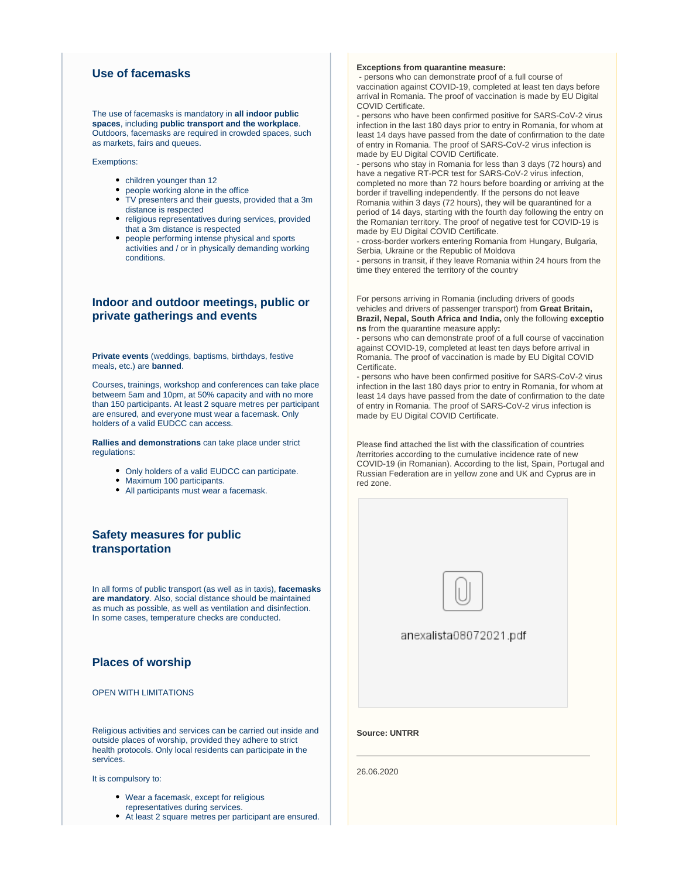## Use of facemasks

The use of facemasks is mandatory in **all indoor public spaces**, including **public transport and the workplace**. Outdoors, facemasks are required in crowded spaces, such as markets, fairs and queues.

Exemptions:

- children younger than 12
- people working alone in the office
- TV presenters and their guests, provided that a 3m distance is respected
- religious representatives during services, provided that a 3m distance is respected
- people performing intense physical and sports activities and / or in physically demanding working conditions.

## Indoor and outdoor meetings, public or private gatherings and events

**Private events** (weddings, baptisms, birthdays, festive meals, etc.) are **banned**.

Courses, trainings, workshop and conferences can take place betweem 5am and 10pm, at 50% capacity and with no more than 150 participants. At least 2 square metres per participant are ensured, and everyone must wear a facemask. Only holders of a valid EUDCC can access.

**Rallies and demonstrations** can take place under strict regulations:

- Only holders of a valid EUDCC can participate.
- Maximum 100 participants.
- All participants must wear a facemask.

## Safety measures for public transportation

In all forms of public transport (as well as in taxis), **facemasks are mandatory**. Also, social distance should be maintained as much as possible, as well as ventilation and disinfection. In some cases, temperature checks are conducted.

## Places of worship

OPEN WITH LIMITATIONS

Religious activities and services can be carried out inside and outside places of worship, provided they adhere to strict health protocols. Only local residents can participate in the services.

It is compulsory to:

- Wear a facemask, except for religious representatives during services.
- At least 2 square metres per participant are ensured.

**Exceptions from quarantine measure:**

- persons who can demonstrate proof of a full course of vaccination against COVID-19, completed at least ten days before arrival in Romania. The proof of vaccination is made by EU Digital COVID Certificate.
- persons who have been confirmed positive for SARS-CoV-2 virus infection in the last 180 days prior to entry in Romania, for whom at least 14 days have passed from the date of confirmation to the date of entry in Romania. The proof of SARS-CoV-2 virus infection is made by EU Digital COVID Certificate.
- persons who stay in Romania for less than 3 days (72 hours) and have a negative RT-PCR test for SARS-CoV-2 virus infection, completed no more than 72 hours before boarding or arriving at the border if travelling independently. If the persons do not leave Romania within 3 days (72 hours), they will be quarantined for a period of 14 days, starting with the fourth day following the entry on the Romanian territory. The proof of negative test for COVID-19 is made by EU Digital COVID Certificate.
- cross-border workers entering Romania from Hungary, Bulgaria, Serbia, Ukraine or the Republic of Moldova
- persons in transit, if they leave Romania within 24 hours from the time they entered the territory of the country

For persons arriving in Romania (including drivers of goods vehicles and drivers of passenger transport) from **Great Britain, Brazil, Nepal, South Africa and India,** only the following **exceptions** from the quarantine measure apply**:**

- persons who can demonstrate proof of a full course of vaccination against COVID-19, completed at least ten days before arrival in Romania. The proof of vaccination is made by EU Digital COVID Certificate.
- persons who have been confirmed positive for SARS-CoV-2 virus infection in the last 180 days prior to entry in Romania, for whom at least 14 days have passed from the date of confirmation to the date of entry in Romania. The proof of SARS-CoV-2 virus infection is made by EU Digital COVID Certificate.

Please find attached the list with the classification of countries /territories according to the cumulative incidence rate of new COVID-19 (in Romanian). According to the list, Spain, Portugal and Russian Federation are in yellow zone and UK and Cyprus are in red zone.

anexalista08072021.pdf

**Source: UNTRR**

26.06.2020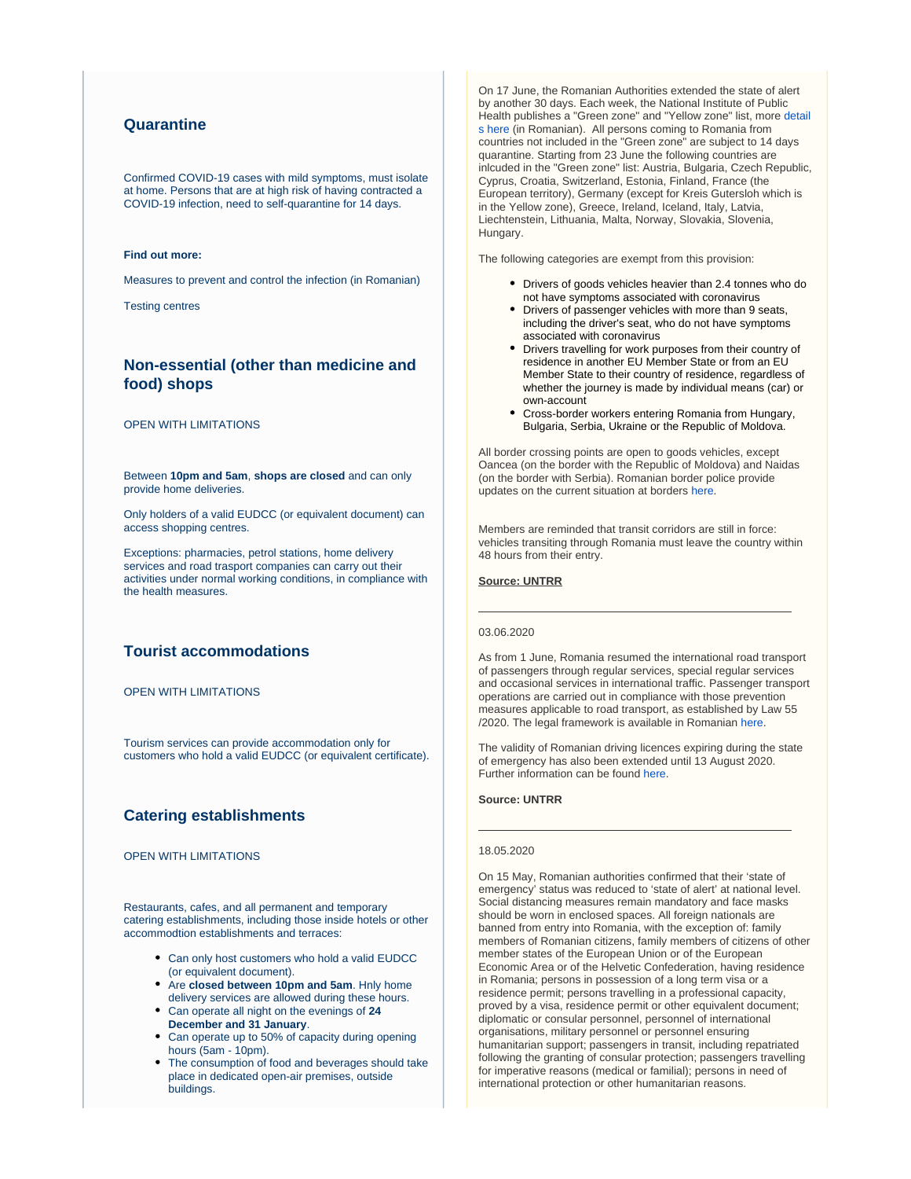## Quarantine

Confirmed COVID-19 cases with mild symptoms, must isolate at home. Persons that are at high risk of having contracted a COVID-19 infection, need to self-quarantine for 14 days.

**Find out more:**

Measures to prevent and control the infection (in Romanian)

Testing centres

## Non-essential (other than medicine and food) shops

OPEN WITH LIMITATIONS

Between **10pm and 5am**, **shops are closed** and can only provide home deliveries.

Only holders of a valid EUDCC (or equivalent document) can access shopping centres.

Exceptions: pharmacies, petrol stations, home delivery services and road trasport companies can carry out their activities under normal working conditions, in compliance with the health measures.

## Tourist accommodations

OPEN WITH LIMITATIONS

Tourism services can provide accommodation only for customers who hold a valid EUDCC (or equivalent certificate).

## Catering establishments

OPEN WITH LIMITATIONS

Restaurants, cafes, and all permanent and temporary catering establishments, including those inside hotels or other accommodtion establishments and terraces:

- Can only host customers who hold a valid EUDCC (or equivalent document).
- Are **closed between 10pm and 5am**. Hnly home delivery services are allowed during these hours.
- Can operate all night on the evenings of **24 December and 31 January**.
- Can operate up to 50% of capacity during opening hours (5am - 10pm).
- The consumption of food and beverages should take place in dedicated open-air premises, outside buildings.

On 17 June, the Romanian Authorities extended the state of alert by another 30 days. Each week, the National Institute of Public Health publishes a "Green zone" and "Yellow zone" list, more details here (in Romanian). All persons coming to Romania from countries not included in the "Green zone" are subject to 14 days quarantine. Starting from 23 June the following countries are inlcuded in the "Green zone" list: Austria, Bulgaria, Czech Republic, Cyprus, Croatia, Switzerland, Estonia, Finland, France (the European territory), Germany (except for Kreis Gutersloh which is in the Yellow zone), Greece, Ireland, Iceland, Italy, Latvia, Liechtenstein, Lithuania, Malta, Norway, Slovakia, Slovenia, Hungary.

The following categories are exempt from this provision:

- Drivers of goods vehicles heavier than 2.4 tonnes who do not have symptoms associated with coronavirus
- Drivers of passenger vehicles with more than 9 seats, including the driver's seat, who do not have symptoms associated with coronavirus
- Drivers travelling for work purposes from their country of residence in another EU Member State or from an EU Member State to their country of residence, regardless of whether the journey is made by individual means (car) or own-account
- Cross-border workers entering Romania from Hungary, Bulgaria, Serbia, Ukraine or the Republic of Moldova.

All border crossing points are open to goods vehicles, except Oancea (on the border with the Republic of Moldova) and Naidas (on the border with Serbia). Romanian border police provide updates on the current situation at borders here.

Members are reminded that transit corridors are still in force: vehicles transiting through Romania must leave the country within 48 hours from their entry.

**Source: UNTRR**

---

03.06.2020

As from 1 June, Romania resumed the international road transport of passengers through regular services, special regular services and occasional services in international traffic. Passenger transport operations are carried out in compliance with those prevention measures applicable to road transport, as established by Law 55 /2020. The legal framework is available in Romanian here.

The validity of Romanian driving licences expiring during the state of emergency has also been extended until 13 August 2020. Further information can be found here.

**Source: UNTRR**

---

18.05.2020

On 15 May, Romanian authorities confirmed that their 'state of emergency' status was reduced to 'state of alert' at national level. Social distancing measures remain mandatory and face masks should be worn in enclosed spaces. All foreign nationals are banned from entry into Romania, with the exception of: family members of Romanian citizens, family members of citizens of other member states of the European Union or of the European Economic Area or of the Helvetic Confederation, having residence in Romania; persons in possession of a long term visa or a residence permit; persons travelling in a professional capacity, proved by a visa, residence permit or other equivalent document; diplomatic or consular personnel, personnel of international organisations, military personnel or personnel ensuring humanitarian support; passengers in transit, including repatriated following the granting of consular protection; passengers travelling for imperative reasons (medical or familial); persons in need of international protection or other humanitarian reasons.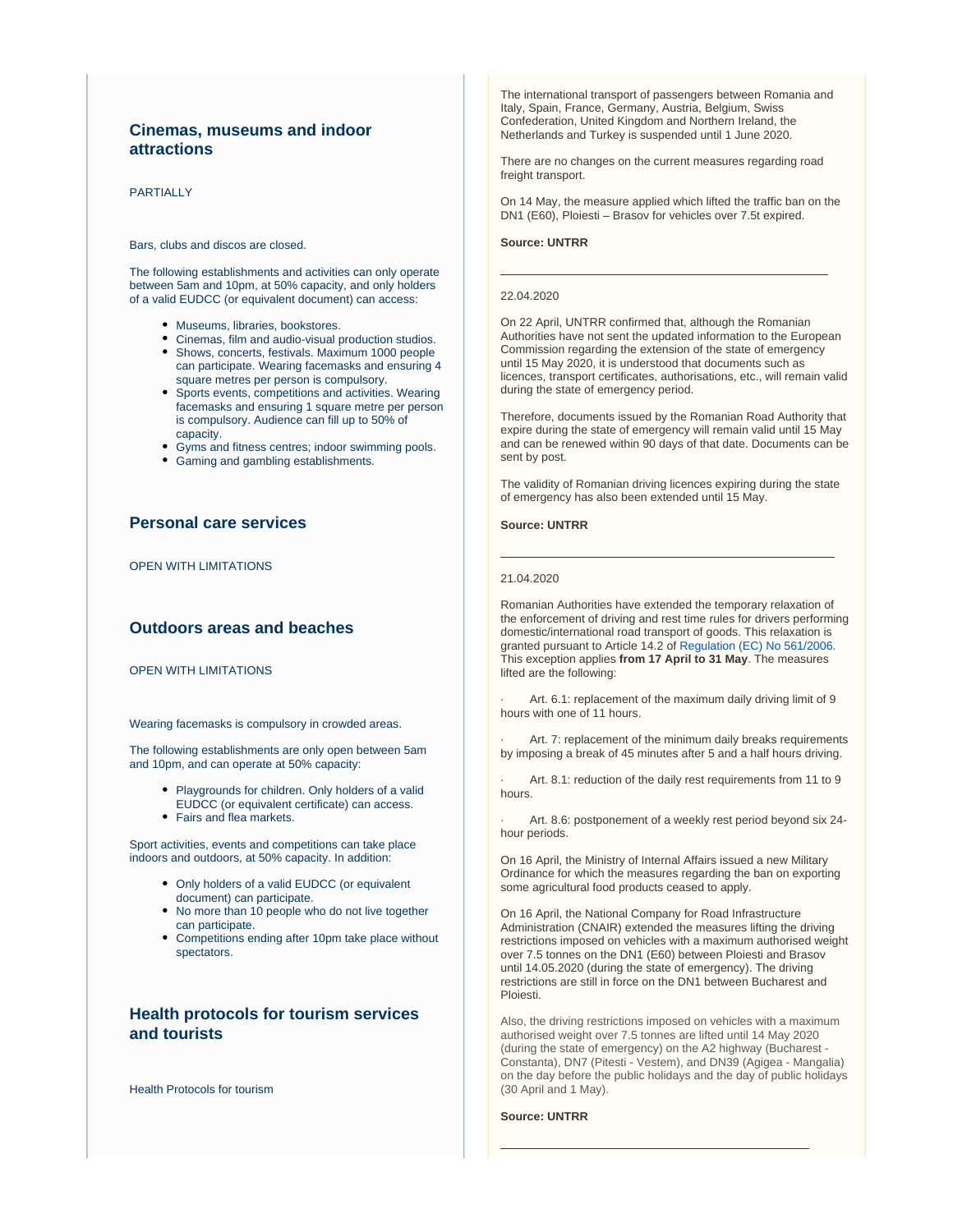## Cinemas, museums and indoor attractions

PARTIALLY

Bars, clubs and discos are closed.

The following establishments and activities can only operate between 5am and 10pm, at 50% capacity, and only holders of a valid EUDCC (or equivalent document) can access:

- Museums, libraries, bookstores.
- Cinemas, film and audio-visual production studios.
- Shows, concerts, festivals. Maximum 1000 people can participate. Wearing facemasks and ensuring 4 square metres per person is compulsory.
- Sports events, competitions and activities. Wearing facemasks and ensuring 1 square metre per person is compulsory. Audience can fill up to 50% of capacity.
- Gyms and fitness centres; indoor swimming pools.
- Gaming and gambling establishments.

## Personal care services

OPEN WITH LIMITATIONS

## Outdoors areas and beaches

OPEN WITH LIMITATIONS

Wearing facemasks is compulsory in crowded areas.

The following establishments are only open between 5am and 10pm, and can operate at 50% capacity:

- Playgrounds for children. Only holders of a valid EUDCC (or equivalent certificate) can access.
- Fairs and flea markets.

Sport activities, events and competitions can take place indoors and outdoors, at 50% capacity. In addition:

- Only holders of a valid EUDCC (or equivalent document) can participate.
- No more than 10 people who do not live together can participate.
- Competitions ending after 10pm take place without spectators.

## Health protocols for tourism services and tourists

Health Protocols for tourism

The international transport of passengers between Romania and Italy, Spain, France, Germany, Austria, Belgium, Swiss Confederation, United Kingdom and Northern Ireland, the Netherlands and Turkey is suspended until 1 June 2020.

There are no changes on the current measures regarding road freight transport.

On 14 May, the measure applied which lifted the traffic ban on the DN1 (E60), Ploiesti – Brasov for vehicles over 7.5t expired.

**Source: UNTRR**

---

22.04.2020

On 22 April, UNTRR confirmed that, although the Romanian Authorities have not sent the updated information to the European Commission regarding the extension of the state of emergency until 15 May 2020, it is understood that documents such as licences, transport certificates, authorisations, etc., will remain valid during the state of emergency period.

Therefore, documents issued by the Romanian Road Authority that expire during the state of emergency will remain valid until 15 May and can be renewed within 90 days of that date. Documents can be sent by post.

The validity of Romanian driving licences expiring during the state of emergency has also been extended until 15 May.

**Source: UNTRR**

---

21.04.2020

Romanian Authorities have extended the temporary relaxation of the enforcement of driving and rest time rules for drivers performing domestic/international road transport of goods. This relaxation is granted pursuant to Article 14.2 of Regulation (EC) No 561/2006. This exception applies **from 17 April to 31 May**. The measures lifted are the following:

· Art. 6.1: replacement of the maximum daily driving limit of 9 hours with one of 11 hours.

· Art. 7: replacement of the minimum daily breaks requirements by imposing a break of 45 minutes after 5 and a half hours driving.

· Art. 8.1: reduction of the daily rest requirements from 11 to 9 hours.

· Art. 8.6: postponement of a weekly rest period beyond six 24-hour periods.

On 16 April, the Ministry of Internal Affairs issued a new Military Ordinance for which the measures regarding the ban on exporting some agricultural food products ceased to apply.

On 16 April, the National Company for Road Infrastructure Administration (CNAIR) extended the measures lifting the driving restrictions imposed on vehicles with a maximum authorised weight over 7.5 tonnes on the DN1 (E60) between Ploiesti and Brasov until 14.05.2020 (during the state of emergency). The driving restrictions are still in force on the DN1 between Bucharest and Ploiesti.

Also, the driving restrictions imposed on vehicles with a maximum authorised weight over 7.5 tonnes are lifted until 14 May 2020 (during the state of emergency) on the A2 highway (Bucharest - Constanta), DN7 (Pitesti - Vestem), and DN39 (Agigea - Mangalia) on the day before the public holidays and the day of public holidays (30 April and 1 May).

**Source: UNTRR**

---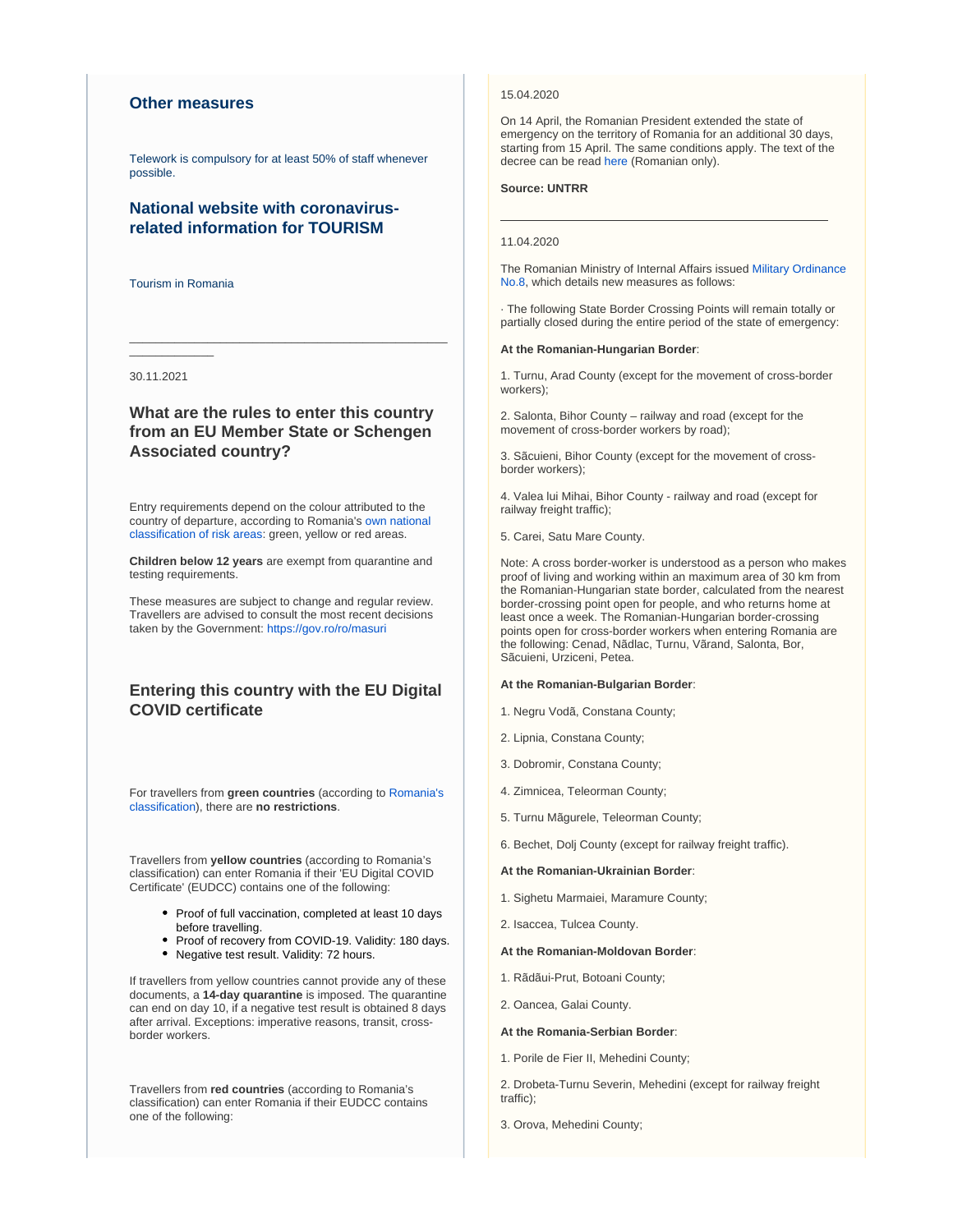## Other measures

Telework is compulsory for at least 50% of staff whenever possible.

## National website with coronavirus-related information for TOURISM

Tourism in Romania

---

30.11.2021

### What are the rules to enter this country from an EU Member State or Schengen Associated country?

Entry requirements depend on the colour attributed to the country of departure, according to Romania's own national classification of risk areas: green, yellow or red areas.

**Children below 12 years** are exempt from quarantine and testing requirements.

These measures are subject to change and regular review. Travellers are advised to consult the most recent decisions taken by the Government: https://gov.ro/ro/masuri

### Entering this country with the EU Digital COVID certificate

For travellers from **green countries** (according to Romania's classification), there are **no restrictions**.

Travellers from **yellow countries** (according to Romania's classification) can enter Romania if their 'EU Digital COVID Certificate' (EUDCC) contains one of the following:

- Proof of full vaccination, completed at least 10 days before travelling.
- Proof of recovery from COVID-19. Validity: 180 days.
- Negative test result. Validity: 72 hours.

If travellers from yellow countries cannot provide any of these documents, a **14-day quarantine** is imposed. The quarantine can end on day 10, if a negative test result is obtained 8 days after arrival. Exceptions: imperative reasons, transit, cross-border workers.

Travellers from **red countries** (according to Romania's classification) can enter Romania if their EUDCC contains one of the following:

15.04.2020

On 14 April, the Romanian President extended the state of emergency on the territory of Romania for an additional 30 days, starting from 15 April. The same conditions apply. The text of the decree can be read here (Romanian only).

**Source: UNTRR**

---

11.04.2020

The Romanian Ministry of Internal Affairs issued Military Ordinance No.8, which details new measures as follows:

· The following State Border Crossing Points will remain totally or partially closed during the entire period of the state of emergency:

**At the Romanian-Hungarian Border**:

1. Turnu, Arad County (except for the movement of cross-border workers);

2. Salonta, Bihor County – railway and road (except for the movement of cross-border workers by road);

3. Săcuieni, Bihor County (except for the movement of cross-border workers);

4. Valea lui Mihai, Bihor County - railway and road (except for railway freight traffic);

5. Carei, Satu Mare County.

Note: A cross border-worker is understood as a person who makes proof of living and working within an maximum area of 30 km from the Romanian-Hungarian state border, calculated from the nearest border-crossing point open for people, and who returns home at least once a week. The Romanian-Hungarian border-crossing points open for cross-border workers when entering Romania are the following: Cenad, Nădlac, Turnu, Vărand, Salonta, Bor, Săcuieni, Urziceni, Petea.

**At the Romanian-Bulgarian Border**:

1. Negru Vodă, Constana County;

2. Lipnia, Constana County;

3. Dobromir, Constana County;

4. Zimnicea, Teleorman County;

5. Turnu Măgurele, Teleorman County;

6. Bechet, Dolj County (except for railway freight traffic).

**At the Romanian-Ukrainian Border**:

1. Sighetu Marmaiei, Maramure County;

2. Isaccea, Tulcea County.

**At the Romanian-Moldovan Border**:

1. Rădăui-Prut, Botoani County;

2. Oancea, Galai County.

**At the Romania-Serbian Border**:

1. Porile de Fier II, Mehedini County;

2. Drobeta-Turnu Severin, Mehedini (except for railway freight traffic);

3. Orova, Mehedini County;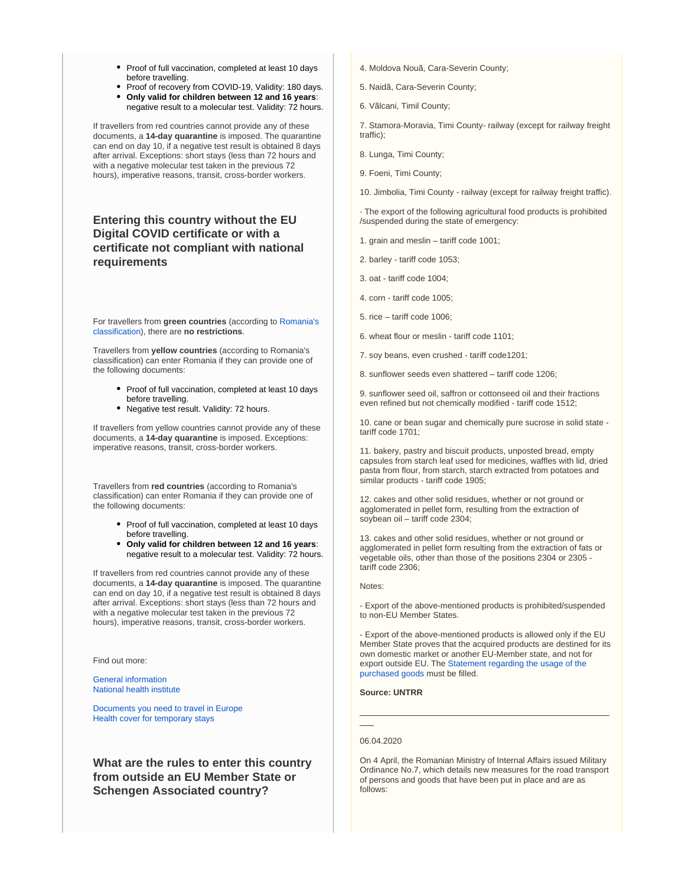- Proof of full vaccination, completed at least 10 days before travelling.
- Proof of recovery from COVID-19, Validity: 180 days.
- **Only valid for children between 12 and 16 years**: negative result to a molecular test. Validity: 72 hours.

If travellers from red countries cannot provide any of these documents, a **14-day quarantine** is imposed. The quarantine can end on day 10, if a negative test result is obtained 8 days after arrival. Exceptions: short stays (less than 72 hours and with a negative molecular test taken in the previous 72 hours), imperative reasons, transit, cross-border workers.

## Entering this country without the EU Digital COVID certificate or with a certificate not compliant with national requirements

For travellers from **green countries** (according to Romania's classification), there are **no restrictions**.

Travellers from **yellow countries** (according to Romania's classification) can enter Romania if they can provide one of the following documents:

- Proof of full vaccination, completed at least 10 days before travelling.
- Negative test result. Validity: 72 hours.

If travellers from yellow countries cannot provide any of these documents, a **14-day quarantine** is imposed. Exceptions: imperative reasons, transit, cross-border workers.

Travellers from **red countries** (according to Romania's classification) can enter Romania if they can provide one of the following documents:

- Proof of full vaccination, completed at least 10 days before travelling.
- **Only valid for children between 12 and 16 years**: negative result to a molecular test. Validity: 72 hours.

If travellers from red countries cannot provide any of these documents, a **14-day quarantine** is imposed. The quarantine can end on day 10, if a negative test result is obtained 8 days after arrival. Exceptions: short stays (less than 72 hours and with a negative molecular test taken in the previous 72 hours), imperative reasons, transit, cross-border workers.

Find out more:

General information
National health institute

Documents you need to travel in Europe
Health cover for temporary stays

## What are the rules to enter this country from outside an EU Member State or Schengen Associated country?

4. Moldova Nouă, Cara-Severin County;

5. Naidă, Cara-Severin County;

6. Vălcani, Timil County;

7. Stamora-Moravia, Timi County- railway (except for railway freight traffic);

8. Lunga, Timi County;

9. Foeni, Timi County;

10. Jimbolia, Timi County - railway (except for railway freight traffic).

· The export of the following agricultural food products is prohibited /suspended during the state of emergency:

1. grain and meslin – tariff code 1001;

2. barley - tariff code 1053;

3. oat - tariff code 1004;

4. corn - tariff code 1005;

5. rice – tariff code 1006;

6. wheat flour or meslin - tariff code 1101;

7. soy beans, even crushed - tariff code1201;

8. sunflower seeds even shattered – tariff code 1206;

9. sunflower seed oil, saffron or cottonseed oil and their fractions even refined but not chemically modified - tariff code 1512;

10. cane or bean sugar and chemically pure sucrose in solid state - tariff code 1701;

11. bakery, pastry and biscuit products, unposted bread, empty capsules from starch leaf used for medicines, waffles with lid, dried pasta from flour, from starch, starch extracted from potatoes and similar products - tariff code 1905;

12. cakes and other solid residues, whether or not ground or agglomerated in pellet form, resulting from the extraction of soybean oil – tariff code 2304;

13. cakes and other solid residues, whether or not ground or agglomerated in pellet form resulting from the extraction of fats or vegetable oils, other than those of the positions 2304 or 2305 - tariff code 2306;

Notes:

- Export of the above-mentioned products is prohibited/suspended to non-EU Member States.

- Export of the above-mentioned products is allowed only if the EU Member State proves that the acquired products are destined for its own domestic market or another EU-Member state, and not for export outside EU. The Statement regarding the usage of the purchased goods must be filled.

**Source: UNTRR**

---

06.04.2020

On 4 April, the Romanian Ministry of Internal Affairs issued Military Ordinance No.7, which details new measures for the road transport of persons and goods that have been put in place and are as follows: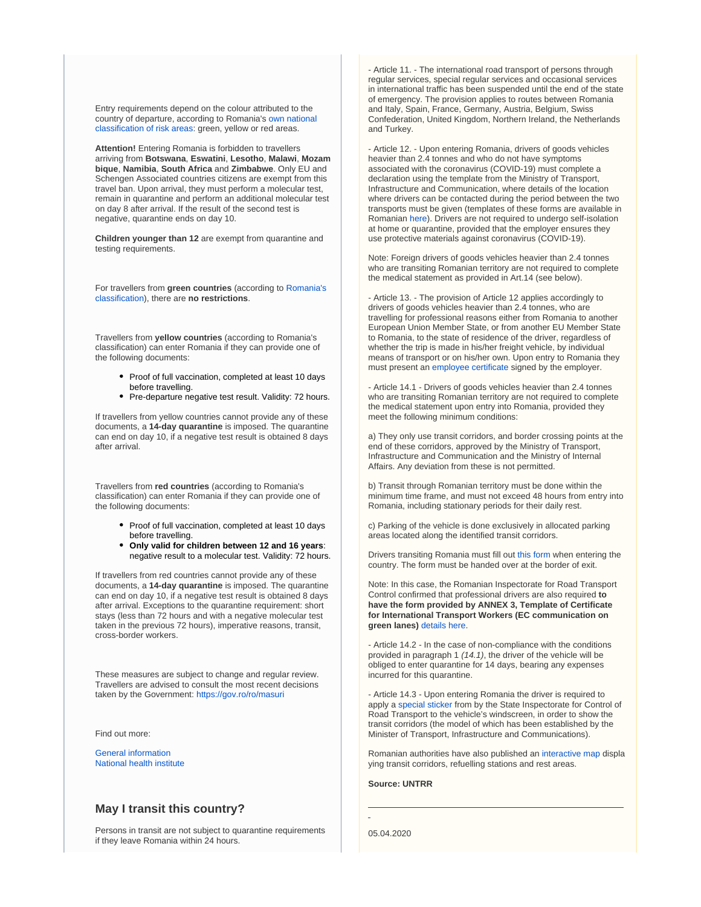Entry requirements depend on the colour attributed to the country of departure, according to Romania's own national classification of risk areas: green, yellow or red areas.

**Attention!** Entering Romania is forbidden to travellers arriving from **Botswana**, **Eswatini**, **Lesotho**, **Malawi**, **Mozambique**, **Namibia**, **South Africa** and **Zimbabwe**. Only EU and Schengen Associated countries citizens are exempt from this travel ban. Upon arrival, they must perform a molecular test, remain in quarantine and perform an additional molecular test on day 8 after arrival. If the result of the second test is negative, quarantine ends on day 10.

**Children younger than 12** are exempt from quarantine and testing requirements.

For travellers from **green countries** (according to Romania's classification), there are **no restrictions**.

Travellers from **yellow countries** (according to Romania's classification) can enter Romania if they can provide one of the following documents:

- Proof of full vaccination, completed at least 10 days before travelling.
- Pre-departure negative test result. Validity: 72 hours.

If travellers from yellow countries cannot provide any of these documents, a **14-day quarantine** is imposed. The quarantine can end on day 10, if a negative test result is obtained 8 days after arrival.

Travellers from **red countries** (according to Romania's classification) can enter Romania if they can provide one of the following documents:

- Proof of full vaccination, completed at least 10 days before travelling.
- **Only valid for children between 12 and 16 years**: negative result to a molecular test. Validity: 72 hours.

If travellers from red countries cannot provide any of these documents, a **14-day quarantine** is imposed. The quarantine can end on day 10, if a negative test result is obtained 8 days after arrival. Exceptions to the quarantine requirement: short stays (less than 72 hours and with a negative molecular test taken in the previous 72 hours), imperative reasons, transit, cross-border workers.

These measures are subject to change and regular review. Travellers are advised to consult the most recent decisions taken by the Government: https://gov.ro/ro/masuri

Find out more:

General information
National health institute

## May I transit this country?

Persons in transit are not subject to quarantine requirements if they leave Romania within 24 hours.

- Article 11. - The international road transport of persons through regular services, special regular services and occasional services in international traffic has been suspended until the end of the state of emergency. The provision applies to routes between Romania and Italy, Spain, France, Germany, Austria, Belgium, Swiss Confederation, United Kingdom, Northern Ireland, the Netherlands and Turkey.

- Article 12. - Upon entering Romania, drivers of goods vehicles heavier than 2.4 tonnes and who do not have symptoms associated with the coronavirus (COVID-19) must complete a declaration using the template from the Ministry of Transport, Infrastructure and Communication, where details of the location where drivers can be contacted during the period between the two transports must be given (templates of these forms are available in Romanian here). Drivers are not required to undergo self-isolation at home or quarantine, provided that the employer ensures they use protective materials against coronavirus (COVID-19).

Note: Foreign drivers of goods vehicles heavier than 2.4 tonnes who are transiting Romanian territory are not required to complete the medical statement as provided in Art.14 (see below).

- Article 13. - The provision of Article 12 applies accordingly to drivers of goods vehicles heavier than 2.4 tonnes, who are travelling for professional reasons either from Romania to another European Union Member State, or from another EU Member State to Romania, to the state of residence of the driver, regardless of whether the trip is made in his/her freight vehicle, by individual means of transport or on his/her own. Upon entry to Romania they must present an employee certificate signed by the employer.

- Article 14.1 - Drivers of goods vehicles heavier than 2.4 tonnes who are transiting Romanian territory are not required to complete the medical statement upon entry into Romania, provided they meet the following minimum conditions:

a) They only use transit corridors, and border crossing points at the end of these corridors, approved by the Ministry of Transport, Infrastructure and Communication and the Ministry of Internal Affairs. Any deviation from these is not permitted.

b) Transit through Romanian territory must be done within the minimum time frame, and must not exceed 48 hours from entry into Romania, including stationary periods for their daily rest.

c) Parking of the vehicle is done exclusively in allocated parking areas located along the identified transit corridors.

Drivers transiting Romania must fill out this form when entering the country. The form must be handed over at the border of exit.

Note: In this case, the Romanian Inspectorate for Road Transport Control confirmed that professional drivers are also required **to have the form provided by ANNEX 3, Template of Certificate for International Transport Workers (EC communication on green lanes)** details here.

- Article 14.2 - In the case of non-compliance with the conditions provided in paragraph 1 *(14.1)*, the driver of the vehicle will be obliged to enter quarantine for 14 days, bearing any expenses incurred for this quarantine.

- Article 14.3 - Upon entering Romania the driver is required to apply a special sticker from by the State Inspectorate for Control of Road Transport to the vehicle's windscreen, in order to show the transit corridors (the model of which has been established by the Minister of Transport, Infrastructure and Communications).

Romanian authorities have also published an interactive map displaying transit corridors, refuelling stations and rest areas.

**Source: UNTRR**

---

05.04.2020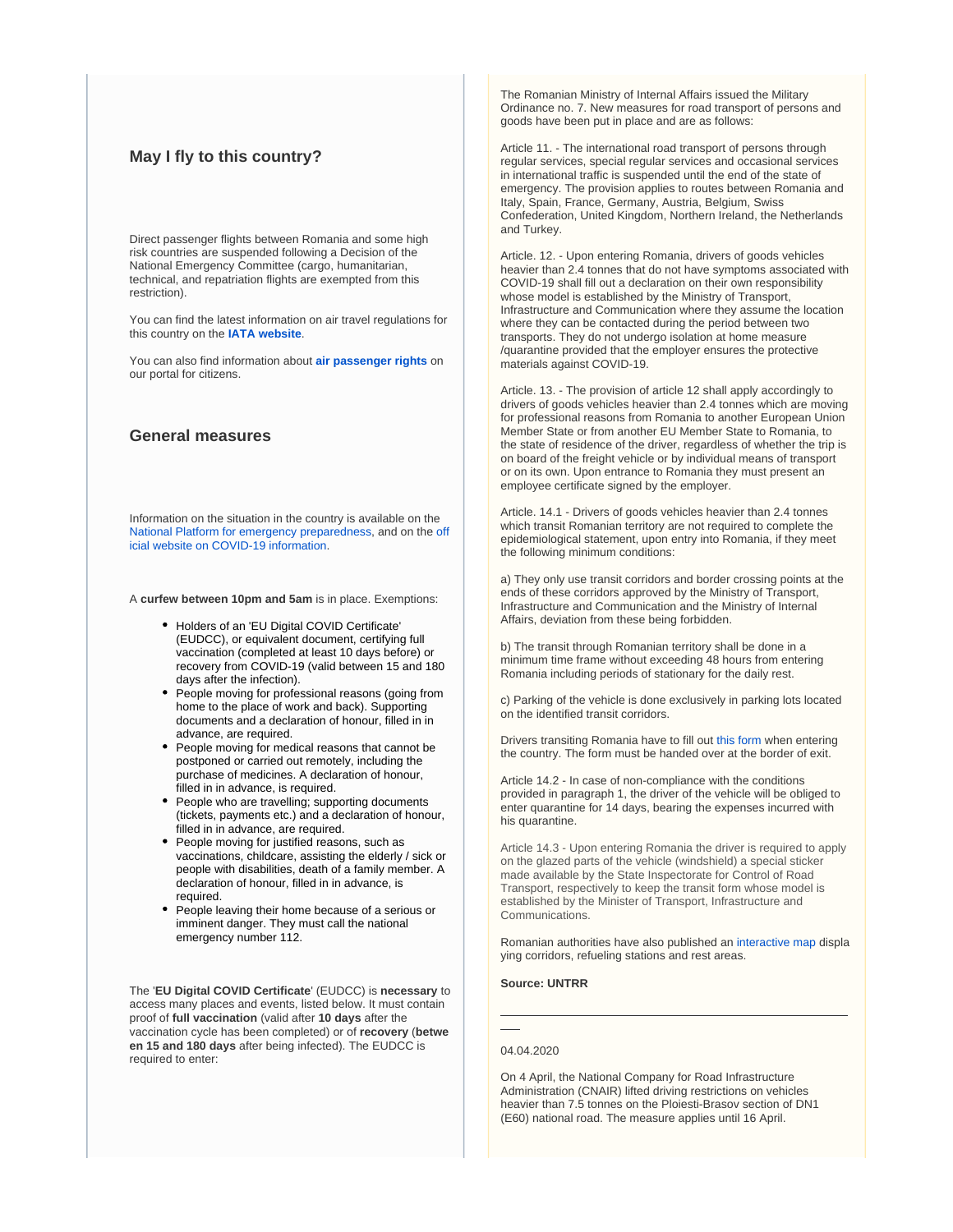## May I fly to this country?

Direct passenger flights between Romania and some high risk countries are suspended following a Decision of the National Emergency Committee (cargo, humanitarian, technical, and repatriation flights are exempted from this restriction).

You can find the latest information on air travel regulations for this country on the **IATA website**.

You can also find information about **air passenger rights** on our portal for citizens.

## General measures

Information on the situation in the country is available on the National Platform for emergency preparedness, and on the official website on COVID-19 information.

A **curfew between 10pm and 5am** is in place. Exemptions:

- Holders of an 'EU Digital COVID Certificate' (EUDCC), or equivalent document, certifying full vaccination (completed at least 10 days before) or recovery from COVID-19 (valid between 15 and 180 days after the infection).
- People moving for professional reasons (going from home to the place of work and back). Supporting documents and a declaration of honour, filled in in advance, are required.
- People moving for medical reasons that cannot be postponed or carried out remotely, including the purchase of medicines. A declaration of honour, filled in in advance, is required.
- People who are travelling; supporting documents (tickets, payments etc.) and a declaration of honour, filled in in advance, are required.
- People moving for justified reasons, such as vaccinations, childcare, assisting the elderly / sick or people with disabilities, death of a family member. A declaration of honour, filled in in advance, is required.
- People leaving their home because of a serious or imminent danger. They must call the national emergency number 112.

The '**EU Digital COVID Certificate**' (EUDCC) is **necessary** to access many places and events, listed below. It must contain proof of **full vaccination** (valid after **10 days** after the vaccination cycle has been completed) or of **recovery** (**between 15 and 180 days** after being infected). The EUDCC is required to enter:

The Romanian Ministry of Internal Affairs issued the Military Ordinance no. 7. New measures for road transport of persons and goods have been put in place and are as follows:

Article 11. - The international road transport of persons through regular services, special regular services and occasional services in international traffic is suspended until the end of the state of emergency. The provision applies to routes between Romania and Italy, Spain, France, Germany, Austria, Belgium, Swiss Confederation, United Kingdom, Northern Ireland, the Netherlands and Turkey.

Article. 12. - Upon entering Romania, drivers of goods vehicles heavier than 2.4 tonnes that do not have symptoms associated with COVID-19 shall fill out a declaration on their own responsibility whose model is established by the Ministry of Transport, Infrastructure and Communication where they assume the location where they can be contacted during the period between two transports. They do not undergo isolation at home measure /quarantine provided that the employer ensures the protective materials against COVID-19.

Article. 13. - The provision of article 12 shall apply accordingly to drivers of goods vehicles heavier than 2.4 tonnes which are moving for professional reasons from Romania to another European Union Member State or from another EU Member State to Romania, to the state of residence of the driver, regardless of whether the trip is on board of the freight vehicle or by individual means of transport or on its own. Upon entrance to Romania they must present an employee certificate signed by the employer.

Article. 14.1 - Drivers of goods vehicles heavier than 2.4 tonnes which transit Romanian territory are not required to complete the epidemiological statement, upon entry into Romania, if they meet the following minimum conditions:

a) They only use transit corridors and border crossing points at the ends of these corridors approved by the Ministry of Transport, Infrastructure and Communication and the Ministry of Internal Affairs, deviation from these being forbidden.

b) The transit through Romanian territory shall be done in a minimum time frame without exceeding 48 hours from entering Romania including periods of stationary for the daily rest.

c) Parking of the vehicle is done exclusively in parking lots located on the identified transit corridors.

Drivers transiting Romania have to fill out this form when entering the country. The form must be handed over at the border of exit.

Article 14.2 - In case of non-compliance with the conditions provided in paragraph 1, the driver of the vehicle will be obliged to enter quarantine for 14 days, bearing the expenses incurred with his quarantine.

Article 14.3 - Upon entering Romania the driver is required to apply on the glazed parts of the vehicle (windshield) a special sticker made available by the State Inspectorate for Control of Road Transport, respectively to keep the transit form whose model is established by the Minister of Transport, Infrastructure and Communications.

Romanian authorities have also published an interactive map displaying corridors, refueling stations and rest areas.

**Source: UNTRR**

---

04.04.2020

On 4 April, the National Company for Road Infrastructure Administration (CNAIR) lifted driving restrictions on vehicles heavier than 7.5 tonnes on the Ploiesti-Brasov section of DN1 (E60) national road. The measure applies until 16 April.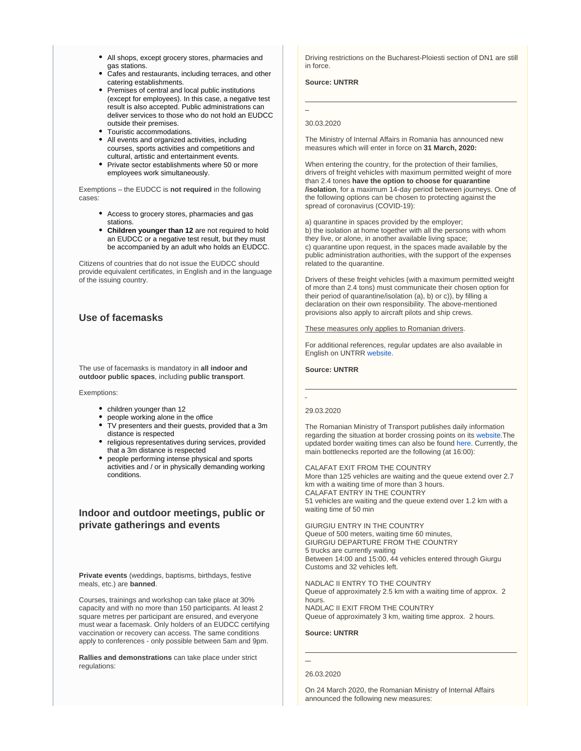- All shops, except grocery stores, pharmacies and gas stations.
- Cafes and restaurants, including terraces, and other catering establishments.
- Premises of central and local public institutions (except for employees). In this case, a negative test result is also accepted. Public administrations can deliver services to those who do not hold an EUDCC outside their premises.
- Touristic accommodations.
- All events and organized activities, including courses, sports activities and competitions and cultural, artistic and entertainment events.
- Private sector establishments where 50 or more employees work simultaneously.

Exemptions – the EUDCC is **not required** in the following cases:

- Access to grocery stores, pharmacies and gas stations.
- **Children younger than 12** are not required to hold an EUDCC or a negative test result, but they must be accompanied by an adult who holds an EUDCC.

Citizens of countries that do not issue the EUDCC should provide equivalent certificates, in English and in the language of the issuing country.

### Use of facemasks

The use of facemasks is mandatory in **all indoor and outdoor public spaces**, including **public transport**.

Exemptions:

- children younger than 12
- people working alone in the office
- TV presenters and their guests, provided that a 3m distance is respected
- religious representatives during services, provided that a 3m distance is respected
- people performing intense physical and sports activities and / or in physically demanding working conditions.

### Indoor and outdoor meetings, public or private gatherings and events

**Private events** (weddings, baptisms, birthdays, festive meals, etc.) are **banned**.

Courses, trainings and workshop can take place at 30% capacity and with no more than 150 participants. At least 2 square metres per participant are ensured, and everyone must wear a facemask. Only holders of an EUDCC certifying vaccination or recovery can access. The same conditions apply to conferences - only possible between 5am and 9pm.

**Rallies and demonstrations** can take place under strict regulations:

Driving restrictions on the Bucharest-Ploiesti section of DN1 are still in force.

**Source: UNTRR**

---

30.03.2020

The Ministry of Internal Affairs in Romania has announced new measures which will enter in force on **31 March, 2020:**

When entering the country, for the protection of their families, drivers of freight vehicles with maximum permitted weight of more than 2.4 tones **have the option to choose for quarantine /isolation**, for a maximum 14-day period between journeys. One of the following options can be chosen to protecting against the spread of coronavirus (COVID-19):

a) quarantine in spaces provided by the employer;
b) the isolation at home together with all the persons with whom they live, or alone, in another available living space;
c) quarantine upon request, in the spaces made available by the public administration authorities, with the support of the expenses related to the quarantine.

Drivers of these freight vehicles (with a maximum permitted weight of more than 2.4 tons) must communicate their chosen option for their period of quarantine/isolation (a), b) or c)), by filling a declaration on their own responsibility. The above-mentioned provisions also apply to aircraft pilots and ship crews.

These measures only applies to Romanian drivers.

For additional references, regular updates are also available in English on UNTRR website.

**Source: UNTRR**

---

29.03.2020

The Romanian Ministry of Transport publishes daily information regarding the situation at border crossing points on its website.The updated border waiting times can also be found here. Currently, the main bottlenecks reported are the following (at 16:00):

CALAFAT EXIT FROM THE COUNTRY
More than 125 vehicles are waiting and the queue extend over 2.7 km with a waiting time of more than 3 hours.
CALAFAT ENTRY IN THE COUNTRY
51 vehicles are waiting and the queue extend over 1.2 km with a waiting time of 50 min

GIURGIU ENTRY IN THE COUNTRY
Queue of 500 meters, waiting time 60 minutes,
GIURGIU DEPARTURE FROM THE COUNTRY
5 trucks are currently waiting
Between 14:00 and 15:00, 44 vehicles entered through Giurgu Customs and 32 vehicles left.

NADLAC II ENTRY TO THE COUNTRY
Queue of approximately 2.5 km with a waiting time of approx. 2 hours.
NADLAC II EXIT FROM THE COUNTRY
Queue of approximately 3 km, waiting time approx. 2 hours.

**Source: UNTRR**

---

26.03.2020

On 24 March 2020, the Romanian Ministry of Internal Affairs announced the following new measures: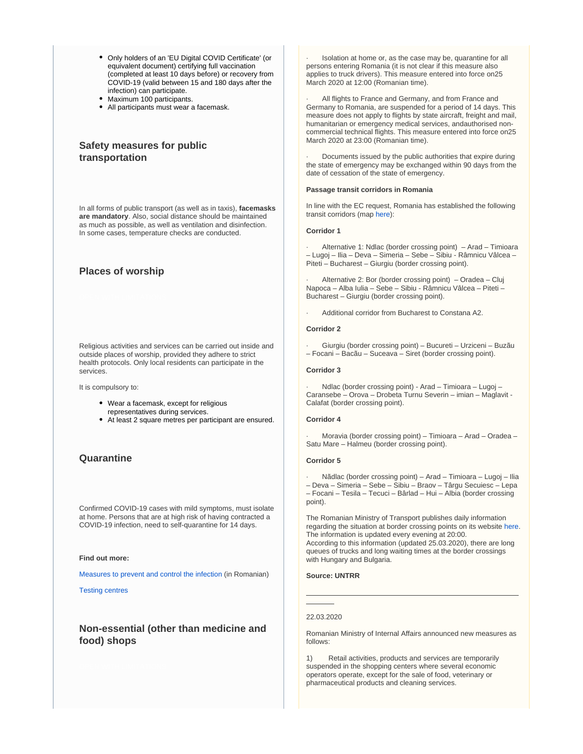- Only holders of an 'EU Digital COVID Certificate' (or equivalent document) certifying full vaccination (completed at least 10 days before) or recovery from COVID-19 (valid between 15 and 180 days after the infection) can participate.
- Maximum 100 participants.
- All participants must wear a facemask.

### Safety measures for public transportation

In all forms of public transport (as well as in taxis), **facemasks are mandatory**. Also, social distance should be maintained as much as possible, as well as ventilation and disinfection. In some cases, temperature checks are conducted.

### Places of worship

Religious activities and services can be carried out inside and outside places of worship, provided they adhere to strict health protocols. Only local residents can participate in the services.

It is compulsory to:

- Wear a facemask, except for religious representatives during services.
- At least 2 square metres per participant are ensured.

### Quarantine

Confirmed COVID-19 cases with mild symptoms, must isolate at home. Persons that are at high risk of having contracted a COVID-19 infection, need to self-quarantine for 14 days.

**Find out more:**

Measures to prevent and control the infection (in Romanian)

Testing centres

### Non-essential (other than medicine and food) shops

· Isolation at home or, as the case may be, quarantine for all persons entering Romania (it is not clear if this measure also applies to truck drivers). This measure entered into force on25 March 2020 at 12:00 (Romanian time).

· All flights to France and Germany, and from France and Germany to Romania, are suspended for a period of 14 days. This measure does not apply to flights by state aircraft, freight and mail, humanitarian or emergency medical services, andauthorised non-commercial technical flights. This measure entered into force on25 March 2020 at 23:00 (Romanian time).

· Documents issued by the public authorities that expire during the state of emergency may be exchanged within 90 days from the date of cessation of the state of emergency.

**Passage transit corridors in Romania**

In line with the EC request, Romania has established the following transit corridors (map here):

**Corridor 1**

· Alternative 1: Ndlac (border crossing point) – Arad – Timioara – Lugoj – Ilia – Deva – Simeria – Sebe – Sibiu - Râmnicu Vâlcea – Piteti – Bucharest – Giurgiu (border crossing point).

· Alternative 2: Bor (border crossing point) – Oradea – Cluj Napoca – Alba Iulia – Sebe – Sibiu - Râmnicu Vâlcea – Piteti – Bucharest – Giurgiu (border crossing point).

· Additional corridor from Bucharest to Constana A2.

**Corridor 2**

· Giurgiu (border crossing point) – Bucureti – Urziceni – Buzău – Focani – Bacău – Suceava – Siret (border crossing point).

**Corridor 3**

· Ndlac (border crossing point) - Arad – Timioara – Lugoj – Caransebe – Orova – Drobeta Turnu Severin – imian – Maglavit - Calafat (border crossing point).

**Corridor 4**

· Moravia (border crossing point) – Timioara – Arad – Oradea – Satu Mare – Halmeu (border crossing point).

**Corridor 5**

· Nădlac (border crossing point) – Arad – Timioara – Lugoj – Ilia – Deva – Simeria – Sebe – Sibiu – Braov – Târgu Secuiesc – Lepa – Focani – Tesila – Tecuci – Bârlad – Hui – Albia (border crossing point).

The Romanian Ministry of Transport publishes daily information regarding the situation at border crossing points on its website here. The information is updated every evening at 20:00. According to this information (updated 25.03.2020), there are long queues of trucks and long waiting times at the border crossings with Hungary and Bulgaria.

**Source: UNTRR**

---

22.03.2020

Romanian Ministry of Internal Affairs announced new measures as follows:

1) Retail activities, products and services are temporarily suspended in the shopping centers where several economic operators operate, except for the sale of food, veterinary or pharmaceutical products and cleaning services.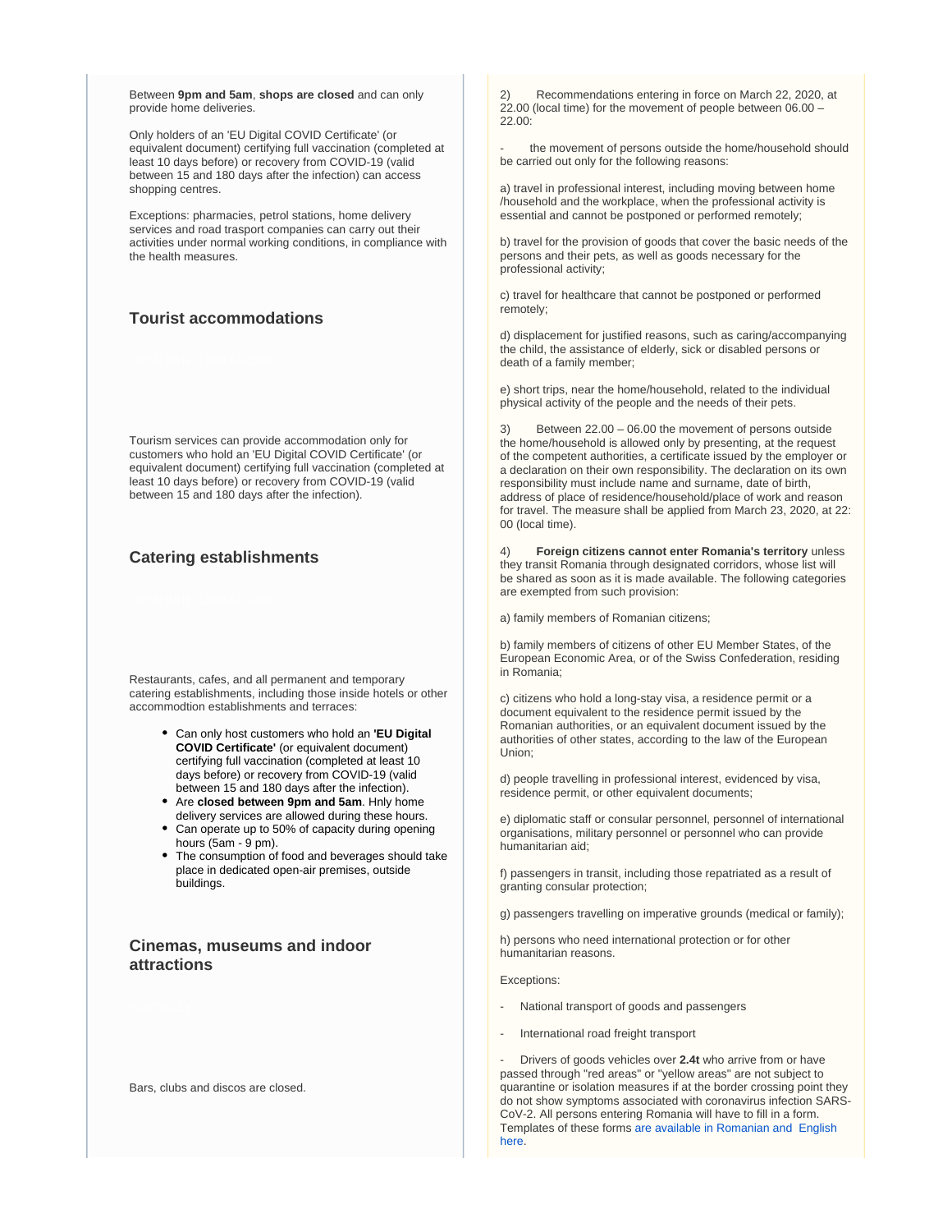Between **9pm and 5am**, **shops are closed** and can only provide home deliveries.

Only holders of an 'EU Digital COVID Certificate' (or equivalent document) certifying full vaccination (completed at least 10 days before) or recovery from COVID-19 (valid between 15 and 180 days after the infection) can access shopping centres.

Exceptions: pharmacies, petrol stations, home delivery services and road trasport companies can carry out their activities under normal working conditions, in compliance with the health measures.

### Tourist accommodations

Tourism services can provide accommodation only for customers who hold an 'EU Digital COVID Certificate' (or equivalent document) certifying full vaccination (completed at least 10 days before) or recovery from COVID-19 (valid between 15 and 180 days after the infection).

### Catering establishments

Restaurants, cafes, and all permanent and temporary catering establishments, including those inside hotels or other accommodtion establishments and terraces:

- Can only host customers who hold an **'EU Digital COVID Certificate'** (or equivalent document) certifying full vaccination (completed at least 10 days before) or recovery from COVID-19 (valid between 15 and 180 days after the infection).
- Are **closed between 9pm and 5am**. Hnly home delivery services are allowed during these hours.
- Can operate up to 50% of capacity during opening hours (5am - 9 pm).
- The consumption of food and beverages should take place in dedicated open-air premises, outside buildings.

### Cinemas, museums and indoor attractions

Bars, clubs and discos are closed.

2) Recommendations entering in force on March 22, 2020, at 22.00 (local time) for the movement of people between 06.00 – 22.00:

- the movement of persons outside the home/household should be carried out only for the following reasons:

a) travel in professional interest, including moving between home /household and the workplace, when the professional activity is essential and cannot be postponed or performed remotely;

b) travel for the provision of goods that cover the basic needs of the persons and their pets, as well as goods necessary for the professional activity;

c) travel for healthcare that cannot be postponed or performed remotely;

d) displacement for justified reasons, such as caring/accompanying the child, the assistance of elderly, sick or disabled persons or death of a family member;

e) short trips, near the home/household, related to the individual physical activity of the people and the needs of their pets.

3) Between 22.00 – 06.00 the movement of persons outside the home/household is allowed only by presenting, at the request of the competent authorities, a certificate issued by the employer or a declaration on their own responsibility. The declaration on its own responsibility must include name and surname, date of birth, address of place of residence/household/place of work and reason for travel. The measure shall be applied from March 23, 2020, at 22: 00 (local time).

4) **Foreign citizens cannot enter Romania's territory** unless they transit Romania through designated corridors, whose list will be shared as soon as it is made available. The following categories are exempted from such provision:

a) family members of Romanian citizens;

b) family members of citizens of other EU Member States, of the European Economic Area, or of the Swiss Confederation, residing in Romania;

c) citizens who hold a long-stay visa, a residence permit or a document equivalent to the residence permit issued by the Romanian authorities, or an equivalent document issued by the authorities of other states, according to the law of the European Union;

d) people travelling in professional interest, evidenced by visa, residence permit, or other equivalent documents;

e) diplomatic staff or consular personnel, personnel of international organisations, military personnel or personnel who can provide humanitarian aid;

f) passengers in transit, including those repatriated as a result of granting consular protection;

g) passengers travelling on imperative grounds (medical or family);

h) persons who need international protection or for other humanitarian reasons.

Exceptions:

- National transport of goods and passengers
- International road freight transport
- Drivers of goods vehicles over **2.4t** who arrive from or have passed through "red areas" or "yellow areas" are not subject to quarantine or isolation measures if at the border crossing point they do not show symptoms associated with coronavirus infection SARS-CoV-2. All persons entering Romania will have to fill in a form. Templates of these forms are available in Romanian and English here.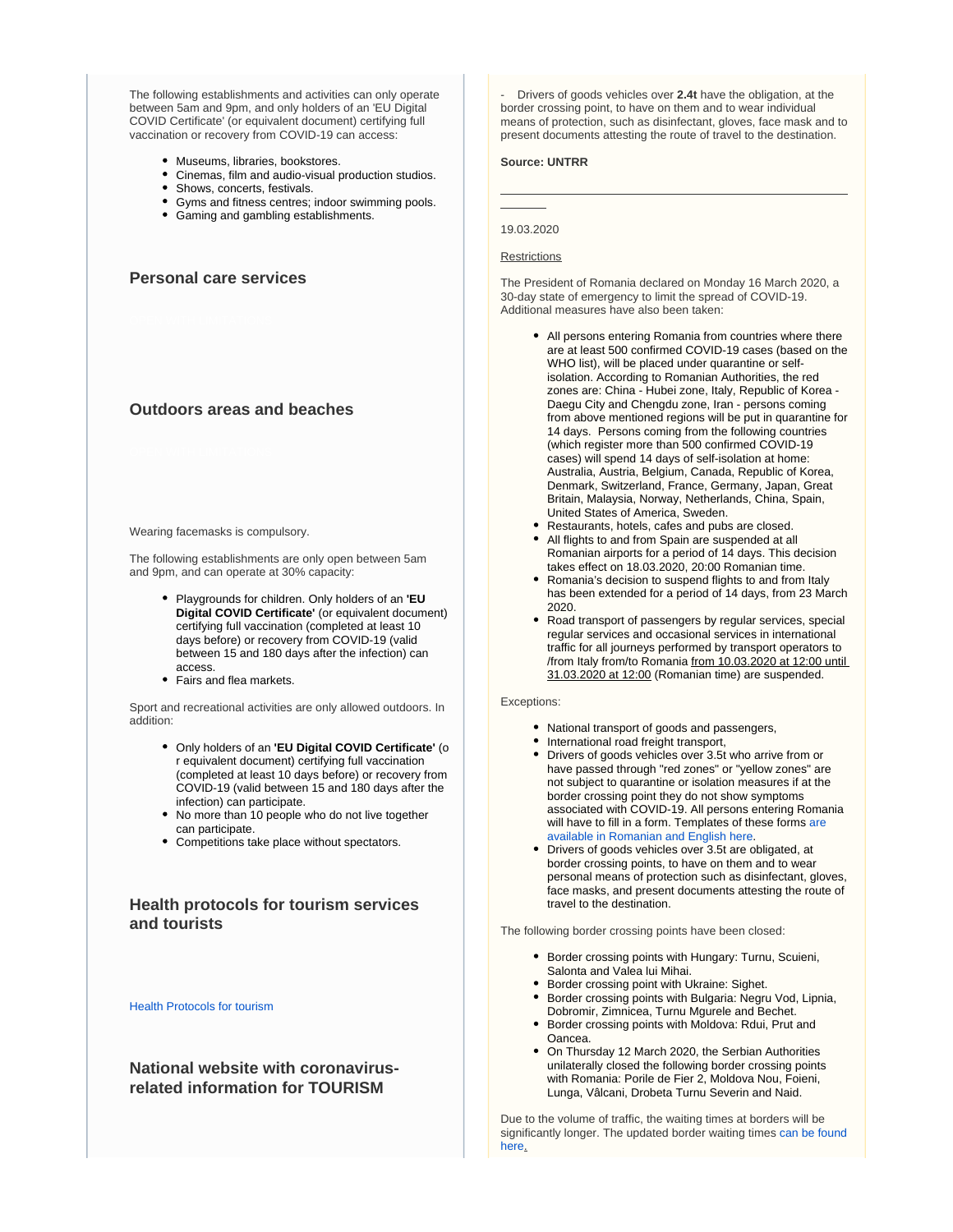The following establishments and activities can only operate between 5am and 9pm, and only holders of an 'EU Digital COVID Certificate' (or equivalent document) certifying full vaccination or recovery from COVID-19 can access:

- Museums, libraries, bookstores.
- Cinemas, film and audio-visual production studios.
- Shows, concerts, festivals.
- Gyms and fitness centres; indoor swimming pools.
- Gaming and gambling establishments.

### Personal care services

### Outdoors areas and beaches

Wearing facemasks is compulsory.

The following establishments are only open between 5am and 9pm, and can operate at 30% capacity:

- Playgrounds for children. Only holders of an **'EU Digital COVID Certificate'** (or equivalent document) certifying full vaccination (completed at least 10 days before) or recovery from COVID-19 (valid between 15 and 180 days after the infection) can access.
- Fairs and flea markets.

Sport and recreational activities are only allowed outdoors. In addition:

- Only holders of an **'EU Digital COVID Certificate'** (or equivalent document) certifying full vaccination (completed at least 10 days before) or recovery from COVID-19 (valid between 15 and 180 days after the infection) can participate.
- No more than 10 people who do not live together can participate.
- Competitions take place without spectators.

### Health protocols for tourism services and tourists

Health Protocols for tourism

### National website with coronavirus-related information for TOURISM

- Drivers of goods vehicles over **2.4t** have the obligation, at the border crossing point, to have on them and to wear individual means of protection, such as disinfectant, gloves, face mask and to present documents attesting the route of travel to the destination.

**Source: UNTRR**

---

19.03.2020

Restrictions

The President of Romania declared on Monday 16 March 2020, a 30-day state of emergency to limit the spread of COVID-19. Additional measures have also been taken:

- All persons entering Romania from countries where there are at least 500 confirmed COVID-19 cases (based on the WHO list), will be placed under quarantine or self-isolation. According to Romanian Authorities, the red zones are: China - Hubei zone, Italy, Republic of Korea - Daegu City and Chengdu zone, Iran - persons coming from above mentioned regions will be put in quarantine for 14 days. Persons coming from the following countries (which register more than 500 confirmed COVID-19 cases) will spend 14 days of self-isolation at home: Australia, Austria, Belgium, Canada, Republic of Korea, Denmark, Switzerland, France, Germany, Japan, Great Britain, Malaysia, Norway, Netherlands, China, Spain, United States of America, Sweden.
- Restaurants, hotels, cafes and pubs are closed.
- All flights to and from Spain are suspended at all Romanian airports for a period of 14 days. This decision takes effect on 18.03.2020, 20:00 Romanian time.
- Romania's decision to suspend flights to and from Italy has been extended for a period of 14 days, from 23 March 2020.
- Road transport of passengers by regular services, special regular services and occasional services in international traffic for all journeys performed by transport operators to /from Italy from/to Romania from 10.03.2020 at 12:00 until 31.03.2020 at 12:00 (Romanian time) are suspended.

Exceptions:

- National transport of goods and passengers,
- International road freight transport,
- Drivers of goods vehicles over 3.5t who arrive from or have passed through "red zones" or "yellow zones" are not subject to quarantine or isolation measures if at the border crossing point they do not show symptoms associated with COVID-19. All persons entering Romania will have to fill in a form. Templates of these forms are available in Romanian and English here.
- Drivers of goods vehicles over 3.5t are obligated, at border crossing points, to have on them and to wear personal means of protection such as disinfectant, gloves, face masks, and present documents attesting the route of travel to the destination.

The following border crossing points have been closed:

- Border crossing points with Hungary: Turnu, Scuieni, Salonta and Valea lui Mihai.
- Border crossing point with Ukraine: Sighet.
- Border crossing points with Bulgaria: Negru Vod, Lipnia, Dobromir, Zimnicea, Turnu Mgurele and Bechet.
- Border crossing points with Moldova: Rdui, Prut and Oancea.
- On Thursday 12 March 2020, the Serbian Authorities unilaterally closed the following border crossing points with Romania: Porile de Fier 2, Moldova Nou, Foieni, Lunga, Vâlcani, Drobeta Turnu Severin and Naid.

Due to the volume of traffic, the waiting times at borders will be significantly longer. The updated border waiting times can be found here.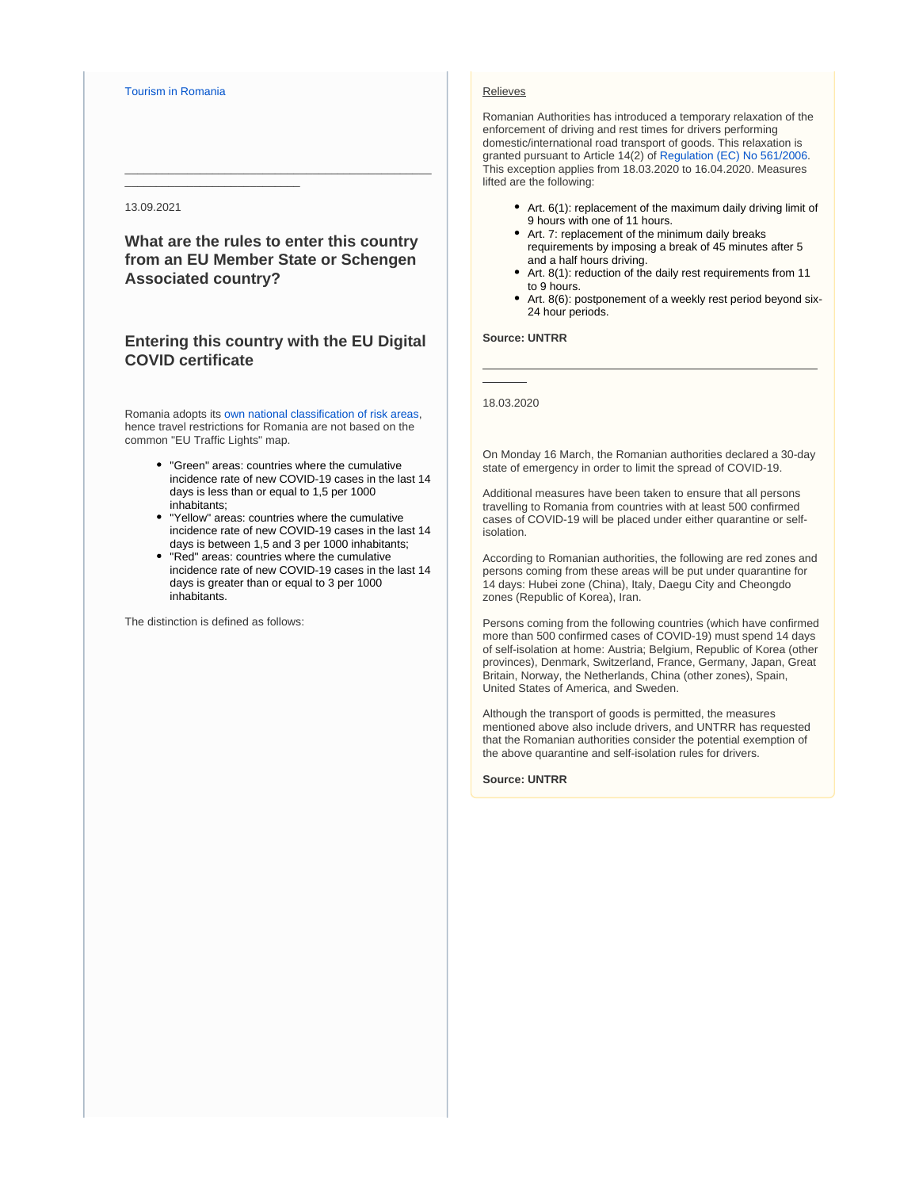Tourism in Romania

---

13.09.2021

### What are the rules to enter this country from an EU Member State or Schengen Associated country?

### Entering this country with the EU Digital COVID certificate

Romania adopts its own national classification of risk areas, hence travel restrictions for Romania are not based on the common "EU Traffic Lights" map.

- "Green" areas: countries where the cumulative incidence rate of new COVID-19 cases in the last 14 days is less than or equal to 1,5 per 1000 inhabitants;
- "Yellow" areas: countries where the cumulative incidence rate of new COVID-19 cases in the last 14 days is between 1,5 and 3 per 1000 inhabitants;
- "Red" areas: countries where the cumulative incidence rate of new COVID-19 cases in the last 14 days is greater than or equal to 3 per 1000 inhabitants.

The distinction is defined as follows:

Relieves

Romanian Authorities has introduced a temporary relaxation of the enforcement of driving and rest times for drivers performing domestic/international road transport of goods. This relaxation is granted pursuant to Article 14(2) of Regulation (EC) No 561/2006. This exception applies from 18.03.2020 to 16.04.2020. Measures lifted are the following:

- Art. 6(1): replacement of the maximum daily driving limit of 9 hours with one of 11 hours.
- Art. 7: replacement of the minimum daily breaks requirements by imposing a break of 45 minutes after 5 and a half hours driving.
- Art. 8(1): reduction of the daily rest requirements from 11 to 9 hours.
- Art. 8(6): postponement of a weekly rest period beyond six-24 hour periods.

**Source: UNTRR**

---

18.03.2020

On Monday 16 March, the Romanian authorities declared a 30-day state of emergency in order to limit the spread of COVID-19.

Additional measures have been taken to ensure that all persons travelling to Romania from countries with at least 500 confirmed cases of COVID-19 will be placed under either quarantine or self-isolation.

According to Romanian authorities, the following are red zones and persons coming from these areas will be put under quarantine for 14 days: Hubei zone (China), Italy, Daegu City and Cheongdo zones (Republic of Korea), Iran.

Persons coming from the following countries (which have confirmed more than 500 confirmed cases of COVID-19) must spend 14 days of self-isolation at home: Austria; Belgium, Republic of Korea (other provinces), Denmark, Switzerland, France, Germany, Japan, Great Britain, Norway, the Netherlands, China (other zones), Spain, United States of America, and Sweden.

Although the transport of goods is permitted, the measures mentioned above also include drivers, and UNTRR has requested that the Romanian authorities consider the potential exemption of the above quarantine and self-isolation rules for drivers.

**Source: UNTRR**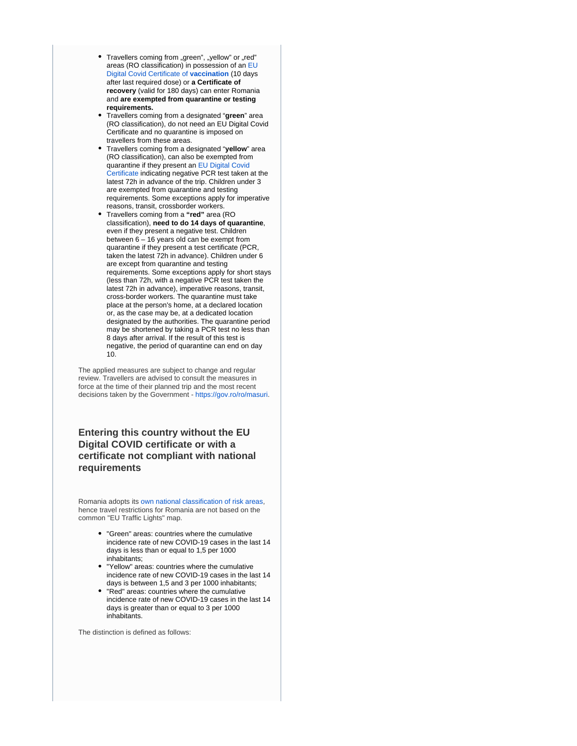- Travellers coming from „green", „yellow" or „red" areas (RO classification) in possession of an EU Digital Covid Certificate of **vaccination** (10 days after last required dose) or **a Certificate of recovery** (valid for 180 days) can enter Romania and **are exempted from quarantine or testing requirements.**
- Travellers coming from a designated "**green**" area (RO classification), do not need an EU Digital Covid Certificate and no quarantine is imposed on travellers from these areas.
- Travellers coming from a designated "**yellow**" area (RO classification), can also be exempted from quarantine if they present an EU Digital Covid Certificate indicating negative PCR test taken at the latest 72h in advance of the trip. Children under 3 are exempted from quarantine and testing requirements. Some exceptions apply for imperative reasons, transit, crossborder workers.
- Travellers coming from a **"red"** area (RO classification), **need to do 14 days of quarantine**, even if they present a negative test. Children between 6 – 16 years old can be exempt from quarantine if they present a test certificate (PCR, taken the latest 72h in advance). Children under 6 are except from quarantine and testing requirements. Some exceptions apply for short stays (less than 72h, with a negative PCR test taken the latest 72h in advance), imperative reasons, transit, cross-border workers. The quarantine must take place at the person's home, at a declared location or, as the case may be, at a dedicated location designated by the authorities. The quarantine period may be shortened by taking a PCR test no less than 8 days after arrival. If the result of this test is negative, the period of quarantine can end on day 10.

The applied measures are subject to change and regular review. Travellers are advised to consult the measures in force at the time of their planned trip and the most recent decisions taken by the Government - https://gov.ro/ro/masuri.

## Entering this country without the EU Digital COVID certificate or with a certificate not compliant with national requirements

Romania adopts its own national classification of risk areas, hence travel restrictions for Romania are not based on the common "EU Traffic Lights" map.

- "Green" areas: countries where the cumulative incidence rate of new COVID-19 cases in the last 14 days is less than or equal to 1,5 per 1000 inhabitants;
- "Yellow" areas: countries where the cumulative incidence rate of new COVID-19 cases in the last 14 days is between 1,5 and 3 per 1000 inhabitants;
- "Red" areas: countries where the cumulative incidence rate of new COVID-19 cases in the last 14 days is greater than or equal to 3 per 1000 inhabitants.

The distinction is defined as follows: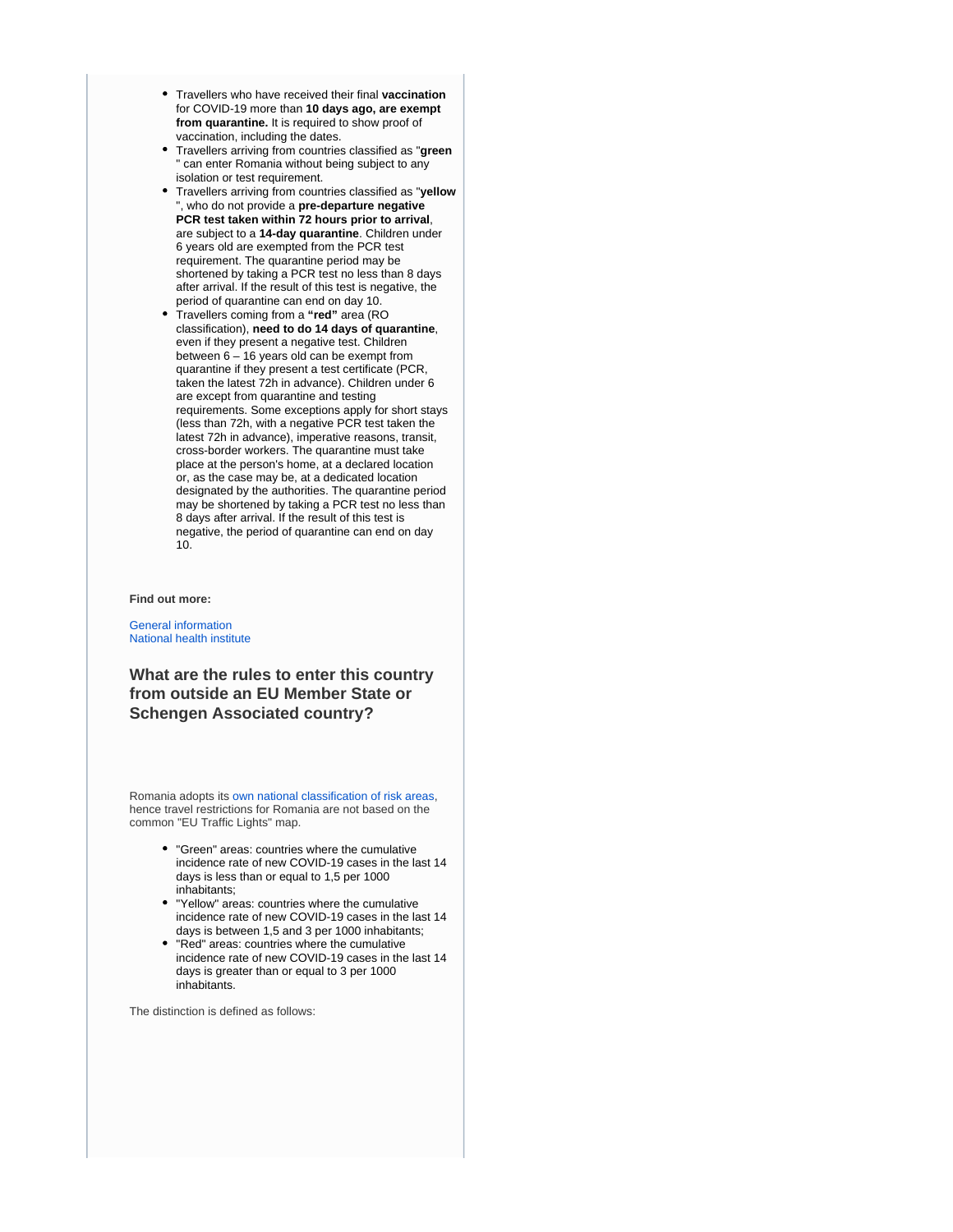- Travellers who have received their final **vaccination** for COVID-19 more than **10 days ago, are exempt from quarantine.** It is required to show proof of vaccination, including the dates.
- Travellers arriving from countries classified as "**green** " can enter Romania without being subject to any isolation or test requirement.
- Travellers arriving from countries classified as "**yellow** ", who do not provide a **pre-departure negative PCR test taken within 72 hours prior to arrival**, are subject to a **14-day quarantine**. Children under 6 years old are exempted from the PCR test requirement. The quarantine period may be shortened by taking a PCR test no less than 8 days after arrival. If the result of this test is negative, the period of quarantine can end on day 10.
- Travellers coming from a **"red"** area (RO classification), **need to do 14 days of quarantine**, even if they present a negative test. Children between 6 – 16 years old can be exempt from quarantine if they present a test certificate (PCR, taken the latest 72h in advance). Children under 6 are except from quarantine and testing requirements. Some exceptions apply for short stays (less than 72h, with a negative PCR test taken the latest 72h in advance), imperative reasons, transit, cross-border workers. The quarantine must take place at the person's home, at a declared location or, as the case may be, at a dedicated location designated by the authorities. The quarantine period may be shortened by taking a PCR test no less than 8 days after arrival. If the result of this test is negative, the period of quarantine can end on day 10.

**Find out more:**

General information
National health institute

### What are the rules to enter this country from outside an EU Member State or Schengen Associated country?

Romania adopts its own national classification of risk areas, hence travel restrictions for Romania are not based on the common "EU Traffic Lights" map.

- "Green" areas: countries where the cumulative incidence rate of new COVID-19 cases in the last 14 days is less than or equal to 1,5 per 1000 inhabitants;
- "Yellow" areas: countries where the cumulative incidence rate of new COVID-19 cases in the last 14 days is between 1,5 and 3 per 1000 inhabitants;
- "Red" areas: countries where the cumulative incidence rate of new COVID-19 cases in the last 14 days is greater than or equal to 3 per 1000 inhabitants.

The distinction is defined as follows: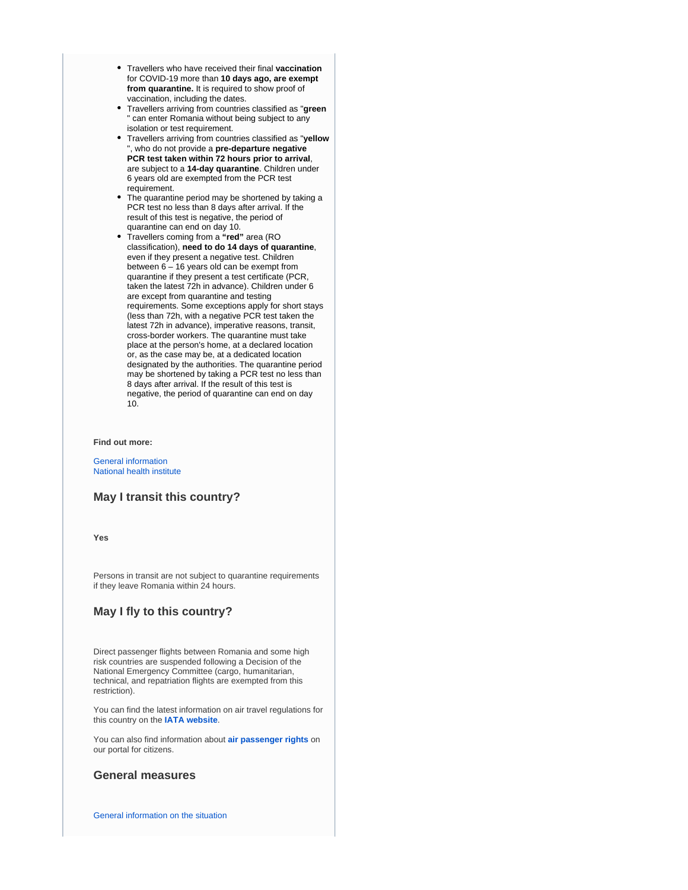- Travellers who have received their final **vaccination** for COVID-19 more than **10 days ago, are exempt from quarantine.** It is required to show proof of vaccination, including the dates.
- Travellers arriving from countries classified as "**green** " can enter Romania without being subject to any isolation or test requirement.
- Travellers arriving from countries classified as "**yellow** ", who do not provide a **pre-departure negative PCR test taken within 72 hours prior to arrival**, are subject to a **14-day quarantine**. Children under 6 years old are exempted from the PCR test requirement.
- The quarantine period may be shortened by taking a PCR test no less than 8 days after arrival. If the result of this test is negative, the period of quarantine can end on day 10.
- Travellers coming from a **"red"** area (RO classification), **need to do 14 days of quarantine**, even if they present a negative test. Children between 6 – 16 years old can be exempt from quarantine if they present a test certificate (PCR, taken the latest 72h in advance). Children under 6 are except from quarantine and testing requirements. Some exceptions apply for short stays (less than 72h, with a negative PCR test taken the latest 72h in advance), imperative reasons, transit, cross-border workers. The quarantine must take place at the person's home, at a declared location or, as the case may be, at a dedicated location designated by the authorities. The quarantine period may be shortened by taking a PCR test no less than 8 days after arrival. If the result of this test is negative, the period of quarantine can end on day 10.

**Find out more:**

General information
National health institute

## May I transit this country?

**Yes**

Persons in transit are not subject to quarantine requirements if they leave Romania within 24 hours.

## May I fly to this country?

Direct passenger flights between Romania and some high risk countries are suspended following a Decision of the National Emergency Committee (cargo, humanitarian, technical, and repatriation flights are exempted from this restriction).

You can find the latest information on air travel regulations for this country on the **IATA website**.

You can also find information about **air passenger rights** on our portal for citizens.

## General measures

General information on the situation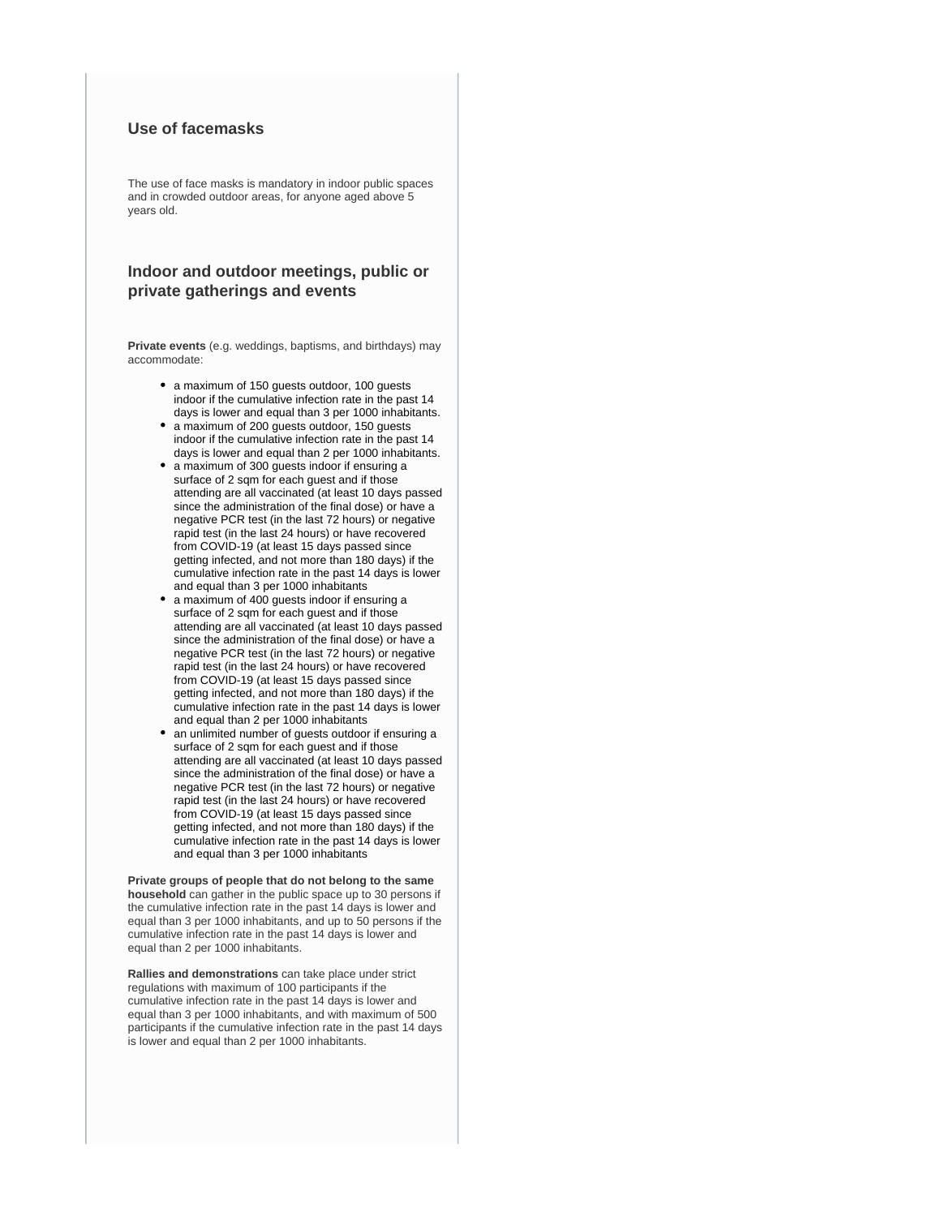### Use of facemasks

The use of face masks is mandatory in indoor public spaces and in crowded outdoor areas, for anyone aged above 5 years old.

### Indoor and outdoor meetings, public or private gatherings and events

**Private events** (e.g. weddings, baptisms, and birthdays) may accommodate:

- a maximum of 150 guests outdoor, 100 guests indoor if the cumulative infection rate in the past 14 days is lower and equal than 3 per 1000 inhabitants.
- a maximum of 200 guests outdoor, 150 guests indoor if the cumulative infection rate in the past 14 days is lower and equal than 2 per 1000 inhabitants.
- a maximum of 300 guests indoor if ensuring a surface of 2 sqm for each guest and if those attending are all vaccinated (at least 10 days passed since the administration of the final dose) or have a negative PCR test (in the last 72 hours) or negative rapid test (in the last 24 hours) or have recovered from COVID-19 (at least 15 days passed since getting infected, and not more than 180 days) if the cumulative infection rate in the past 14 days is lower and equal than 3 per 1000 inhabitants
- a maximum of 400 guests indoor if ensuring a surface of 2 sqm for each guest and if those attending are all vaccinated (at least 10 days passed since the administration of the final dose) or have a negative PCR test (in the last 72 hours) or negative rapid test (in the last 24 hours) or have recovered from COVID-19 (at least 15 days passed since getting infected, and not more than 180 days) if the cumulative infection rate in the past 14 days is lower and equal than 2 per 1000 inhabitants
- an unlimited number of guests outdoor if ensuring a surface of 2 sqm for each guest and if those attending are all vaccinated (at least 10 days passed since the administration of the final dose) or have a negative PCR test (in the last 72 hours) or negative rapid test (in the last 24 hours) or have recovered from COVID-19 (at least 15 days passed since getting infected, and not more than 180 days) if the cumulative infection rate in the past 14 days is lower and equal than 3 per 1000 inhabitants

**Private groups of people that do not belong to the same household** can gather in the public space up to 30 persons if the cumulative infection rate in the past 14 days is lower and equal than 3 per 1000 inhabitants, and up to 50 persons if the cumulative infection rate in the past 14 days is lower and equal than 2 per 1000 inhabitants.

**Rallies and demonstrations** can take place under strict regulations with maximum of 100 participants if the cumulative infection rate in the past 14 days is lower and equal than 3 per 1000 inhabitants, and with maximum of 500 participants if the cumulative infection rate in the past 14 days is lower and equal than 2 per 1000 inhabitants.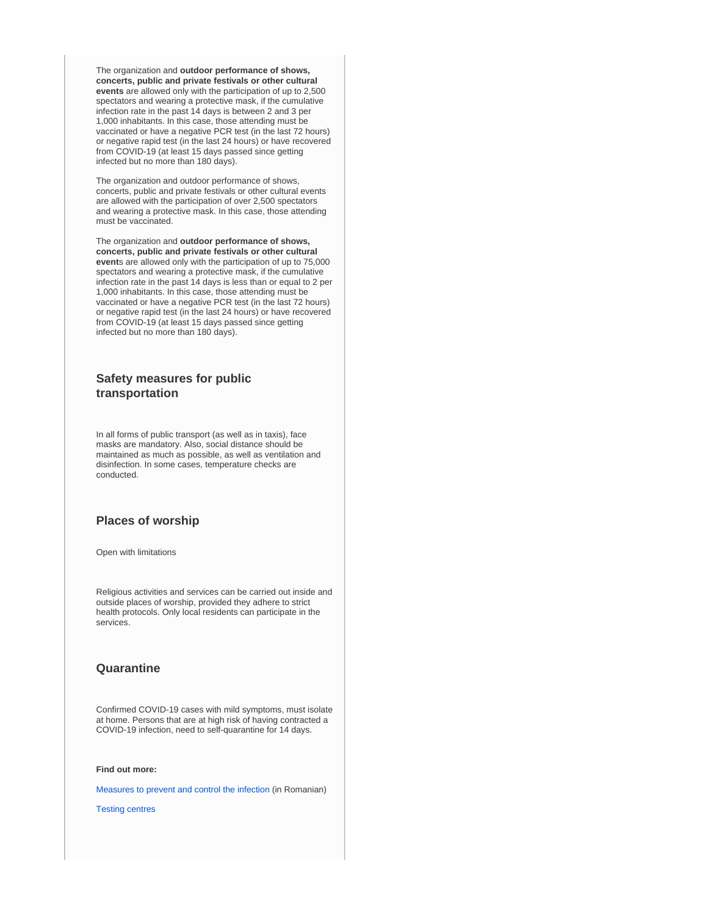The organization and **outdoor performance of shows, concerts, public and private festivals or other cultural events** are allowed only with the participation of up to 2,500 spectators and wearing a protective mask, if the cumulative infection rate in the past 14 days is between 2 and 3 per 1,000 inhabitants. In this case, those attending must be vaccinated or have a negative PCR test (in the last 72 hours) or negative rapid test (in the last 24 hours) or have recovered from COVID-19 (at least 15 days passed since getting infected but no more than 180 days).

The organization and outdoor performance of shows, concerts, public and private festivals or other cultural events are allowed with the participation of over 2,500 spectators and wearing a protective mask. In this case, those attending must be vaccinated.

The organization and **outdoor performance of shows, concerts, public and private festivals or other cultural event**s are allowed only with the participation of up to 75,000 spectators and wearing a protective mask, if the cumulative infection rate in the past 14 days is less than or equal to 2 per 1,000 inhabitants. In this case, those attending must be vaccinated or have a negative PCR test (in the last 72 hours) or negative rapid test (in the last 24 hours) or have recovered from COVID-19 (at least 15 days passed since getting infected but no more than 180 days).

## Safety measures for public transportation

In all forms of public transport (as well as in taxis), face masks are mandatory. Also, social distance should be maintained as much as possible, as well as ventilation and disinfection. In some cases, temperature checks are conducted.

## Places of worship

Open with limitations

Religious activities and services can be carried out inside and outside places of worship, provided they adhere to strict health protocols. Only local residents can participate in the services.

## Quarantine

Confirmed COVID-19 cases with mild symptoms, must isolate at home. Persons that are at high risk of having contracted a COVID-19 infection, need to self-quarantine for 14 days.

**Find out more:**

Measures to prevent and control the infection (in Romanian)

Testing centres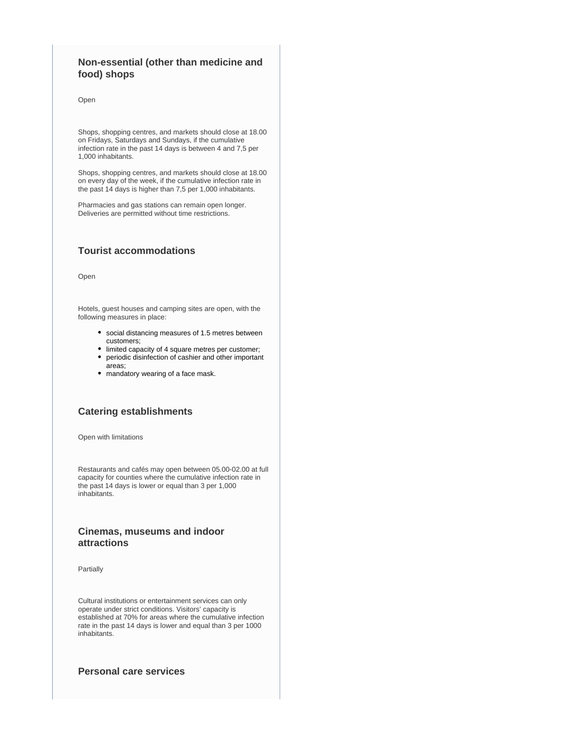### Non-essential (other than medicine and food) shops

Open

Shops, shopping centres, and markets should close at 18.00 on Fridays, Saturdays and Sundays, if the cumulative infection rate in the past 14 days is between 4 and 7,5 per 1,000 inhabitants.

Shops, shopping centres, and markets should close at 18.00 on every day of the week, if the cumulative infection rate in the past 14 days is higher than 7,5 per 1,000 inhabitants.

Pharmacies and gas stations can remain open longer. Deliveries are permitted without time restrictions.

### Tourist accommodations

Open

Hotels, guest houses and camping sites are open, with the following measures in place:

- social distancing measures of 1.5 metres between customers;
- limited capacity of 4 square metres per customer;
- periodic disinfection of cashier and other important areas;
- mandatory wearing of a face mask.

### Catering establishments

Open with limitations

Restaurants and cafés may open between 05.00-02.00 at full capacity for counties where the cumulative infection rate in the past 14 days is lower or equal than 3 per 1,000 inhabitants.

### Cinemas, museums and indoor attractions

Partially

Cultural institutions or entertainment services can only operate under strict conditions. Visitors' capacity is established at 70% for areas where the cumulative infection rate in the past 14 days is lower and equal than 3 per 1000 inhabitants.

### Personal care services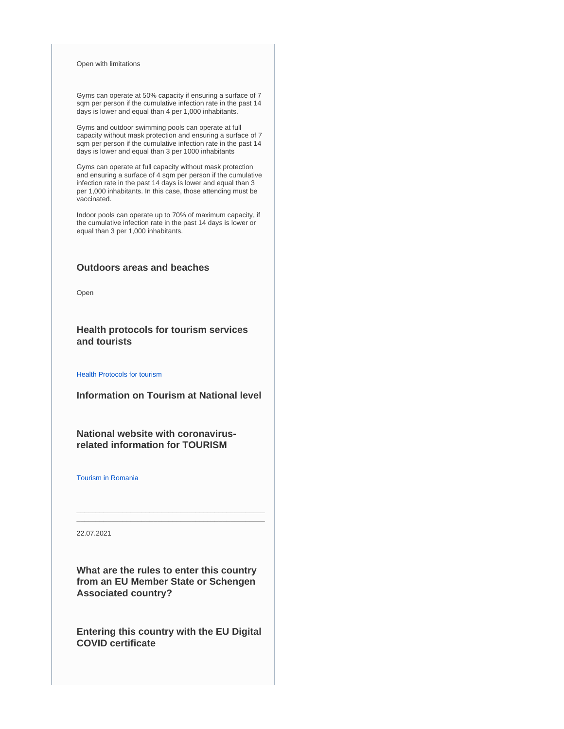Open with limitations

Gyms can operate at 50% capacity if ensuring a surface of 7 sqm per person if the cumulative infection rate in the past 14 days is lower and equal than 4 per 1,000 inhabitants.

Gyms and outdoor swimming pools can operate at full capacity without mask protection and ensuring a surface of 7 sqm per person if the cumulative infection rate in the past 14 days is lower and equal than 3 per 1000 inhabitants

Gyms can operate at full capacity without mask protection and ensuring a surface of 4 sqm per person if the cumulative infection rate in the past 14 days is lower and equal than 3 per 1,000 inhabitants. In this case, those attending must be vaccinated.

Indoor pools can operate up to 70% of maximum capacity, if the cumulative infection rate in the past 14 days is lower or equal than 3 per 1,000 inhabitants.

### Outdoors areas and beaches

Open

### Health protocols for tourism services and tourists

Health Protocols for tourism

### Information on Tourism at National level

### National website with coronavirus-related information for TOURISM

Tourism in Romania

---

22.07.2021

### What are the rules to enter this country from an EU Member State or Schengen Associated country?

### Entering this country with the EU Digital COVID certificate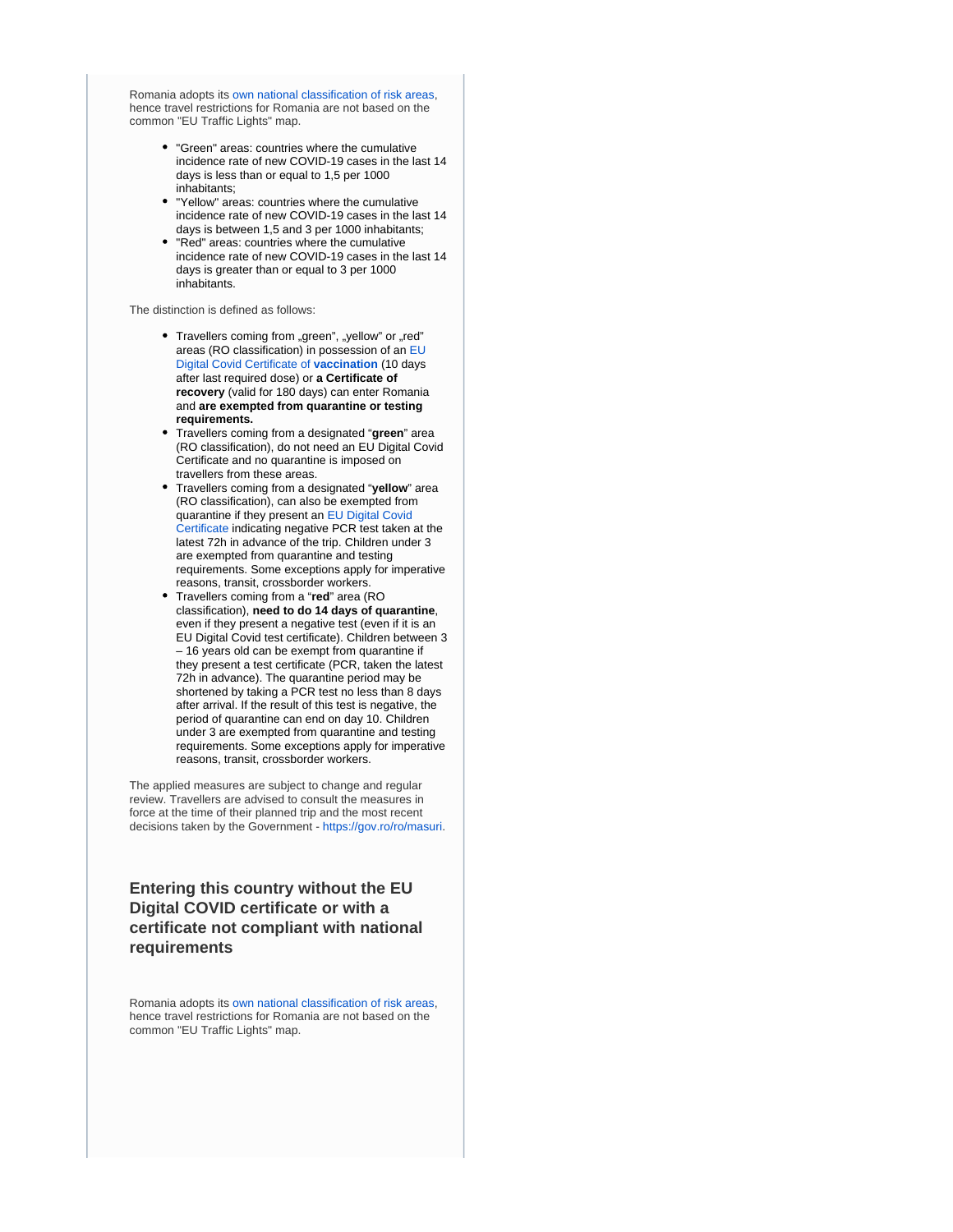Romania adopts its own national classification of risk areas, hence travel restrictions for Romania are not based on the common "EU Traffic Lights" map.

- "Green" areas: countries where the cumulative incidence rate of new COVID-19 cases in the last 14 days is less than or equal to 1,5 per 1000 inhabitants;
- "Yellow" areas: countries where the cumulative incidence rate of new COVID-19 cases in the last 14 days is between 1,5 and 3 per 1000 inhabitants;
- "Red" areas: countries where the cumulative incidence rate of new COVID-19 cases in the last 14 days is greater than or equal to 3 per 1000 inhabitants.

The distinction is defined as follows:

- Travellers coming from „green", „yellow" or „red" areas (RO classification) in possession of an EU Digital Covid Certificate of **vaccination** (10 days after last required dose) or **a Certificate of recovery** (valid for 180 days) can enter Romania and **are exempted from quarantine or testing requirements.**
- Travellers coming from a designated "**green**" area (RO classification), do not need an EU Digital Covid Certificate and no quarantine is imposed on travellers from these areas.
- Travellers coming from a designated "**yellow**" area (RO classification), can also be exempted from quarantine if they present an EU Digital Covid Certificate indicating negative PCR test taken at the latest 72h in advance of the trip. Children under 3 are exempted from quarantine and testing requirements. Some exceptions apply for imperative reasons, transit, crossborder workers.
- Travellers coming from a "**red**" area (RO classification), **need to do 14 days of quarantine**, even if they present a negative test (even if it is an EU Digital Covid test certificate). Children between 3 – 16 years old can be exempt from quarantine if they present a test certificate (PCR, taken the latest 72h in advance). The quarantine period may be shortened by taking a PCR test no less than 8 days after arrival. If the result of this test is negative, the period of quarantine can end on day 10. Children under 3 are exempted from quarantine and testing requirements. Some exceptions apply for imperative reasons, transit, crossborder workers.

The applied measures are subject to change and regular review. Travellers are advised to consult the measures in force at the time of their planned trip and the most recent decisions taken by the Government - https://gov.ro/ro/masuri.

## Entering this country without the EU Digital COVID certificate or with a certificate not compliant with national requirements

Romania adopts its own national classification of risk areas, hence travel restrictions for Romania are not based on the common "EU Traffic Lights" map.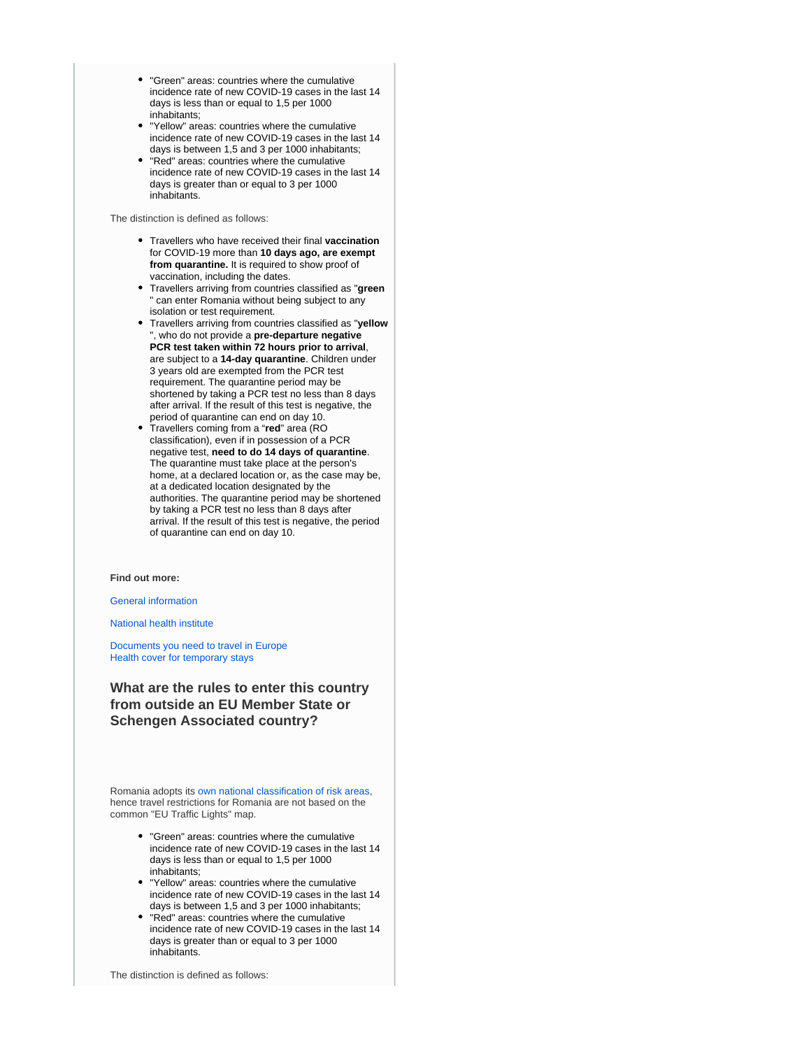- "Green" areas: countries where the cumulative incidence rate of new COVID-19 cases in the last 14 days is less than or equal to 1,5 per 1000 inhabitants;
- "Yellow" areas: countries where the cumulative incidence rate of new COVID-19 cases in the last 14 days is between 1,5 and 3 per 1000 inhabitants;
- "Red" areas: countries where the cumulative incidence rate of new COVID-19 cases in the last 14 days is greater than or equal to 3 per 1000 inhabitants.

The distinction is defined as follows:

- Travellers who have received their final **vaccination** for COVID-19 more than **10 days ago, are exempt from quarantine.** It is required to show proof of vaccination, including the dates.
- Travellers arriving from countries classified as "**green** " can enter Romania without being subject to any isolation or test requirement.
- Travellers arriving from countries classified as "**yellow** ", who do not provide a **pre-departure negative PCR test taken within 72 hours prior to arrival**, are subject to a **14-day quarantine**. Children under 3 years old are exempted from the PCR test requirement. The quarantine period may be shortened by taking a PCR test no less than 8 days after arrival. If the result of this test is negative, the period of quarantine can end on day 10.
- Travellers coming from a "**red**" area (RO classification), even if in possession of a PCR negative test, **need to do 14 days of quarantine**. The quarantine must take place at the person's home, at a declared location or, as the case may be, at a dedicated location designated by the authorities. The quarantine period may be shortened by taking a PCR test no less than 8 days after arrival. If the result of this test is negative, the period of quarantine can end on day 10.

**Find out more:**

General information

National health institute

Documents you need to travel in Europe
Health cover for temporary stays

## What are the rules to enter this country from outside an EU Member State or Schengen Associated country?

Romania adopts its own national classification of risk areas, hence travel restrictions for Romania are not based on the common "EU Traffic Lights" map.

- "Green" areas: countries where the cumulative incidence rate of new COVID-19 cases in the last 14 days is less than or equal to 1,5 per 1000 inhabitants;
- "Yellow" areas: countries where the cumulative incidence rate of new COVID-19 cases in the last 14 days is between 1,5 and 3 per 1000 inhabitants;
- "Red" areas: countries where the cumulative incidence rate of new COVID-19 cases in the last 14 days is greater than or equal to 3 per 1000 inhabitants.

The distinction is defined as follows: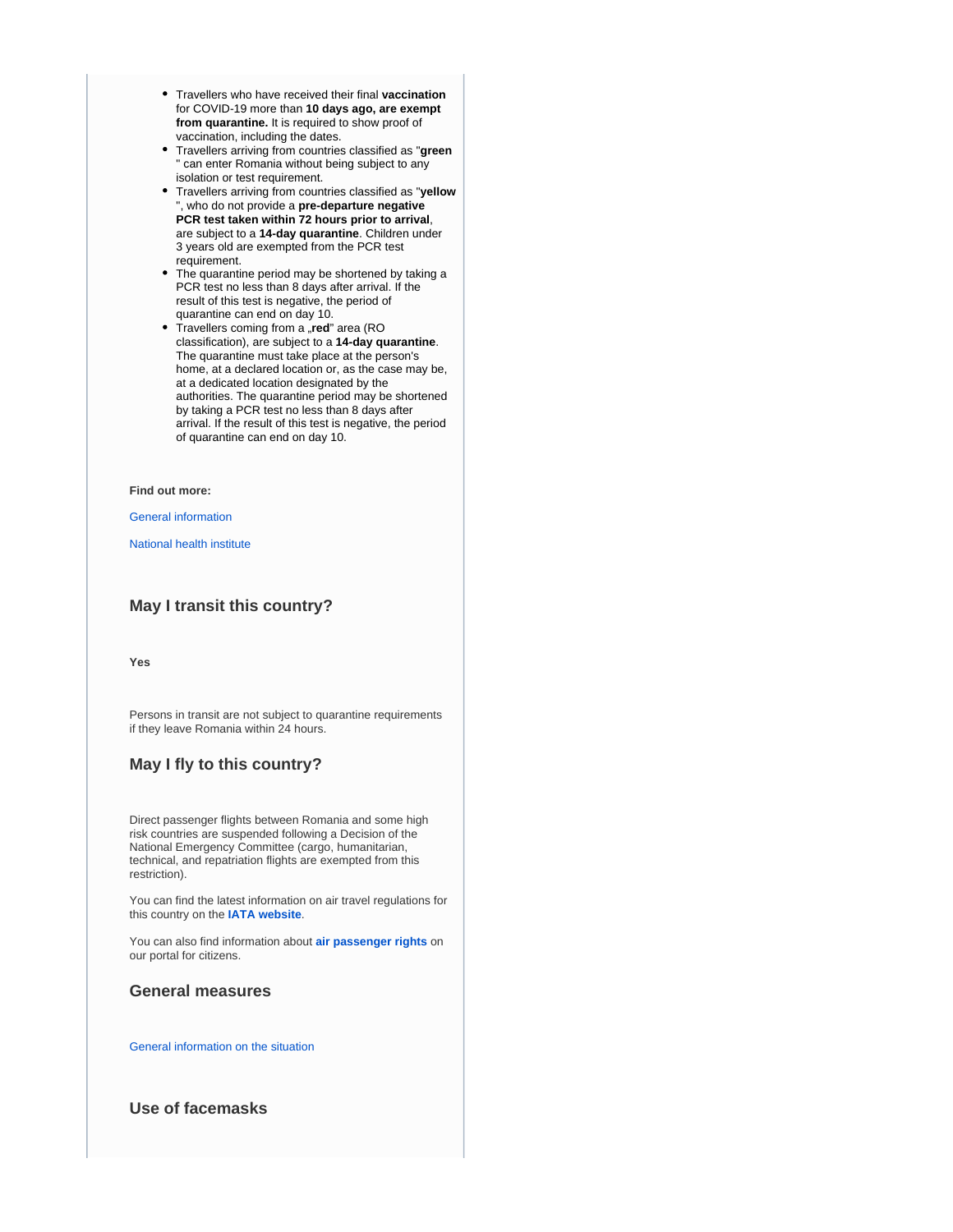- Travellers who have received their final **vaccination** for COVID-19 more than **10 days ago, are exempt from quarantine.** It is required to show proof of vaccination, including the dates.
- Travellers arriving from countries classified as "**green** " can enter Romania without being subject to any isolation or test requirement.
- Travellers arriving from countries classified as "**yellow** ", who do not provide a **pre-departure negative PCR test taken within 72 hours prior to arrival**, are subject to a **14-day quarantine**. Children under 3 years old are exempted from the PCR test requirement.
- The quarantine period may be shortened by taking a PCR test no less than 8 days after arrival. If the result of this test is negative, the period of quarantine can end on day 10.
- Travellers coming from a „**red**" area (RO classification), are subject to a **14-day quarantine**. The quarantine must take place at the person's home, at a declared location or, as the case may be, at a dedicated location designated by the authorities. The quarantine period may be shortened by taking a PCR test no less than 8 days after arrival. If the result of this test is negative, the period of quarantine can end on day 10.

**Find out more:**

General information

National health institute

## May I transit this country?

**Yes**

Persons in transit are not subject to quarantine requirements if they leave Romania within 24 hours.

## May I fly to this country?

Direct passenger flights between Romania and some high risk countries are suspended following a Decision of the National Emergency Committee (cargo, humanitarian, technical, and repatriation flights are exempted from this restriction).

You can find the latest information on air travel regulations for this country on the **IATA website**.

You can also find information about **air passenger rights** on our portal for citizens.

## General measures

General information on the situation

## Use of facemasks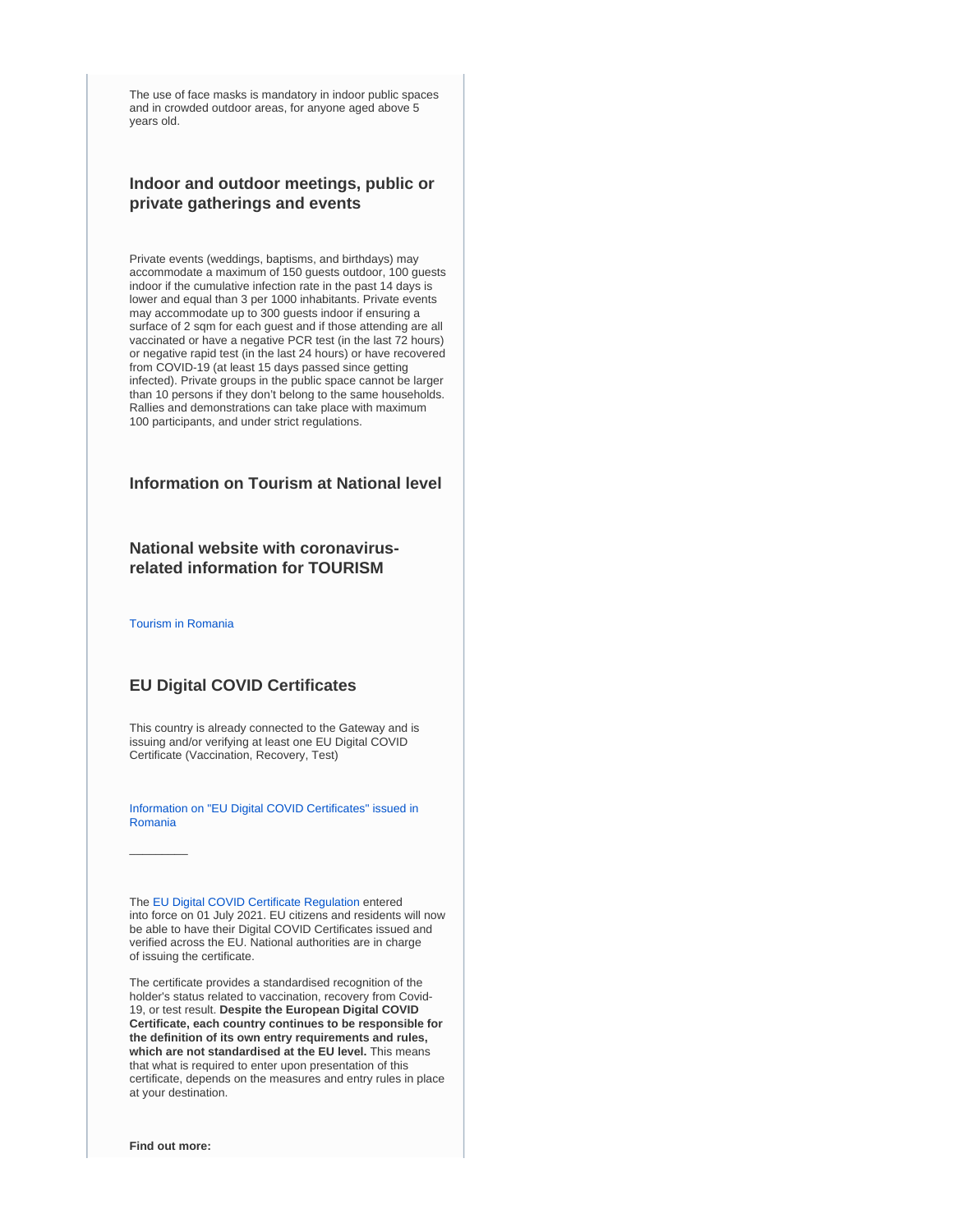The use of face masks is mandatory in indoor public spaces and in crowded outdoor areas, for anyone aged above 5 years old.

### Indoor and outdoor meetings, public or private gatherings and events

Private events (weddings, baptisms, and birthdays) may accommodate a maximum of 150 guests outdoor, 100 guests indoor if the cumulative infection rate in the past 14 days is lower and equal than 3 per 1000 inhabitants. Private events may accommodate up to 300 guests indoor if ensuring a surface of 2 sqm for each guest and if those attending are all vaccinated or have a negative PCR test (in the last 72 hours) or negative rapid test (in the last 24 hours) or have recovered from COVID-19 (at least 15 days passed since getting infected). Private groups in the public space cannot be larger than 10 persons if they don't belong to the same households. Rallies and demonstrations can take place with maximum 100 participants, and under strict regulations.

### Information on Tourism at National level

### National website with coronavirus-related information for TOURISM

Tourism in Romania

### EU Digital COVID Certificates

This country is already connected to the Gateway and is issuing and/or verifying at least one EU Digital COVID Certificate (Vaccination, Recovery, Test)

Information on "EU Digital COVID Certificates" issued in Romania

---

The EU Digital COVID Certificate Regulation entered into force on 01 July 2021. EU citizens and residents will now be able to have their Digital COVID Certificates issued and verified across the EU. National authorities are in charge of issuing the certificate.

The certificate provides a standardised recognition of the holder's status related to vaccination, recovery from Covid-19, or test result. **Despite the European Digital COVID Certificate, each country continues to be responsible for the definition of its own entry requirements and rules, which are not standardised at the EU level.** This means that what is required to enter upon presentation of this certificate, depends on the measures and entry rules in place at your destination.

**Find out more:**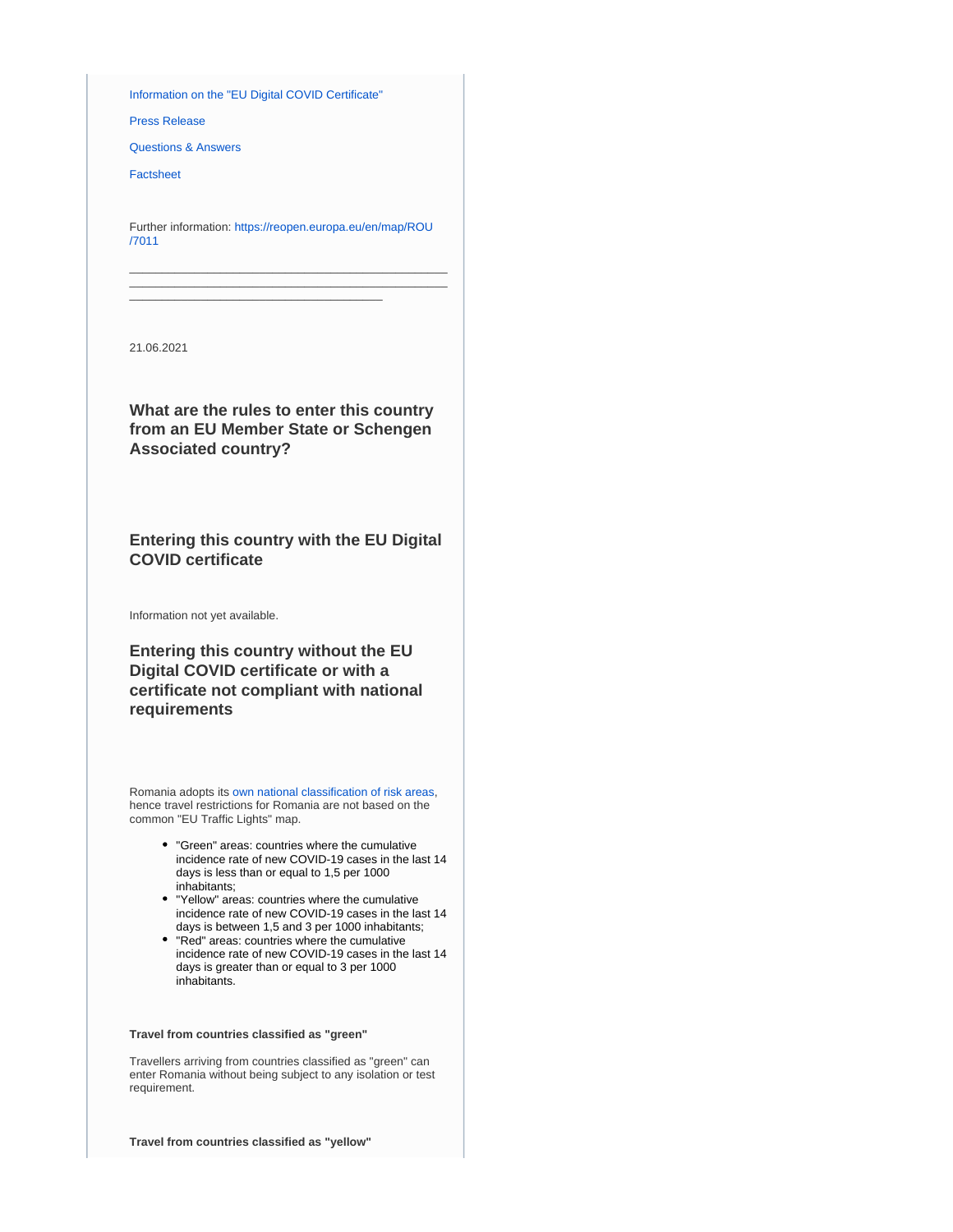Information on the "EU Digital COVID Certificate"

Press Release

Questions & Answers

Factsheet

Further information: https://reopen.europa.eu/en/map/ROU/7011

---

21.06.2021

### What are the rules to enter this country from an EU Member State or Schengen Associated country?

### Entering this country with the EU Digital COVID certificate

Information not yet available.

### Entering this country without the EU Digital COVID certificate or with a certificate not compliant with national requirements

Romania adopts its own national classification of risk areas, hence travel restrictions for Romania are not based on the common "EU Traffic Lights" map.

- "Green" areas: countries where the cumulative incidence rate of new COVID-19 cases in the last 14 days is less than or equal to 1,5 per 1000 inhabitants;
- "Yellow" areas: countries where the cumulative incidence rate of new COVID-19 cases in the last 14 days is between 1,5 and 3 per 1000 inhabitants;
- "Red" areas: countries where the cumulative incidence rate of new COVID-19 cases in the last 14 days is greater than or equal to 3 per 1000 inhabitants.

**Travel from countries classified as "green"**

Travellers arriving from countries classified as "green" can enter Romania without being subject to any isolation or test requirement.

**Travel from countries classified as "yellow"**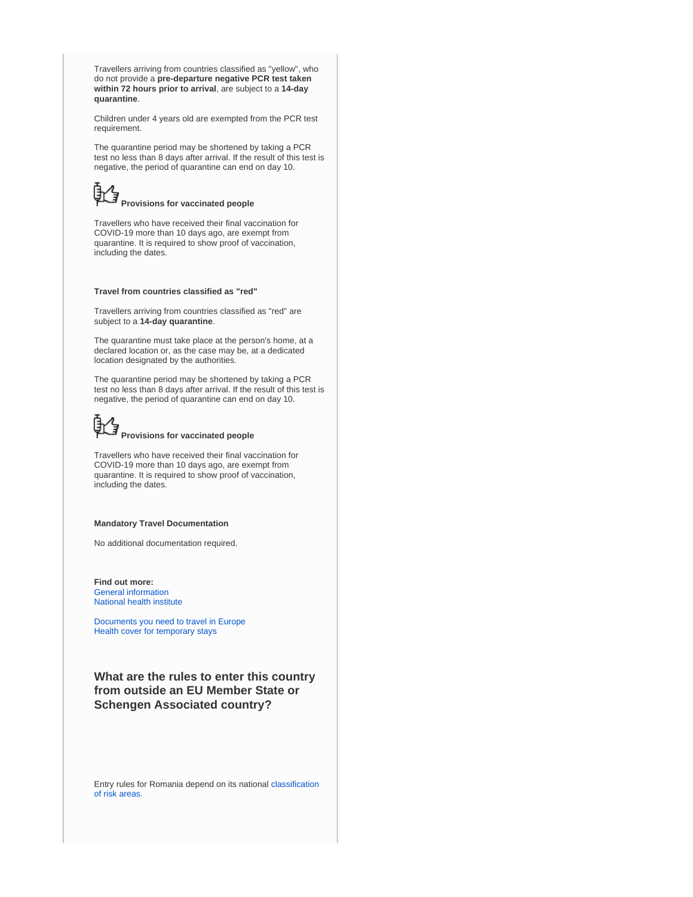Travellers arriving from countries classified as "yellow", who do not provide a **pre-departure negative PCR test taken within 72 hours prior to arrival**, are subject to a **14-day quarantine**.

Children under 4 years old are exempted from the PCR test requirement.

The quarantine period may be shortened by taking a PCR test no less than 8 days after arrival. If the result of this test is negative, the period of quarantine can end on day 10.

**Provisions for vaccinated people**

Travellers who have received their final vaccination for COVID-19 more than 10 days ago, are exempt from quarantine. It is required to show proof of vaccination, including the dates.

**Travel from countries classified as "red"**

Travellers arriving from countries classified as "red" are subject to a **14-day quarantine**.

The quarantine must take place at the person's home, at a declared location or, as the case may be, at a dedicated location designated by the authorities.

The quarantine period may be shortened by taking a PCR test no less than 8 days after arrival. If the result of this test is negative, the period of quarantine can end on day 10.

**Provisions for vaccinated people**

Travellers who have received their final vaccination for COVID-19 more than 10 days ago, are exempt from quarantine. It is required to show proof of vaccination, including the dates.

**Mandatory Travel Documentation**

No additional documentation required.

**Find out more:**
General information
National health institute

Documents you need to travel in Europe
Health cover for temporary stays

## What are the rules to enter this country from outside an EU Member State or Schengen Associated country?

Entry rules for Romania depend on its national classification of risk areas.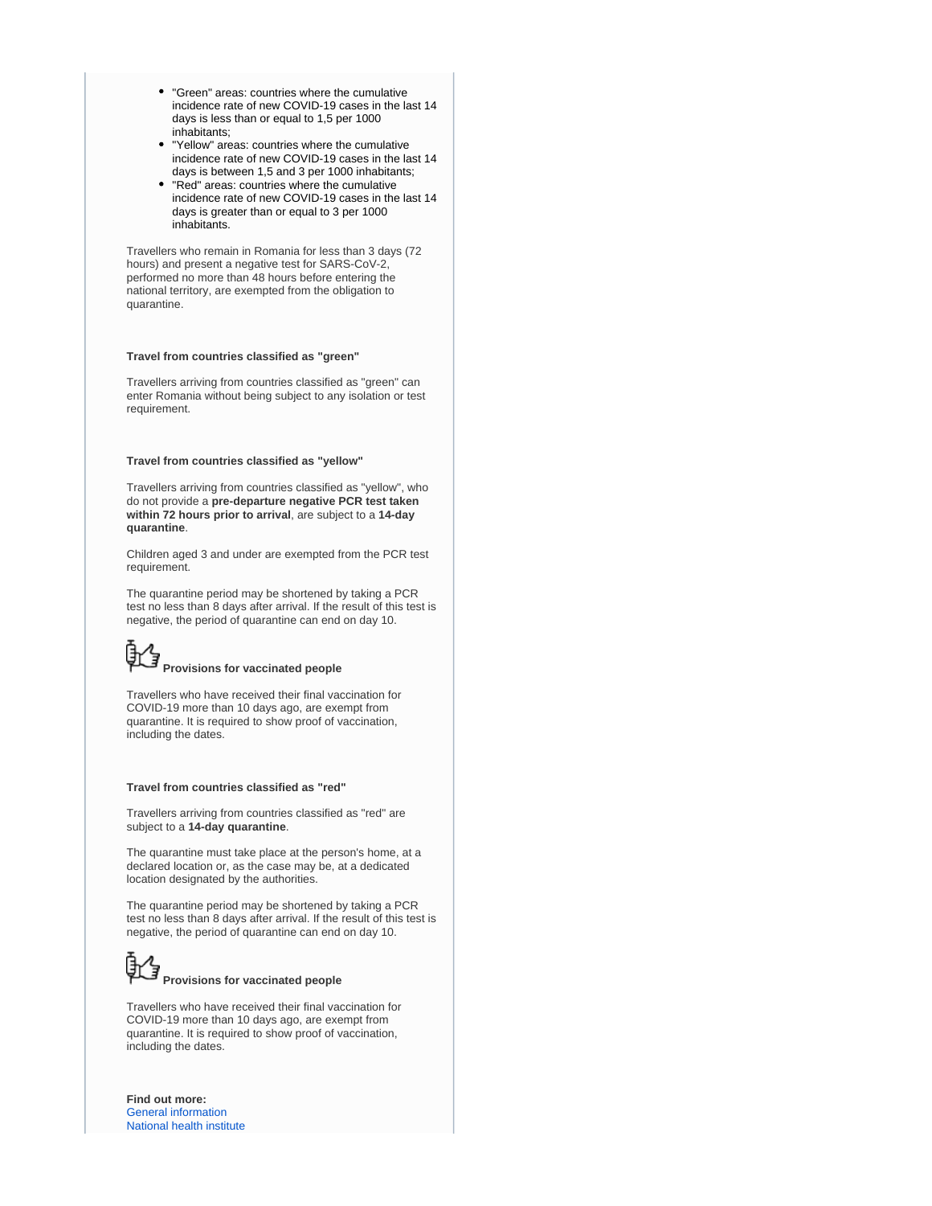- "Green" areas: countries where the cumulative incidence rate of new COVID-19 cases in the last 14 days is less than or equal to 1,5 per 1000 inhabitants;
- "Yellow" areas: countries where the cumulative incidence rate of new COVID-19 cases in the last 14 days is between 1,5 and 3 per 1000 inhabitants;
- "Red" areas: countries where the cumulative incidence rate of new COVID-19 cases in the last 14 days is greater than or equal to 3 per 1000 inhabitants.

Travellers who remain in Romania for less than 3 days (72 hours) and present a negative test for SARS-CoV-2, performed no more than 48 hours before entering the national territory, are exempted from the obligation to quarantine.

**Travel from countries classified as "green"**

Travellers arriving from countries classified as "green" can enter Romania without being subject to any isolation or test requirement.

**Travel from countries classified as "yellow"**

Travellers arriving from countries classified as "yellow", who do not provide a **pre-departure negative PCR test taken within 72 hours prior to arrival**, are subject to a **14-day quarantine**.

Children aged 3 and under are exempted from the PCR test requirement.

The quarantine period may be shortened by taking a PCR test no less than 8 days after arrival. If the result of this test is negative, the period of quarantine can end on day 10.

**Provisions for vaccinated people**

Travellers who have received their final vaccination for COVID-19 more than 10 days ago, are exempt from quarantine. It is required to show proof of vaccination, including the dates.

**Travel from countries classified as "red"**

Travellers arriving from countries classified as "red" are subject to a **14-day quarantine**.

The quarantine must take place at the person's home, at a declared location or, as the case may be, at a dedicated location designated by the authorities.

The quarantine period may be shortened by taking a PCR test no less than 8 days after arrival. If the result of this test is negative, the period of quarantine can end on day 10.

**Provisions for vaccinated people**

Travellers who have received their final vaccination for COVID-19 more than 10 days ago, are exempt from quarantine. It is required to show proof of vaccination, including the dates.

**Find out more:**
General information
National health institute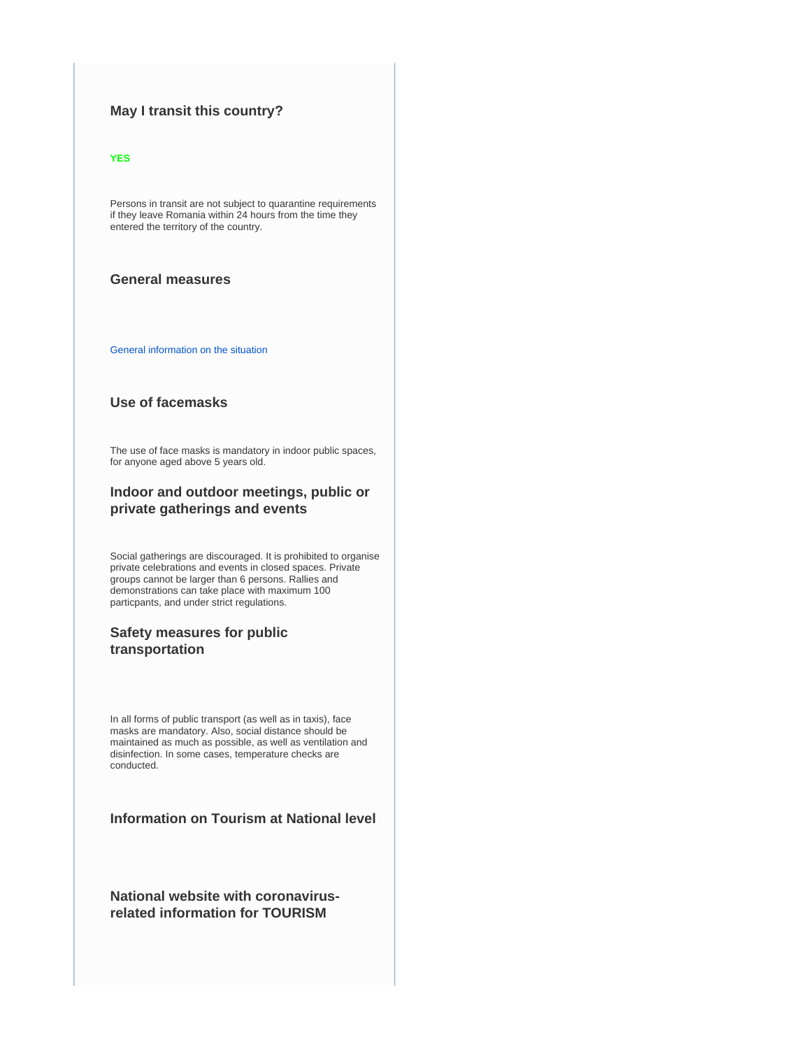### May I transit this country?

**YES**

Persons in transit are not subject to quarantine requirements if they leave Romania within 24 hours from the time they entered the territory of the country.

### General measures

General information on the situation

### Use of facemasks

The use of face masks is mandatory in indoor public spaces, for anyone aged above 5 years old.

### Indoor and outdoor meetings, public or private gatherings and events

Social gatherings are discouraged. It is prohibited to organise private celebrations and events in closed spaces. Private groups cannot be larger than 6 persons. Rallies and demonstrations can take place with maximum 100 particpants, and under strict regulations.

### Safety measures for public transportation

In all forms of public transport (as well as in taxis), face masks are mandatory. Also, social distance should be maintained as much as possible, as well as ventilation and disinfection. In some cases, temperature checks are conducted.

### Information on Tourism at National level

### National website with coronavirus-related information for TOURISM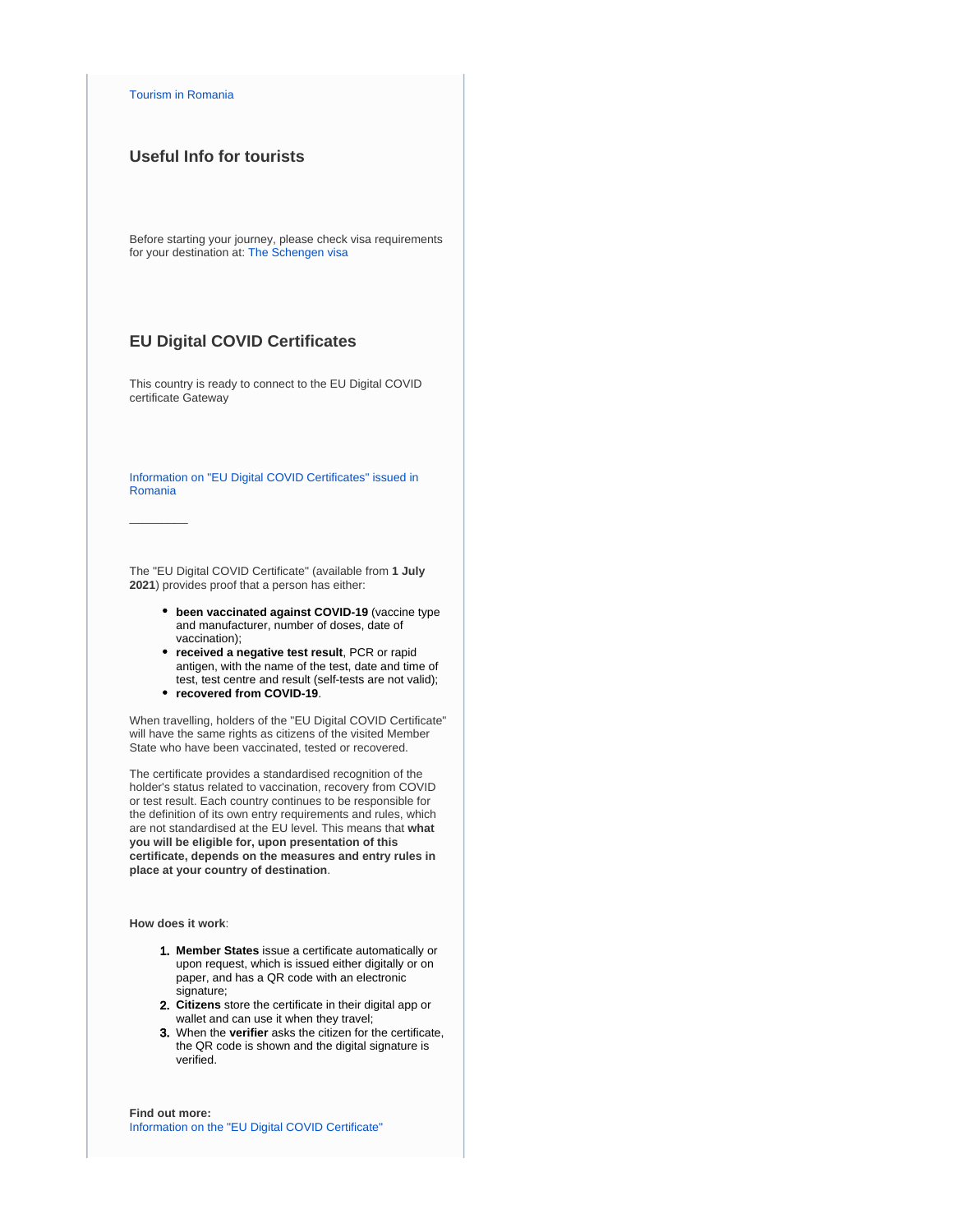Tourism in Romania

## Useful Info for tourists

Before starting your journey, please check visa requirements for your destination at: The Schengen visa

## EU Digital COVID Certificates

This country is ready to connect to the EU Digital COVID certificate Gateway

Information on "EU Digital COVID Certificates" issued in Romania

---

The "EU Digital COVID Certificate" (available from **1 July 2021**) provides proof that a person has either:

- **been vaccinated against COVID-19** (vaccine type and manufacturer, number of doses, date of vaccination);
- **received a negative test result**, PCR or rapid antigen, with the name of the test, date and time of test, test centre and result (self-tests are not valid);
- **recovered from COVID-19**.

When travelling, holders of the "EU Digital COVID Certificate" will have the same rights as citizens of the visited Member State who have been vaccinated, tested or recovered.

The certificate provides a standardised recognition of the holder's status related to vaccination, recovery from COVID or test result. Each country continues to be responsible for the definition of its own entry requirements and rules, which are not standardised at the EU level. This means that **what you will be eligible for, upon presentation of this certificate, depends on the measures and entry rules in place at your country of destination**.

**How does it work**:

1. **Member States** issue a certificate automatically or upon request, which is issued either digitally or on paper, and has a QR code with an electronic signature;
2. **Citizens** store the certificate in their digital app or wallet and can use it when they travel;
3. When the **verifier** asks the citizen for the certificate, the QR code is shown and the digital signature is verified.

**Find out more:**
Information on the "EU Digital COVID Certificate"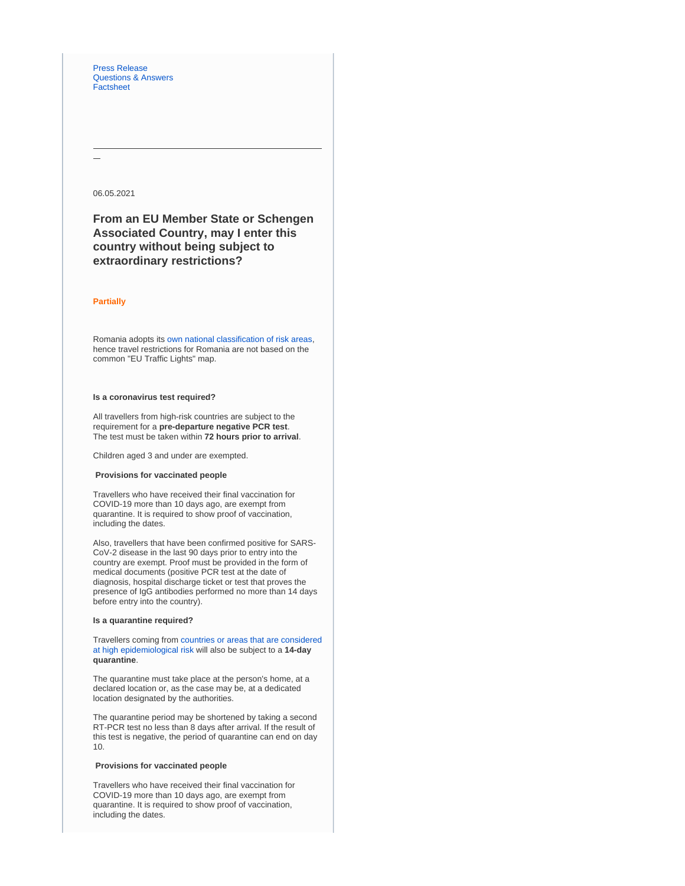Press Release
Questions & Answers
Factsheet

---

—

06.05.2021

### From an EU Member State or Schengen Associated Country, may I enter this country without being subject to extraordinary restrictions?

**Partially**

Romania adopts its own national classification of risk areas, hence travel restrictions for Romania are not based on the common "EU Traffic Lights" map.

**Is a coronavirus test required?**

All travellers from high-risk countries are subject to the requirement for a **pre-departure negative PCR test**. The test must be taken within **72 hours prior to arrival**.

Children aged 3 and under are exempted.

**Provisions for vaccinated people**

Travellers who have received their final vaccination for COVID-19 more than 10 days ago, are exempt from quarantine. It is required to show proof of vaccination, including the dates.

Also, travellers that have been confirmed positive for SARS-CoV-2 disease in the last 90 days prior to entry into the country are exempt. Proof must be provided in the form of medical documents (positive PCR test at the date of diagnosis, hospital discharge ticket or test that proves the presence of IgG antibodies performed no more than 14 days before entry into the country).

**Is a quarantine required?**

Travellers coming from countries or areas that are considered at high epidemiological risk will also be subject to a **14-day quarantine**.

The quarantine must take place at the person's home, at a declared location or, as the case may be, at a dedicated location designated by the authorities.

The quarantine period may be shortened by taking a second RT-PCR test no less than 8 days after arrival. If the result of this test is negative, the period of quarantine can end on day 10.

**Provisions for vaccinated people**

Travellers who have received their final vaccination for COVID-19 more than 10 days ago, are exempt from quarantine. It is required to show proof of vaccination, including the dates.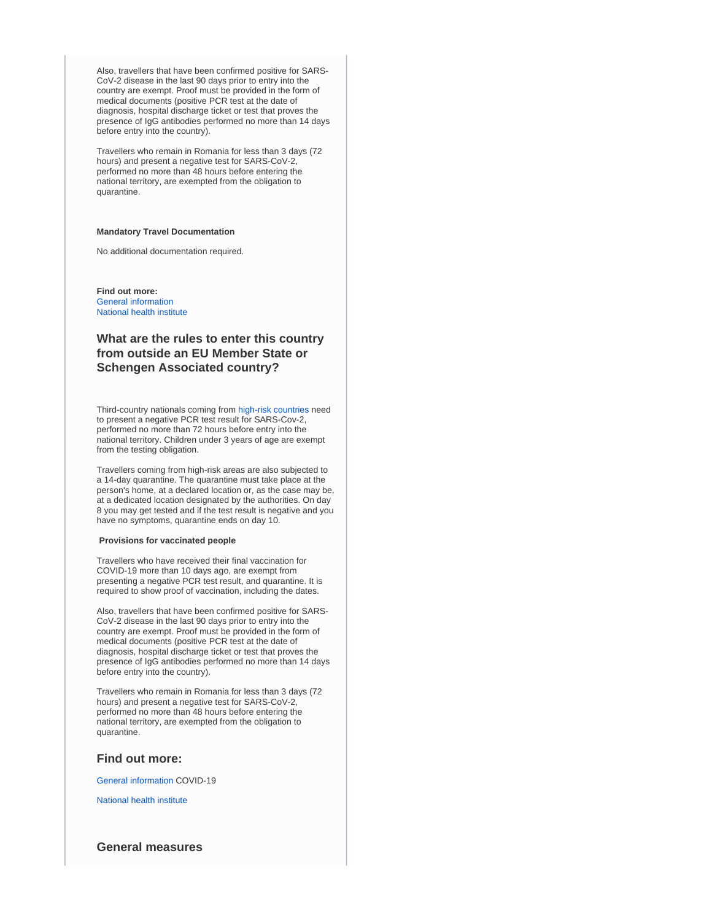Also, travellers that have been confirmed positive for SARS-CoV-2 disease in the last 90 days prior to entry into the country are exempt. Proof must be provided in the form of medical documents (positive PCR test at the date of diagnosis, hospital discharge ticket or test that proves the presence of IgG antibodies performed no more than 14 days before entry into the country).

Travellers who remain in Romania for less than 3 days (72 hours) and present a negative test for SARS-CoV-2, performed no more than 48 hours before entering the national territory, are exempted from the obligation to quarantine.

**Mandatory Travel Documentation**

No additional documentation required.

**Find out more:**
General information
National health institute

### What are the rules to enter this country from outside an EU Member State or Schengen Associated country?

Third-country nationals coming from high-risk countries need to present a negative PCR test result for SARS-Cov-2, performed no more than 72 hours before entry into the national territory. Children under 3 years of age are exempt from the testing obligation.

Travellers coming from high-risk areas are also subjected to a 14-day quarantine. The quarantine must take place at the person's home, at a declared location or, as the case may be, at a dedicated location designated by the authorities. On day 8 you may get tested and if the test result is negative and you have no symptoms, quarantine ends on day 10.

**Provisions for vaccinated people**

Travellers who have received their final vaccination for COVID-19 more than 10 days ago, are exempt from presenting a negative PCR test result, and quarantine. It is required to show proof of vaccination, including the dates.

Also, travellers that have been confirmed positive for SARS-CoV-2 disease in the last 90 days prior to entry into the country are exempt. Proof must be provided in the form of medical documents (positive PCR test at the date of diagnosis, hospital discharge ticket or test that proves the presence of IgG antibodies performed no more than 14 days before entry into the country).

Travellers who remain in Romania for less than 3 days (72 hours) and present a negative test for SARS-CoV-2, performed no more than 48 hours before entering the national territory, are exempted from the obligation to quarantine.

### Find out more:

General information COVID-19

National health institute

### General measures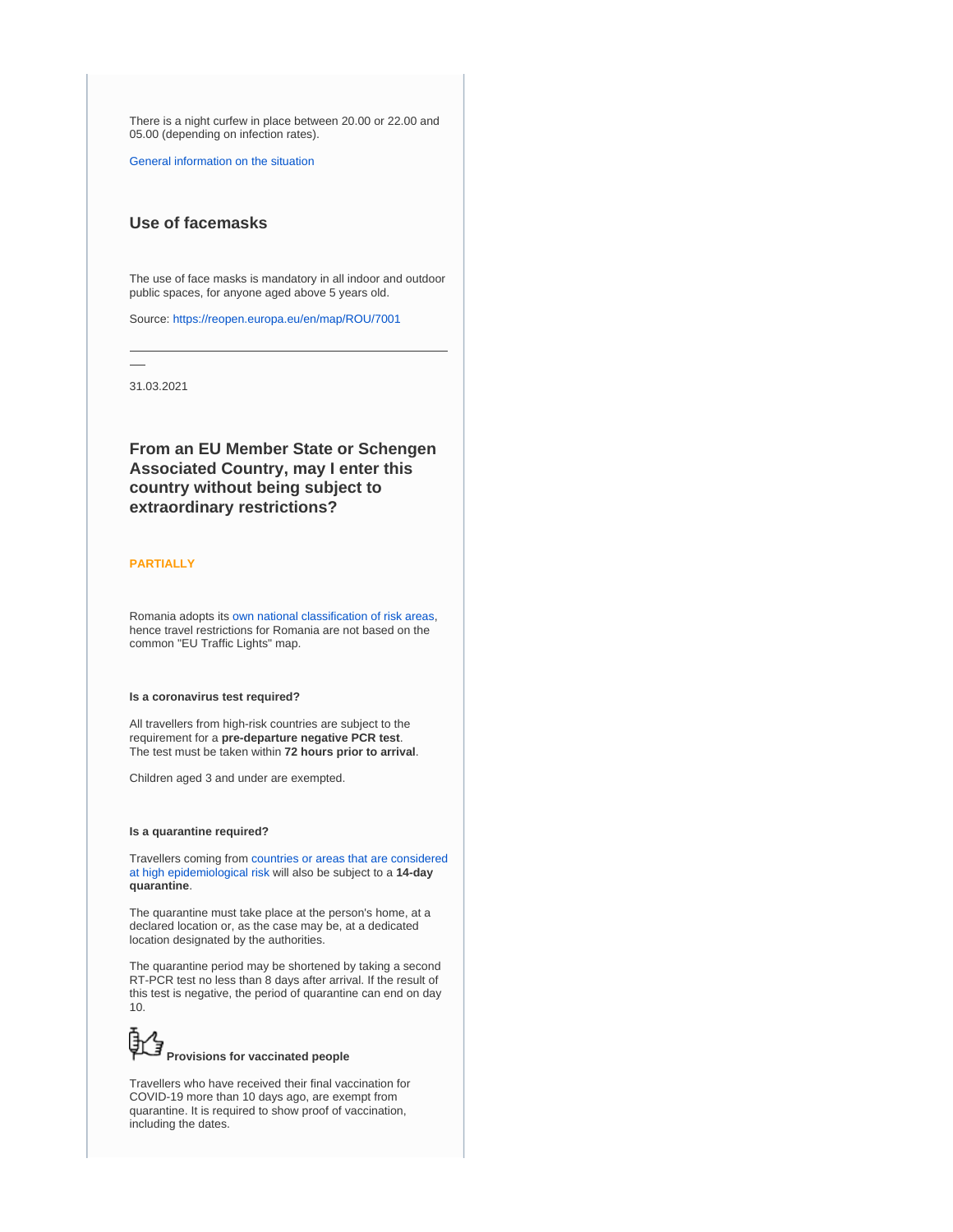There is a night curfew in place between 20.00 or 22.00 and 05.00 (depending on infection rates).

General information on the situation

### Use of facemasks

The use of face masks is mandatory in all indoor and outdoor public spaces, for anyone aged above 5 years old.

Source: https://reopen.europa.eu/en/map/ROU/7001

---

31.03.2021

### From an EU Member State or Schengen Associated Country, may I enter this country without being subject to extraordinary restrictions?

**PARTIALLY**

Romania adopts its own national classification of risk areas, hence travel restrictions for Romania are not based on the common "EU Traffic Lights" map.

**Is a coronavirus test required?**

All travellers from high-risk countries are subject to the requirement for a **pre-departure negative PCR test**. The test must be taken within **72 hours prior to arrival**.

Children aged 3 and under are exempted.

**Is a quarantine required?**

Travellers coming from countries or areas that are considered at high epidemiological risk will also be subject to a **14-day quarantine**.

The quarantine must take place at the person's home, at a declared location or, as the case may be, at a dedicated location designated by the authorities.

The quarantine period may be shortened by taking a second RT-PCR test no less than 8 days after arrival. If the result of this test is negative, the period of quarantine can end on day 10.

**Provisions for vaccinated people**

Travellers who have received their final vaccination for COVID-19 more than 10 days ago, are exempt from quarantine. It is required to show proof of vaccination, including the dates.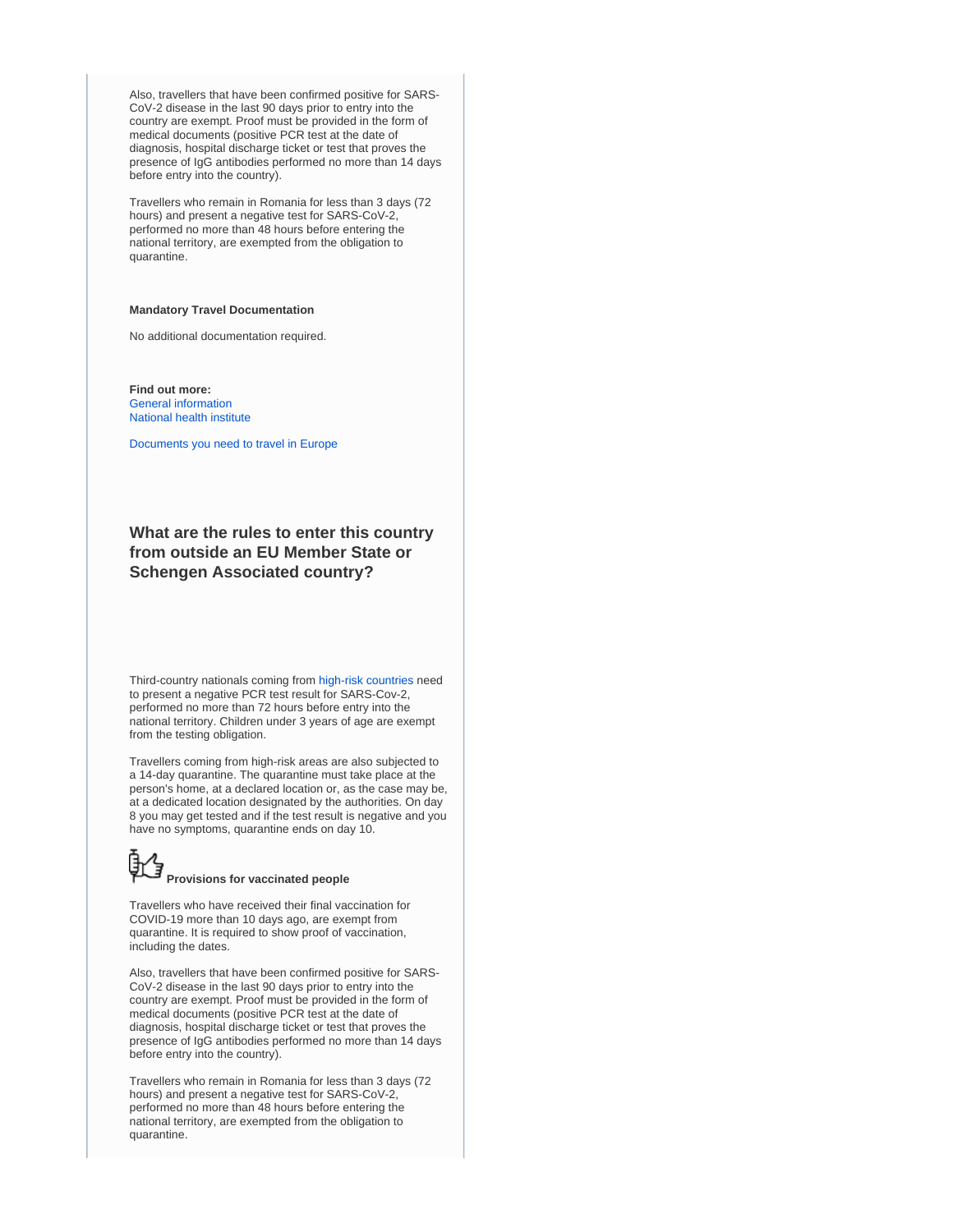Also, travellers that have been confirmed positive for SARS-CoV-2 disease in the last 90 days prior to entry into the country are exempt. Proof must be provided in the form of medical documents (positive PCR test at the date of diagnosis, hospital discharge ticket or test that proves the presence of IgG antibodies performed no more than 14 days before entry into the country).

Travellers who remain in Romania for less than 3 days (72 hours) and present a negative test for SARS-CoV-2, performed no more than 48 hours before entering the national territory, are exempted from the obligation to quarantine.

**Mandatory Travel Documentation**

No additional documentation required.

**Find out more:**
General information
National health institute

Documents you need to travel in Europe

### What are the rules to enter this country from outside an EU Member State or Schengen Associated country?

Third-country nationals coming from high-risk countries need to present a negative PCR test result for SARS-Cov-2, performed no more than 72 hours before entry into the national territory. Children under 3 years of age are exempt from the testing obligation.

Travellers coming from high-risk areas are also subjected to a 14-day quarantine. The quarantine must take place at the person's home, at a declared location or, as the case may be, at a dedicated location designated by the authorities. On day 8 you may get tested and if the test result is negative and you have no symptoms, quarantine ends on day 10.

**Provisions for vaccinated people**

Travellers who have received their final vaccination for COVID-19 more than 10 days ago, are exempt from quarantine. It is required to show proof of vaccination, including the dates.

Also, travellers that have been confirmed positive for SARS-CoV-2 disease in the last 90 days prior to entry into the country are exempt. Proof must be provided in the form of medical documents (positive PCR test at the date of diagnosis, hospital discharge ticket or test that proves the presence of IgG antibodies performed no more than 14 days before entry into the country).

Travellers who remain in Romania for less than 3 days (72 hours) and present a negative test for SARS-CoV-2, performed no more than 48 hours before entering the national territory, are exempted from the obligation to quarantine.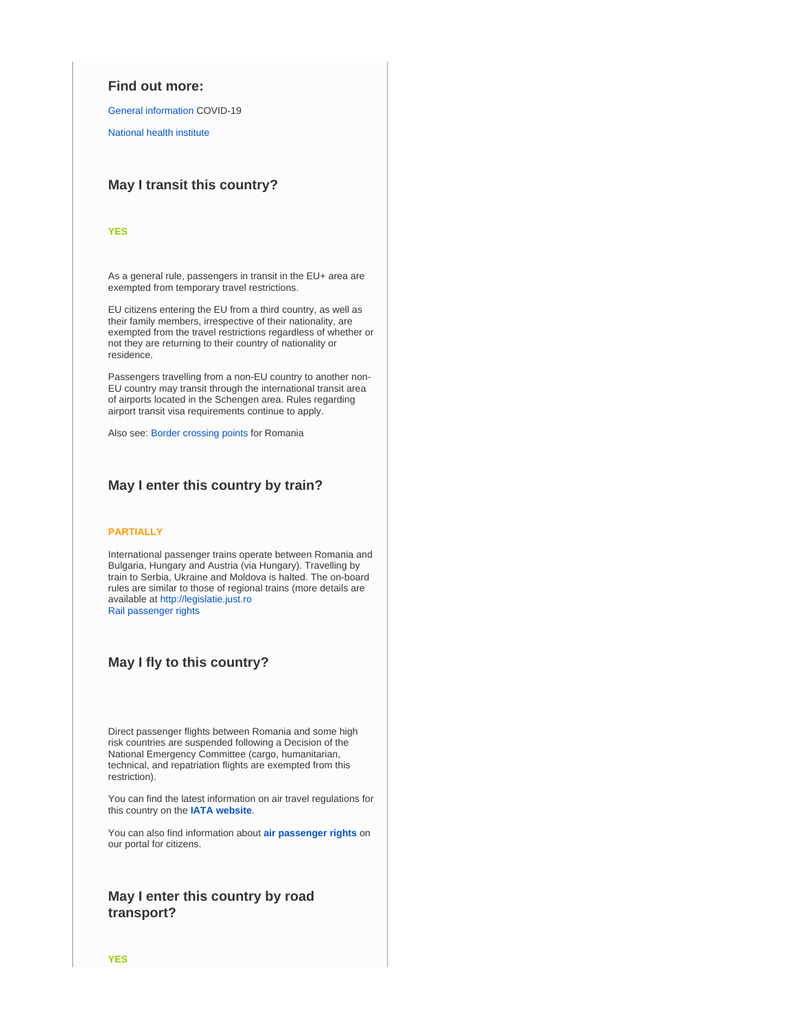### Find out more:

General information COVID-19

National health institute

### May I transit this country?

**YES**

As a general rule, passengers in transit in the EU+ area are exempted from temporary travel restrictions.

EU citizens entering the EU from a third country, as well as their family members, irrespective of their nationality, are exempted from the travel restrictions regardless of whether or not they are returning to their country of nationality or residence.

Passengers travelling from a non-EU country to another non-EU country may transit through the international transit area of airports located in the Schengen area. Rules regarding airport transit visa requirements continue to apply.

Also see: Border crossing points for Romania

### May I enter this country by train?

**PARTIALLY**

International passenger trains operate between Romania and Bulgaria, Hungary and Austria (via Hungary). Travelling by train to Serbia, Ukraine and Moldova is halted. The on-board rules are similar to those of regional trains (more details are available at http://legislatie.just.ro
Rail passenger rights

### May I fly to this country?

Direct passenger flights between Romania and some high risk countries are suspended following a Decision of the National Emergency Committee (cargo, humanitarian, technical, and repatriation flights are exempted from this restriction).

You can find the latest information on air travel regulations for this country on the **IATA website**.

You can also find information about **air passenger rights** on our portal for citizens.

### May I enter this country by road transport?

**YES**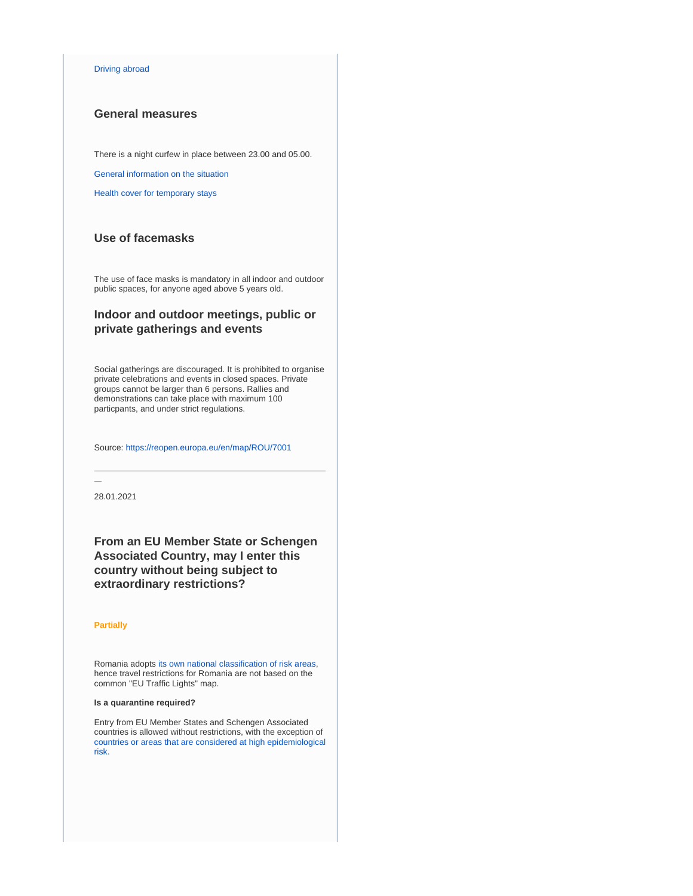Driving abroad

### General measures

There is a night curfew in place between 23.00 and 05.00.

General information on the situation

Health cover for temporary stays

### Use of facemasks

The use of face masks is mandatory in all indoor and outdoor public spaces, for anyone aged above 5 years old.

### Indoor and outdoor meetings, public or private gatherings and events

Social gatherings are discouraged. It is prohibited to organise private celebrations and events in closed spaces. Private groups cannot be larger than 6 persons. Rallies and demonstrations can take place with maximum 100 particpants, and under strict regulations.

Source: https://reopen.europa.eu/en/map/ROU/7001

---

—

28.01.2021

### From an EU Member State or Schengen Associated Country, may I enter this country without being subject to extraordinary restrictions?

**Partially**

Romania adopts its own national classification of risk areas, hence travel restrictions for Romania are not based on the common "EU Traffic Lights" map.

**Is a quarantine required?**

Entry from EU Member States and Schengen Associated countries is allowed without restrictions, with the exception of countries or areas that are considered at high epidemiological risk.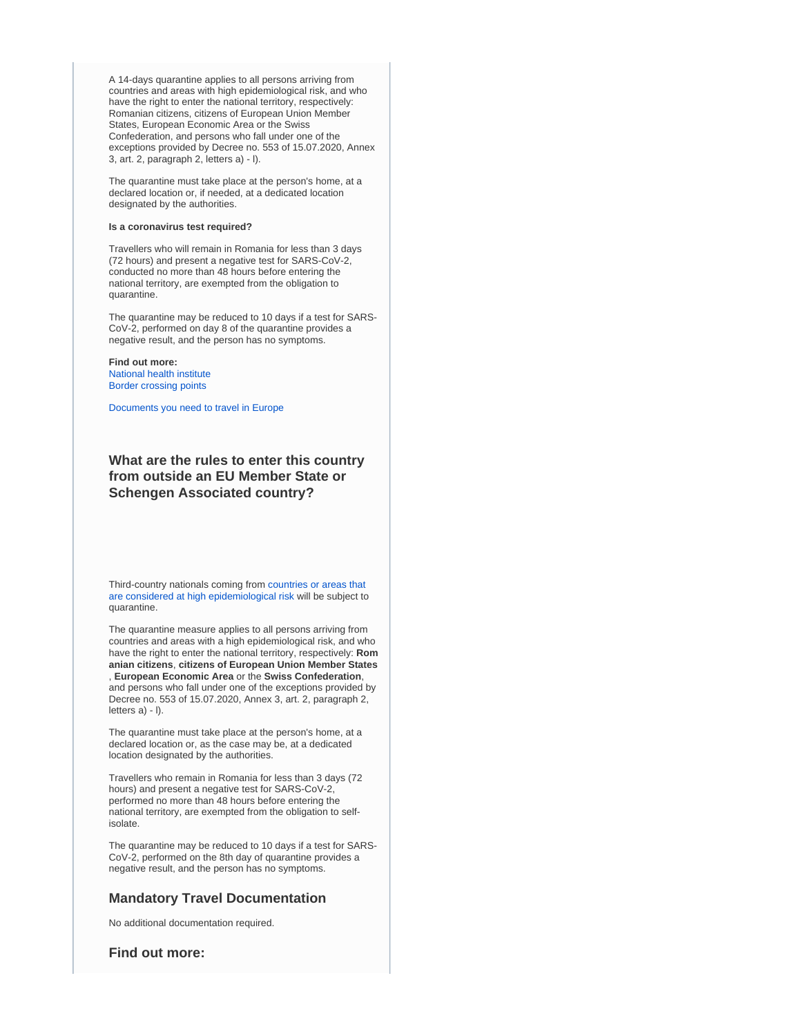A 14-days quarantine applies to all persons arriving from countries and areas with high epidemiological risk, and who have the right to enter the national territory, respectively: Romanian citizens, citizens of European Union Member States, European Economic Area or the Swiss Confederation, and persons who fall under one of the exceptions provided by Decree no. 553 of 15.07.2020, Annex 3, art. 2, paragraph 2, letters a) - l).

The quarantine must take place at the person's home, at a declared location or, if needed, at a dedicated location designated by the authorities.

**Is a coronavirus test required?**

Travellers who will remain in Romania for less than 3 days (72 hours) and present a negative test for SARS-CoV-2, conducted no more than 48 hours before entering the national territory, are exempted from the obligation to quarantine.

The quarantine may be reduced to 10 days if a test for SARS-CoV-2, performed on day 8 of the quarantine provides a negative result, and the person has no symptoms.

**Find out more:**
National health institute
Border crossing points

Documents you need to travel in Europe

### What are the rules to enter this country from outside an EU Member State or Schengen Associated country?

Third-country nationals coming from countries or areas that are considered at high epidemiological risk will be subject to quarantine.

The quarantine measure applies to all persons arriving from countries and areas with a high epidemiological risk, and who have the right to enter the national territory, respectively: **Romanian citizens**, **citizens of European Union Member States**, **European Economic Area** or the **Swiss Confederation**, and persons who fall under one of the exceptions provided by Decree no. 553 of 15.07.2020, Annex 3, art. 2, paragraph 2, letters a) - l).

The quarantine must take place at the person's home, at a declared location or, as the case may be, at a dedicated location designated by the authorities.

Travellers who remain in Romania for less than 3 days (72 hours) and present a negative test for SARS-CoV-2, performed no more than 48 hours before entering the national territory, are exempted from the obligation to self-isolate.

The quarantine may be reduced to 10 days if a test for SARS-CoV-2, performed on the 8th day of quarantine provides a negative result, and the person has no symptoms.

#### Mandatory Travel Documentation

No additional documentation required.

#### Find out more: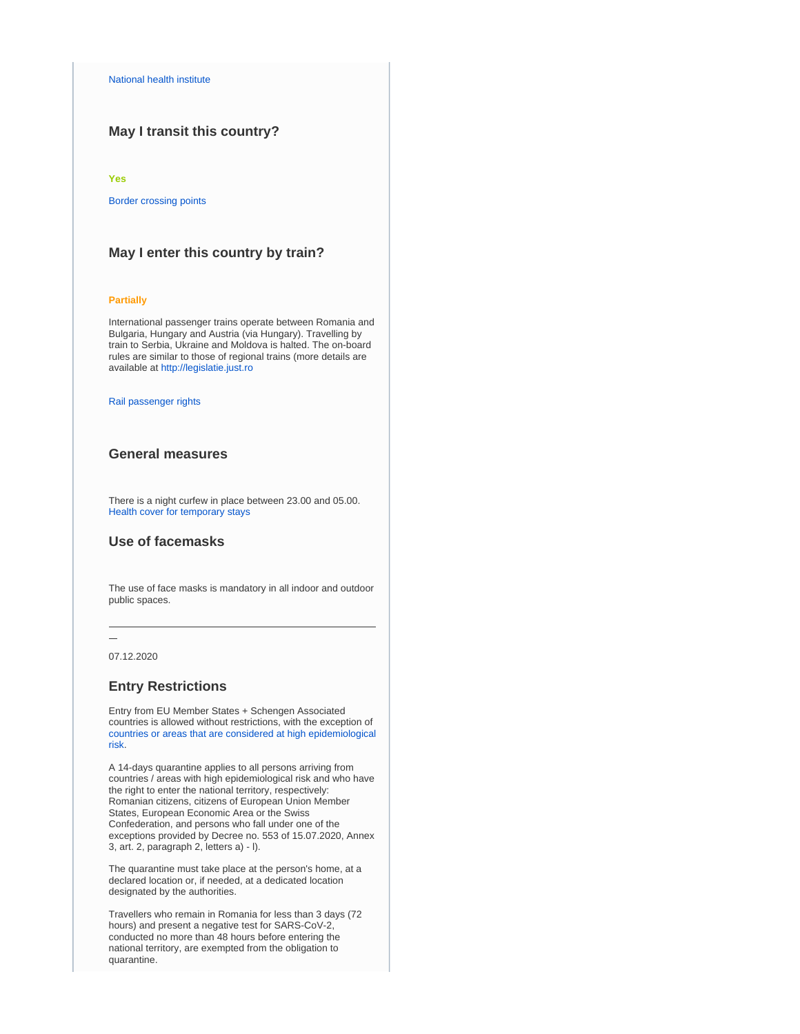National health institute

### May I transit this country?

**Yes**

Border crossing points

### May I enter this country by train?

**Partially**

International passenger trains operate between Romania and Bulgaria, Hungary and Austria (via Hungary). Travelling by train to Serbia, Ukraine and Moldova is halted. The on-board rules are similar to those of regional trains (more details are available at http://legislatie.just.ro

Rail passenger rights

### General measures

There is a night curfew in place between 23.00 and 05.00.
Health cover for temporary stays

### Use of facemasks

The use of face masks is mandatory in all indoor and outdoor public spaces.

---

—

07.12.2020

### Entry Restrictions

Entry from EU Member States + Schengen Associated countries is allowed without restrictions, with the exception of countries or areas that are considered at high epidemiological risk.

A 14-days quarantine applies to all persons arriving from countries / areas with high epidemiological risk and who have the right to enter the national territory, respectively: Romanian citizens, citizens of European Union Member States, European Economic Area or the Swiss Confederation, and persons who fall under one of the exceptions provided by Decree no. 553 of 15.07.2020, Annex 3, art. 2, paragraph 2, letters a) - l).

The quarantine must take place at the person's home, at a declared location or, if needed, at a dedicated location designated by the authorities.

Travellers who remain in Romania for less than 3 days (72 hours) and present a negative test for SARS-CoV-2, conducted no more than 48 hours before entering the national territory, are exempted from the obligation to quarantine.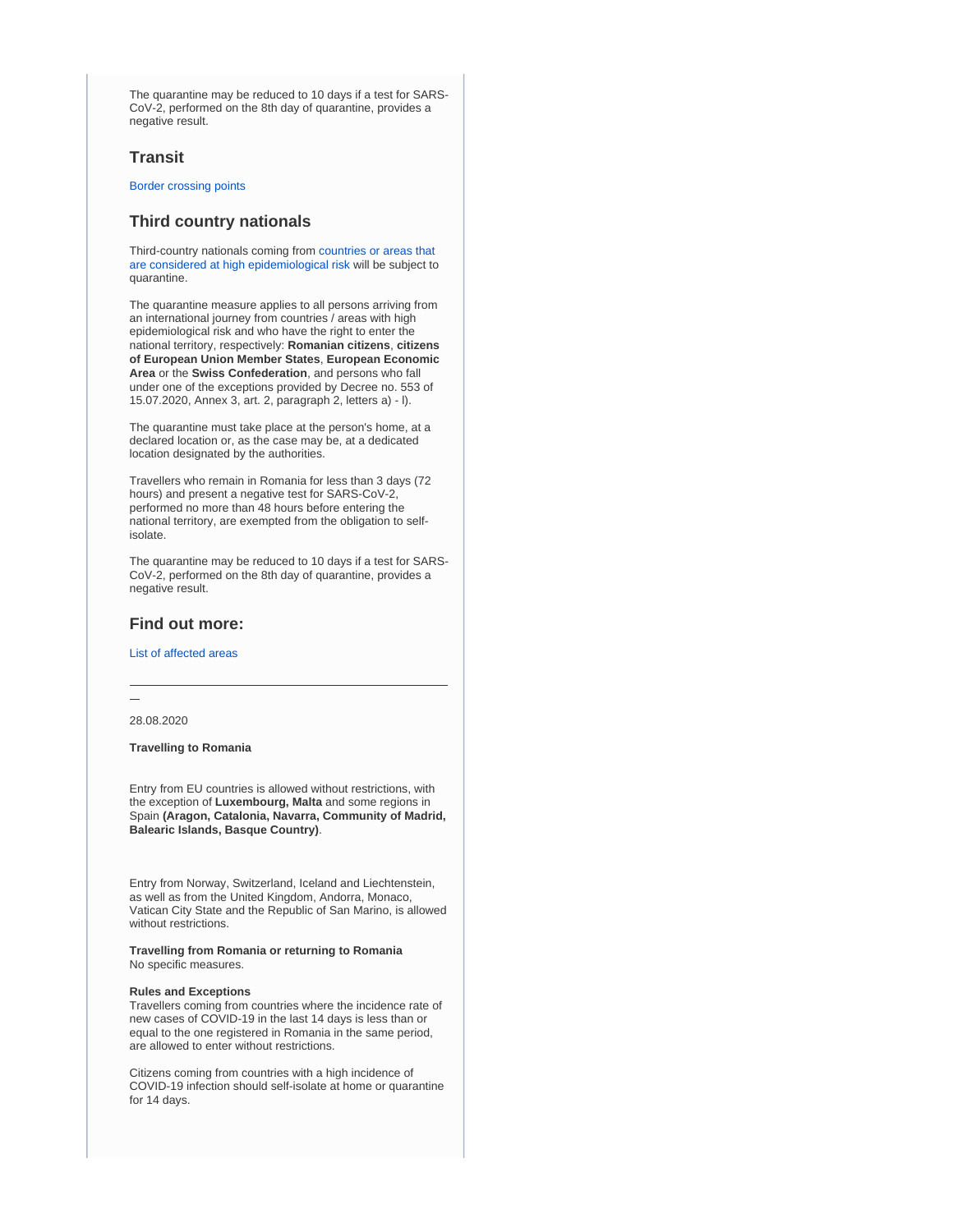The quarantine may be reduced to 10 days if a test for SARS-CoV-2, performed on the 8th day of quarantine, provides a negative result.

## Transit

Border crossing points

## Third country nationals

Third-country nationals coming from countries or areas that are considered at high epidemiological risk will be subject to quarantine.

The quarantine measure applies to all persons arriving from an international journey from countries / areas with high epidemiological risk and who have the right to enter the national territory, respectively: **Romanian citizens**, **citizens of European Union Member States**, **European Economic Area** or the **Swiss Confederation**, and persons who fall under one of the exceptions provided by Decree no. 553 of 15.07.2020, Annex 3, art. 2, paragraph 2, letters a) - l).

The quarantine must take place at the person's home, at a declared location or, as the case may be, at a dedicated location designated by the authorities.

Travellers who remain in Romania for less than 3 days (72 hours) and present a negative test for SARS-CoV-2, performed no more than 48 hours before entering the national territory, are exempted from the obligation to self-isolate.

The quarantine may be reduced to 10 days if a test for SARS-CoV-2, performed on the 8th day of quarantine, provides a negative result.

## Find out more:

List of affected areas

---

—

28.08.2020

**Travelling to Romania**

Entry from EU countries is allowed without restrictions, with the exception of **Luxembourg, Malta** and some regions in Spain **(Aragon, Catalonia, Navarra, Community of Madrid, Balearic Islands, Basque Country)**.

Entry from Norway, Switzerland, Iceland and Liechtenstein, as well as from the United Kingdom, Andorra, Monaco, Vatican City State and the Republic of San Marino, is allowed without restrictions.

**Travelling from Romania or returning to Romania**
No specific measures.

**Rules and Exceptions**
Travellers coming from countries where the incidence rate of new cases of COVID-19 in the last 14 days is less than or equal to the one registered in Romania in the same period, are allowed to enter without restrictions.

Citizens coming from countries with a high incidence of COVID-19 infection should self-isolate at home or quarantine for 14 days.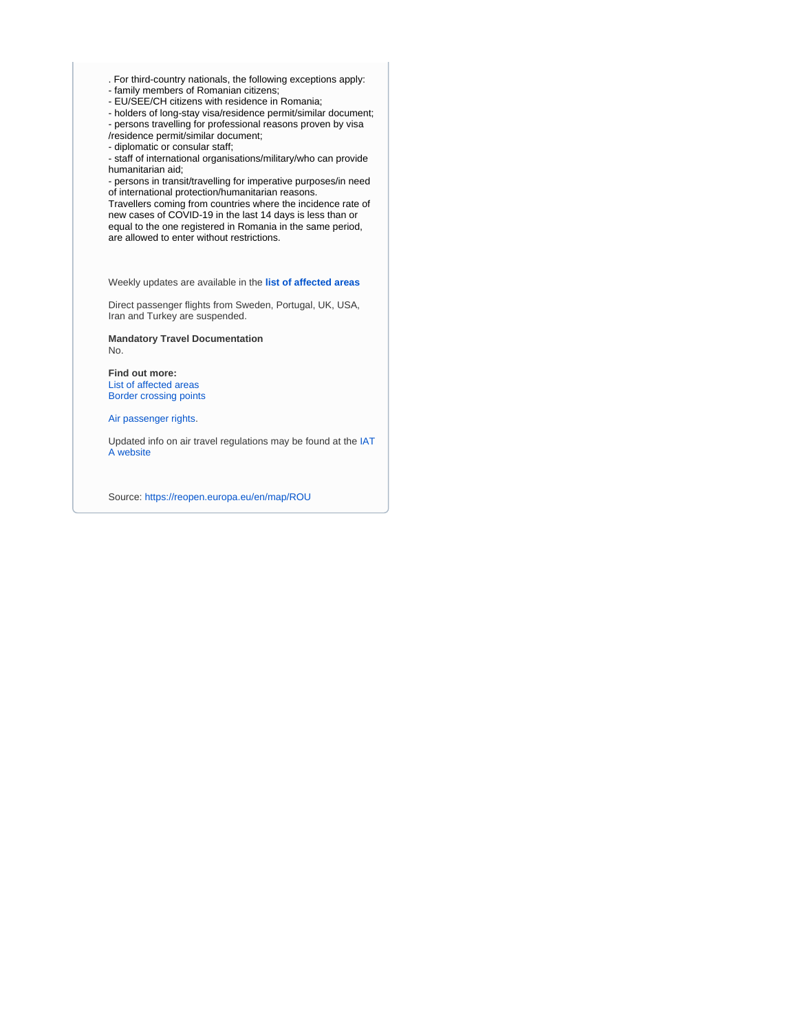. For third-country nationals, the following exceptions apply:
- family members of Romanian citizens;
- EU/SEE/CH citizens with residence in Romania;
- holders of long-stay visa/residence permit/similar document;
- persons travelling for professional reasons proven by visa /residence permit/similar document;
- diplomatic or consular staff;
- staff of international organisations/military/who can provide humanitarian aid;
- persons in transit/travelling for imperative purposes/in need of international protection/humanitarian reasons.

Travellers coming from countries where the incidence rate of new cases of COVID-19 in the last 14 days is less than or equal to the one registered in Romania in the same period, are allowed to enter without restrictions.

Weekly updates are available in the **list of affected areas**

Direct passenger flights from Sweden, Portugal, UK, USA, Iran and Turkey are suspended.

**Mandatory Travel Documentation**
No.

**Find out more:**
List of affected areas
Border crossing points

Air passenger rights.

Updated info on air travel regulations may be found at the IATA website

Source: https://reopen.europa.eu/en/map/ROU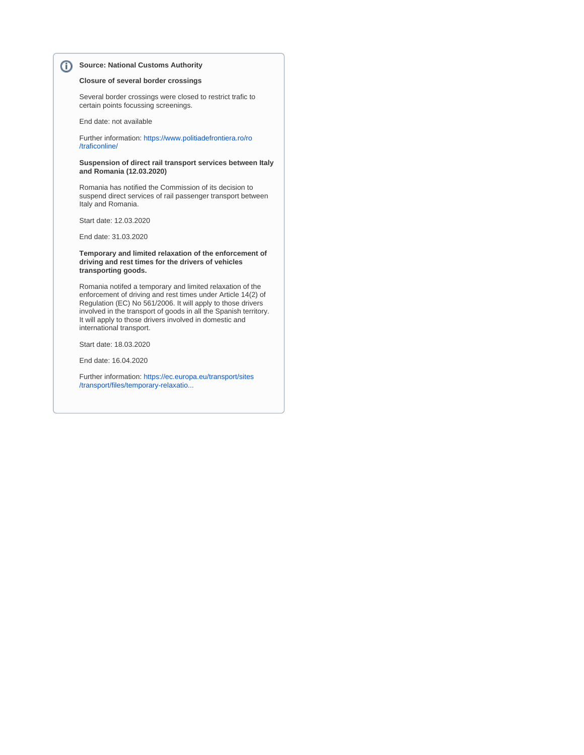**Source: National Customs Authority**

**Closure of several border crossings**

Several border crossings were closed to restrict trafic to certain points focussing screenings.

End date: not available

Further information: https://www.politiadefrontiera.ro/ro/traficonline/

**Suspension of direct rail transport services between Italy and Romania (12.03.2020)**

Romania has notified the Commission of its decision to suspend direct services of rail passenger transport between Italy and Romania.

Start date: 12.03.2020

End date: 31.03.2020

**Temporary and limited relaxation of the enforcement of driving and rest times for the drivers of vehicles transporting goods.**

Romania notifed a temporary and limited relaxation of the enforcement of driving and rest times under Article 14(2) of Regulation (EC) No 561/2006. It will apply to those drivers involved in the transport of goods in all the Spanish territory. It will apply to those drivers involved in domestic and international transport.

Start date: 18.03.2020

End date: 16.04.2020

Further information: https://ec.europa.eu/transport/sites/transport/files/temporary-relaxatio...